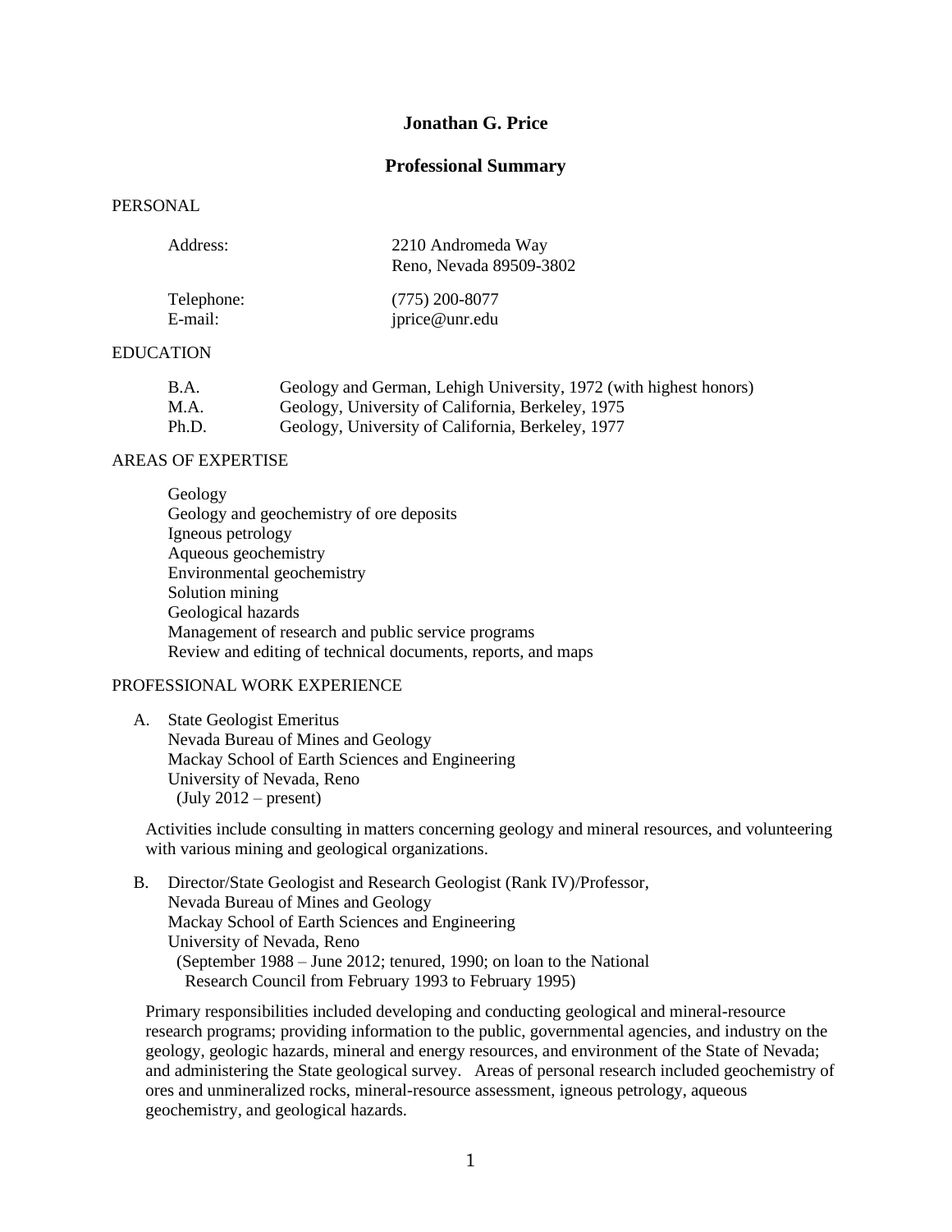# Jonathan G. Price

## Professional Summary

### PERSONAL

| | |
|---|---|
| Address: | 2210 Andromeda Way<br>Reno, Nevada 89509-3802 |
| Telephone: | (775) 200-8077 |
| E-mail: | jprice@unr.edu |

### EDUCATION

| | |
|---|---|
| B.A. | Geology and German, Lehigh University, 1972 (with highest honors) |
| M.A. | Geology, University of California, Berkeley, 1975 |
| Ph.D. | Geology, University of California, Berkeley, 1977 |

### AREAS OF EXPERTISE

- Geology
- Geology and geochemistry of ore deposits
- Igneous petrology
- Aqueous geochemistry
- Environmental geochemistry
- Solution mining
- Geological hazards
- Management of research and public service programs
- Review and editing of technical documents, reports, and maps

### PROFESSIONAL WORK EXPERIENCE

A. State Geologist Emeritus
Nevada Bureau of Mines and Geology
Mackay School of Earth Sciences and Engineering
University of Nevada, Reno
(July 2012 – present)

Activities include consulting in matters concerning geology and mineral resources, and volunteering with various mining and geological organizations.

B. Director/State Geologist and Research Geologist (Rank IV)/Professor,
Nevada Bureau of Mines and Geology
Mackay School of Earth Sciences and Engineering
University of Nevada, Reno
(September 1988 – June 2012; tenured, 1990; on loan to the National Research Council from February 1993 to February 1995)

Primary responsibilities included developing and conducting geological and mineral-resource research programs; providing information to the public, governmental agencies, and industry on the geology, geologic hazards, mineral and energy resources, and environment of the State of Nevada; and administering the State geological survey. Areas of personal research included geochemistry of ores and unmineralized rocks, mineral-resource assessment, igneous petrology, aqueous geochemistry, and geological hazards.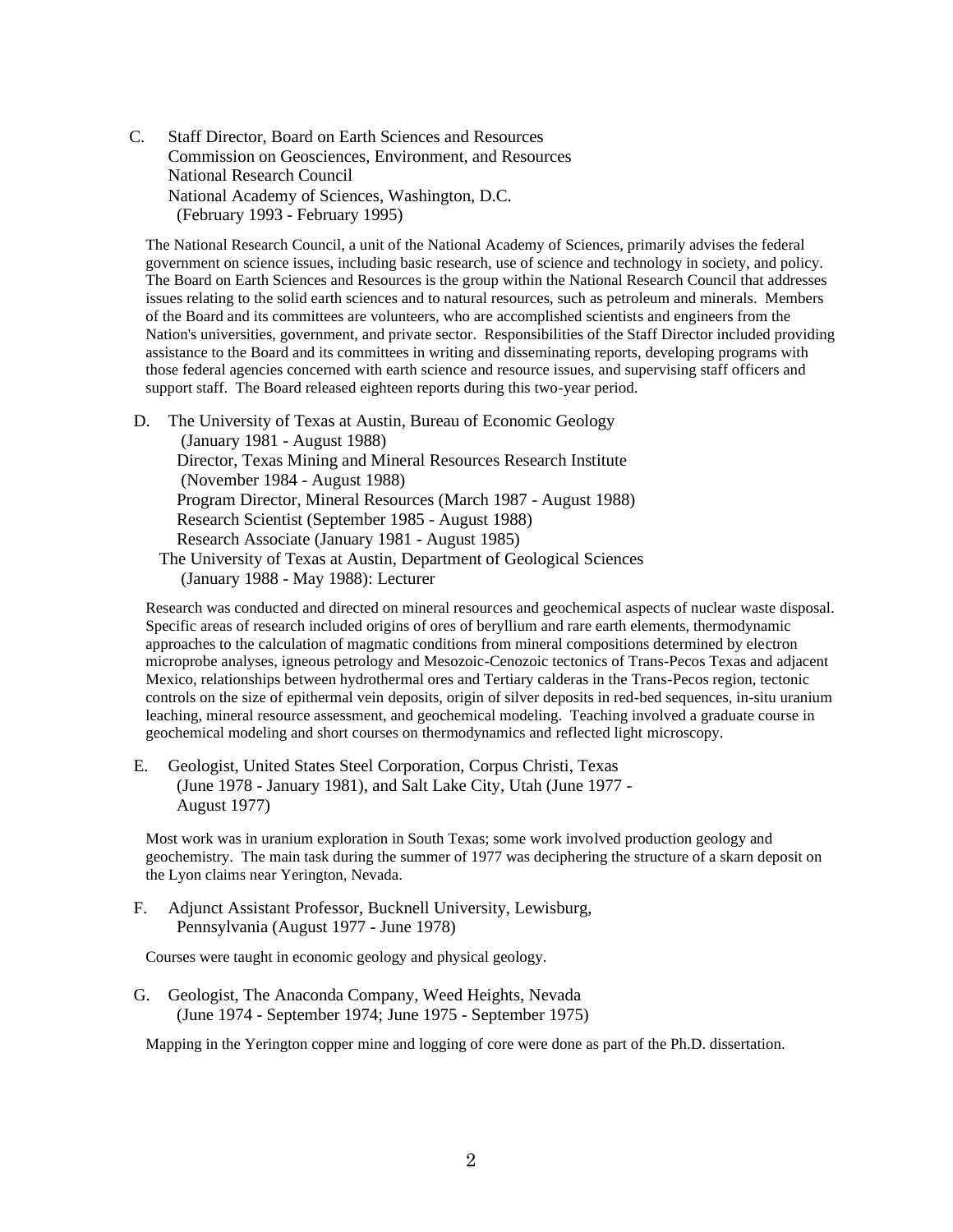C. Staff Director, Board on Earth Sciences and Resources
Commission on Geosciences, Environment, and Resources
National Research Council
National Academy of Sciences, Washington, D.C.
(February 1993 - February 1995)

The National Research Council, a unit of the National Academy of Sciences, primarily advises the federal government on science issues, including basic research, use of science and technology in society, and policy. The Board on Earth Sciences and Resources is the group within the National Research Council that addresses issues relating to the solid earth sciences and to natural resources, such as petroleum and minerals. Members of the Board and its committees are volunteers, who are accomplished scientists and engineers from the Nation's universities, government, and private sector. Responsibilities of the Staff Director included providing assistance to the Board and its committees in writing and disseminating reports, developing programs with those federal agencies concerned with earth science and resource issues, and supervising staff officers and support staff. The Board released eighteen reports during this two-year period.

D. The University of Texas at Austin, Bureau of Economic Geology
(January 1981 - August 1988)
Director, Texas Mining and Mineral Resources Research Institute
(November 1984 - August 1988)
Program Director, Mineral Resources (March 1987 - August 1988)
Research Scientist (September 1985 - August 1988)
Research Associate (January 1981 - August 1985)
The University of Texas at Austin, Department of Geological Sciences
(January 1988 - May 1988): Lecturer

Research was conducted and directed on mineral resources and geochemical aspects of nuclear waste disposal. Specific areas of research included origins of ores of beryllium and rare earth elements, thermodynamic approaches to the calculation of magmatic conditions from mineral compositions determined by electron microprobe analyses, igneous petrology and Mesozoic-Cenozoic tectonics of Trans-Pecos Texas and adjacent Mexico, relationships between hydrothermal ores and Tertiary calderas in the Trans-Pecos region, tectonic controls on the size of epithermal vein deposits, origin of silver deposits in red-bed sequences, in-situ uranium leaching, mineral resource assessment, and geochemical modeling. Teaching involved a graduate course in geochemical modeling and short courses on thermodynamics and reflected light microscopy.

E. Geologist, United States Steel Corporation, Corpus Christi, Texas
(June 1978 - January 1981), and Salt Lake City, Utah (June 1977 - August 1977)

Most work was in uranium exploration in South Texas; some work involved production geology and geochemistry. The main task during the summer of 1977 was deciphering the structure of a skarn deposit on the Lyon claims near Yerington, Nevada.

F. Adjunct Assistant Professor, Bucknell University, Lewisburg,
Pennsylvania (August 1977 - June 1978)

Courses were taught in economic geology and physical geology.

G. Geologist, The Anaconda Company, Weed Heights, Nevada
(June 1974 - September 1974; June 1975 - September 1975)

Mapping in the Yerington copper mine and logging of core were done as part of the Ph.D. dissertation.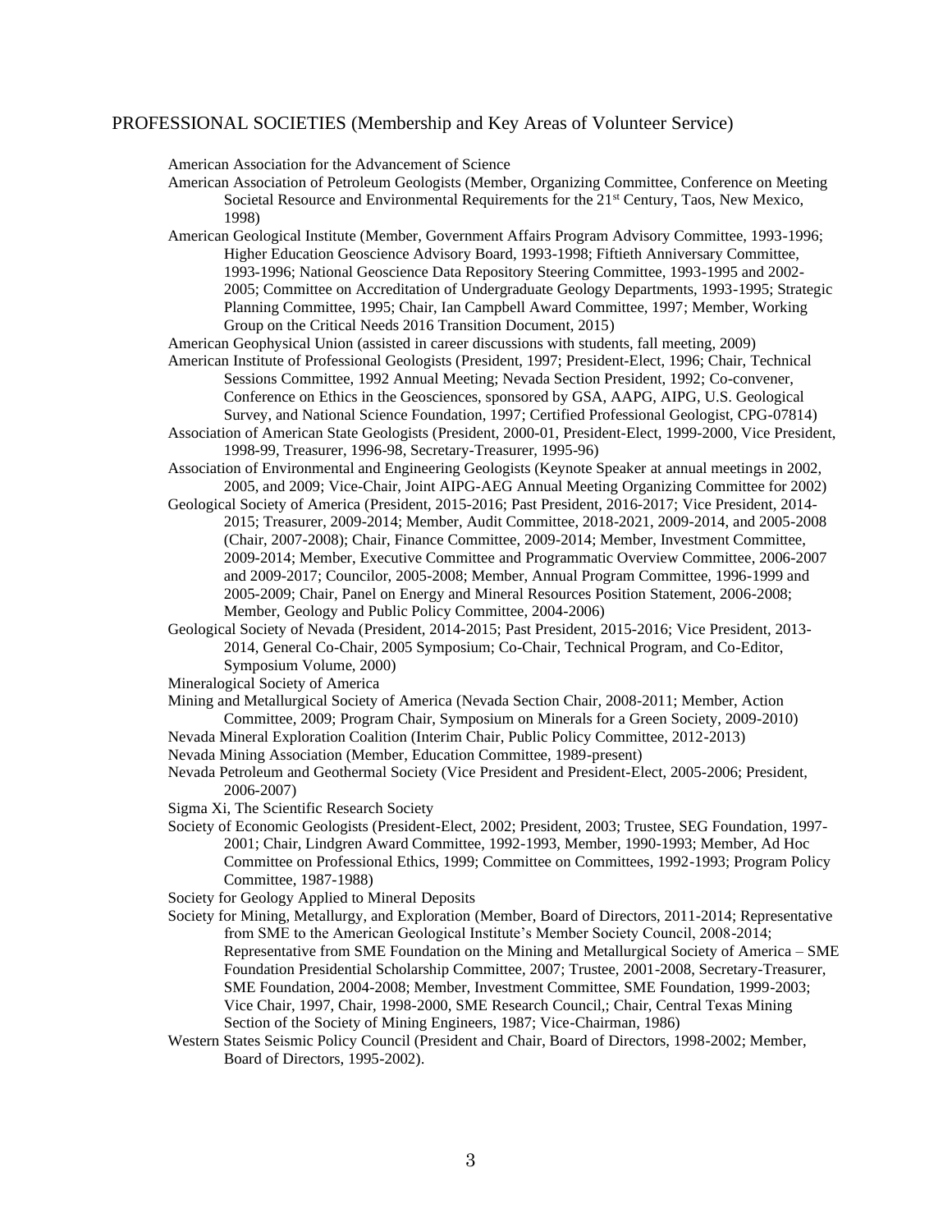## PROFESSIONAL SOCIETIES (Membership and Key Areas of Volunteer Service)

American Association for the Advancement of Science

American Association of Petroleum Geologists (Member, Organizing Committee, Conference on Meeting Societal Resource and Environmental Requirements for the 21st Century, Taos, New Mexico, 1998)

American Geological Institute (Member, Government Affairs Program Advisory Committee, 1993-1996; Higher Education Geoscience Advisory Board, 1993-1998; Fiftieth Anniversary Committee, 1993-1996; National Geoscience Data Repository Steering Committee, 1993-1995 and 2002-2005; Committee on Accreditation of Undergraduate Geology Departments, 1993-1995; Strategic Planning Committee, 1995; Chair, Ian Campbell Award Committee, 1997; Member, Working Group on the Critical Needs 2016 Transition Document, 2015)

American Geophysical Union (assisted in career discussions with students, fall meeting, 2009)

American Institute of Professional Geologists (President, 1997; President-Elect, 1996; Chair, Technical Sessions Committee, 1992 Annual Meeting; Nevada Section President, 1992; Co-convener, Conference on Ethics in the Geosciences, sponsored by GSA, AAPG, AIPG, U.S. Geological Survey, and National Science Foundation, 1997; Certified Professional Geologist, CPG-07814)

Association of American State Geologists (President, 2000-01, President-Elect, 1999-2000, Vice President, 1998-99, Treasurer, 1996-98, Secretary-Treasurer, 1995-96)

Association of Environmental and Engineering Geologists (Keynote Speaker at annual meetings in 2002, 2005, and 2009; Vice-Chair, Joint AIPG-AEG Annual Meeting Organizing Committee for 2002)

Geological Society of America (President, 2015-2016; Past President, 2016-2017; Vice President, 2014-2015; Treasurer, 2009-2014; Member, Audit Committee, 2018-2021, 2009-2014, and 2005-2008 (Chair, 2007-2008); Chair, Finance Committee, 2009-2014; Member, Investment Committee, 2009-2014; Member, Executive Committee and Programmatic Overview Committee, 2006-2007 and 2009-2017; Councilor, 2005-2008; Member, Annual Program Committee, 1996-1999 and 2005-2009; Chair, Panel on Energy and Mineral Resources Position Statement, 2006-2008; Member, Geology and Public Policy Committee, 2004-2006)

Geological Society of Nevada (President, 2014-2015; Past President, 2015-2016; Vice President, 2013-2014, General Co-Chair, 2005 Symposium; Co-Chair, Technical Program, and Co-Editor, Symposium Volume, 2000)

Mineralogical Society of America

Mining and Metallurgical Society of America (Nevada Section Chair, 2008-2011; Member, Action Committee, 2009; Program Chair, Symposium on Minerals for a Green Society, 2009-2010)

Nevada Mineral Exploration Coalition (Interim Chair, Public Policy Committee, 2012-2013)

Nevada Mining Association (Member, Education Committee, 1989-present)

Nevada Petroleum and Geothermal Society (Vice President and President-Elect, 2005-2006; President, 2006-2007)

Sigma Xi, The Scientific Research Society

Society of Economic Geologists (President-Elect, 2002; President, 2003; Trustee, SEG Foundation, 1997-2001; Chair, Lindgren Award Committee, 1992-1993, Member, 1990-1993; Member, Ad Hoc Committee on Professional Ethics, 1999; Committee on Committees, 1992-1993; Program Policy Committee, 1987-1988)

Society for Geology Applied to Mineral Deposits

Society for Mining, Metallurgy, and Exploration (Member, Board of Directors, 2011-2014; Representative from SME to the American Geological Institute's Member Society Council, 2008-2014; Representative from SME Foundation on the Mining and Metallurgical Society of America – SME Foundation Presidential Scholarship Committee, 2007; Trustee, 2001-2008, Secretary-Treasurer, SME Foundation, 2004-2008; Member, Investment Committee, SME Foundation, 1999-2003; Vice Chair, 1997, Chair, 1998-2000, SME Research Council,; Chair, Central Texas Mining Section of the Society of Mining Engineers, 1987; Vice-Chairman, 1986)

Western States Seismic Policy Council (President and Chair, Board of Directors, 1998-2002; Member, Board of Directors, 1995-2002).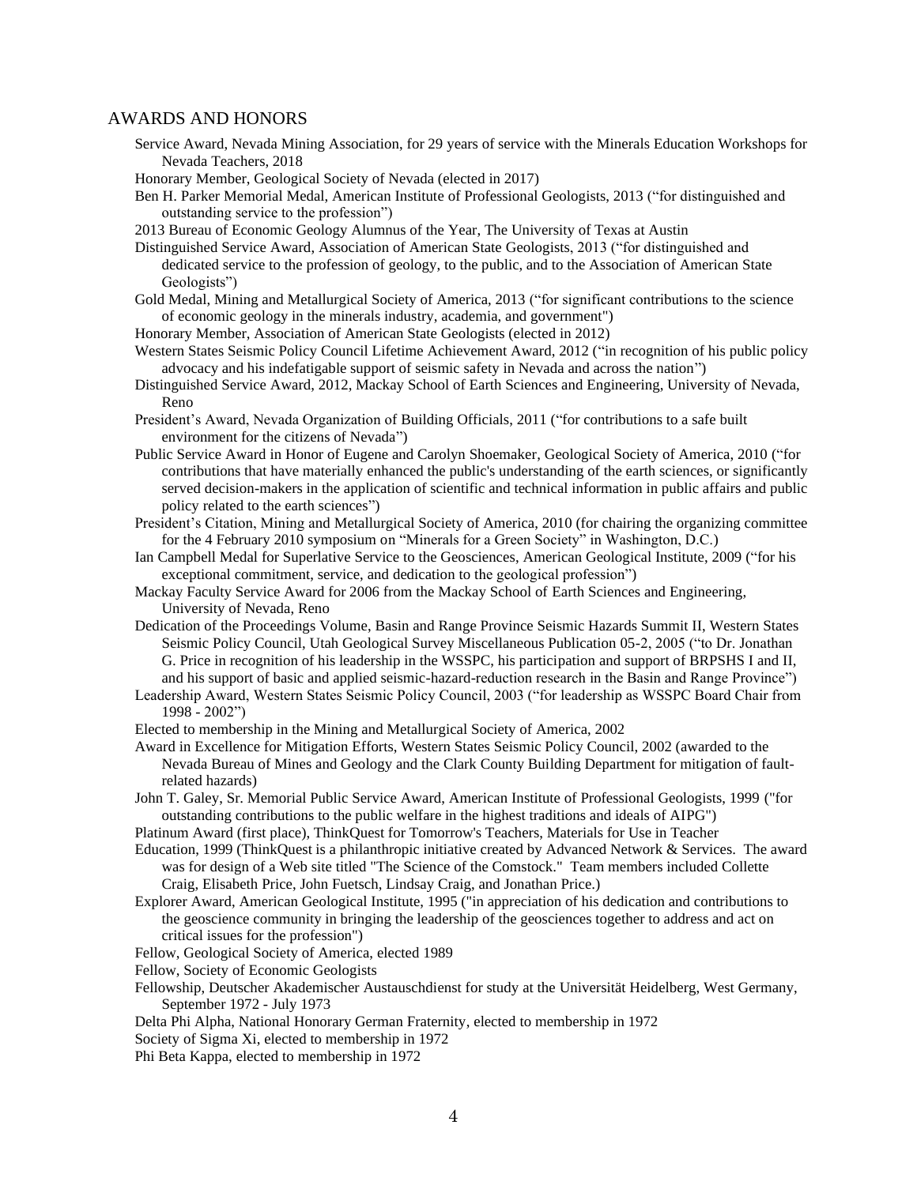## AWARDS AND HONORS

Service Award, Nevada Mining Association, for 29 years of service with the Minerals Education Workshops for Nevada Teachers, 2018

Honorary Member, Geological Society of Nevada (elected in 2017)

Ben H. Parker Memorial Medal, American Institute of Professional Geologists, 2013 ("for distinguished and outstanding service to the profession")

2013 Bureau of Economic Geology Alumnus of the Year, The University of Texas at Austin

Distinguished Service Award, Association of American State Geologists, 2013 ("for distinguished and dedicated service to the profession of geology, to the public, and to the Association of American State Geologists")

Gold Medal, Mining and Metallurgical Society of America, 2013 ("for significant contributions to the science of economic geology in the minerals industry, academia, and government")

Honorary Member, Association of American State Geologists (elected in 2012)

Western States Seismic Policy Council Lifetime Achievement Award, 2012 ("in recognition of his public policy advocacy and his indefatigable support of seismic safety in Nevada and across the nation")

Distinguished Service Award, 2012, Mackay School of Earth Sciences and Engineering, University of Nevada, Reno

President's Award, Nevada Organization of Building Officials, 2011 ("for contributions to a safe built environment for the citizens of Nevada")

Public Service Award in Honor of Eugene and Carolyn Shoemaker, Geological Society of America, 2010 ("for contributions that have materially enhanced the public's understanding of the earth sciences, or significantly served decision-makers in the application of scientific and technical information in public affairs and public policy related to the earth sciences")

President's Citation, Mining and Metallurgical Society of America, 2010 (for chairing the organizing committee for the 4 February 2010 symposium on "Minerals for a Green Society" in Washington, D.C.)

Ian Campbell Medal for Superlative Service to the Geosciences, American Geological Institute, 2009 ("for his exceptional commitment, service, and dedication to the geological profession")

Mackay Faculty Service Award for 2006 from the Mackay School of Earth Sciences and Engineering, University of Nevada, Reno

Dedication of the Proceedings Volume, Basin and Range Province Seismic Hazards Summit II, Western States Seismic Policy Council, Utah Geological Survey Miscellaneous Publication 05-2, 2005 ("to Dr. Jonathan G. Price in recognition of his leadership in the WSSPC, his participation and support of BRPSHS I and II, and his support of basic and applied seismic-hazard-reduction research in the Basin and Range Province")

Leadership Award, Western States Seismic Policy Council, 2003 ("for leadership as WSSPC Board Chair from 1998 - 2002")

Elected to membership in the Mining and Metallurgical Society of America, 2002

Award in Excellence for Mitigation Efforts, Western States Seismic Policy Council, 2002 (awarded to the Nevada Bureau of Mines and Geology and the Clark County Building Department for mitigation of fault-related hazards)

John T. Galey, Sr. Memorial Public Service Award, American Institute of Professional Geologists, 1999 ("for outstanding contributions to the public welfare in the highest traditions and ideals of AIPG")

Platinum Award (first place), ThinkQuest for Tomorrow's Teachers, Materials for Use in Teacher Education, 1999 (ThinkQuest is a philanthropic initiative created by Advanced Network & Services. The award was for design of a Web site titled "The Science of the Comstock." Team members included Collette Craig, Elisabeth Price, John Fuetsch, Lindsay Craig, and Jonathan Price.)

Explorer Award, American Geological Institute, 1995 ("in appreciation of his dedication and contributions to the geoscience community in bringing the leadership of the geosciences together to address and act on critical issues for the profession")

Fellow, Geological Society of America, elected 1989

Fellow, Society of Economic Geologists

Fellowship, Deutscher Akademischer Austauschdienst for study at the Universität Heidelberg, West Germany, September 1972 - July 1973

Delta Phi Alpha, National Honorary German Fraternity, elected to membership in 1972

Society of Sigma Xi, elected to membership in 1972

Phi Beta Kappa, elected to membership in 1972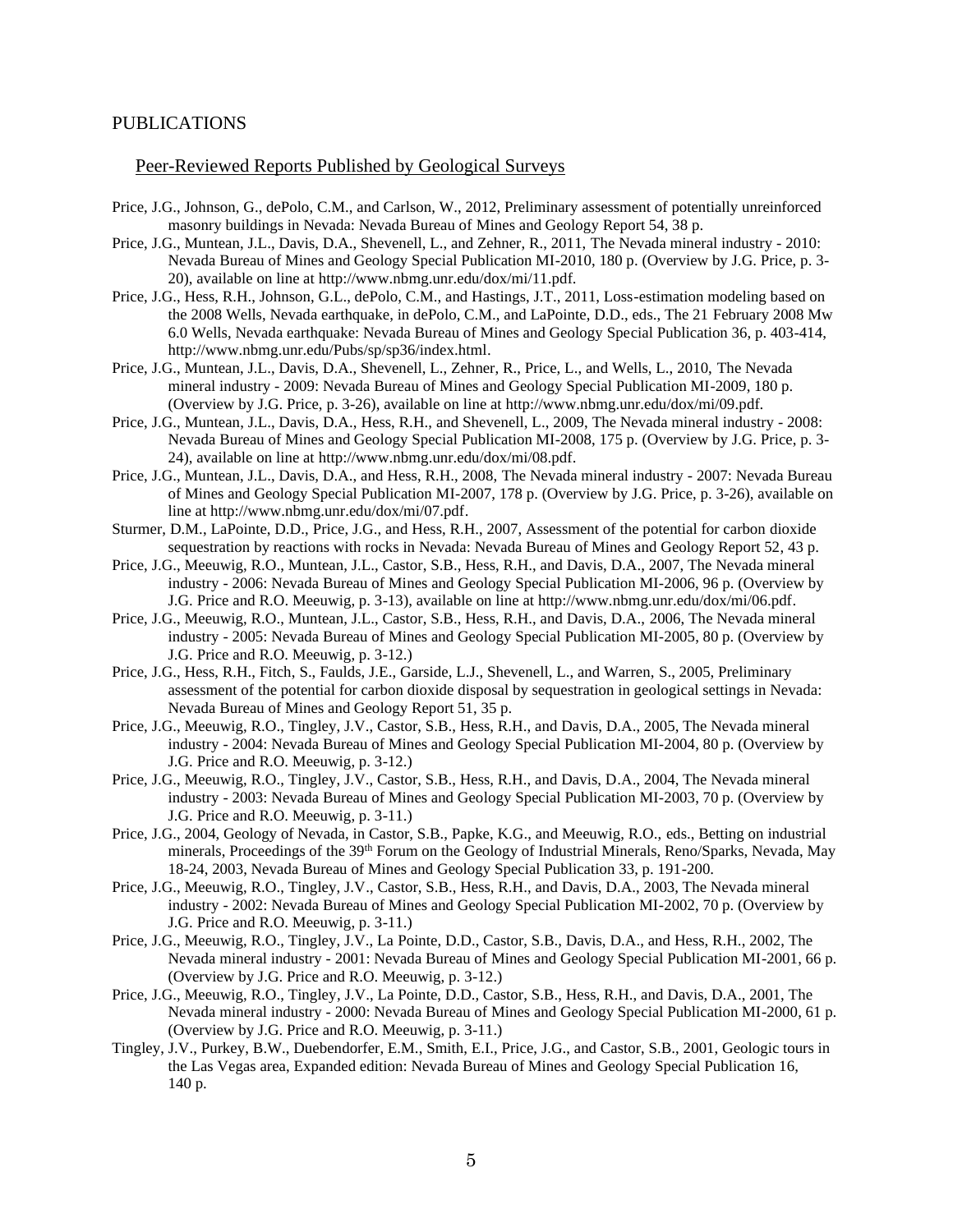## PUBLICATIONS

### Peer-Reviewed Reports Published by Geological Surveys

Price, J.G., Johnson, G., dePolo, C.M., and Carlson, W., 2012, Preliminary assessment of potentially unreinforced masonry buildings in Nevada: Nevada Bureau of Mines and Geology Report 54, 38 p.

Price, J.G., Muntean, J.L., Davis, D.A., Shevenell, L., and Zehner, R., 2011, The Nevada mineral industry - 2010: Nevada Bureau of Mines and Geology Special Publication MI-2010, 180 p. (Overview by J.G. Price, p. 3-20), available on line at http://www.nbmg.unr.edu/dox/mi/11.pdf.

Price, J.G., Hess, R.H., Johnson, G.L., dePolo, C.M., and Hastings, J.T., 2011, Loss-estimation modeling based on the 2008 Wells, Nevada earthquake, in dePolo, C.M., and LaPointe, D.D., eds., The 21 February 2008 Mw 6.0 Wells, Nevada earthquake: Nevada Bureau of Mines and Geology Special Publication 36, p. 403-414, http://www.nbmg.unr.edu/Pubs/sp/sp36/index.html.

Price, J.G., Muntean, J.L., Davis, D.A., Shevenell, L., Zehner, R., Price, L., and Wells, L., 2010, The Nevada mineral industry - 2009: Nevada Bureau of Mines and Geology Special Publication MI-2009, 180 p. (Overview by J.G. Price, p. 3-26), available on line at http://www.nbmg.unr.edu/dox/mi/09.pdf.

Price, J.G., Muntean, J.L., Davis, D.A., Hess, R.H., and Shevenell, L., 2009, The Nevada mineral industry - 2008: Nevada Bureau of Mines and Geology Special Publication MI-2008, 175 p. (Overview by J.G. Price, p. 3-24), available on line at http://www.nbmg.unr.edu/dox/mi/08.pdf.

Price, J.G., Muntean, J.L., Davis, D.A., and Hess, R.H., 2008, The Nevada mineral industry - 2007: Nevada Bureau of Mines and Geology Special Publication MI-2007, 178 p. (Overview by J.G. Price, p. 3-26), available on line at http://www.nbmg.unr.edu/dox/mi/07.pdf.

Sturmer, D.M., LaPointe, D.D., Price, J.G., and Hess, R.H., 2007, Assessment of the potential for carbon dioxide sequestration by reactions with rocks in Nevada: Nevada Bureau of Mines and Geology Report 52, 43 p.

Price, J.G., Meeuwig, R.O., Muntean, J.L., Castor, S.B., Hess, R.H., and Davis, D.A., 2007, The Nevada mineral industry - 2006: Nevada Bureau of Mines and Geology Special Publication MI-2006, 96 p. (Overview by J.G. Price and R.O. Meeuwig, p. 3-13), available on line at http://www.nbmg.unr.edu/dox/mi/06.pdf.

Price, J.G., Meeuwig, R.O., Muntean, J.L., Castor, S.B., Hess, R.H., and Davis, D.A., 2006, The Nevada mineral industry - 2005: Nevada Bureau of Mines and Geology Special Publication MI-2005, 80 p. (Overview by J.G. Price and R.O. Meeuwig, p. 3-12.)

Price, J.G., Hess, R.H., Fitch, S., Faulds, J.E., Garside, L.J., Shevenell, L., and Warren, S., 2005, Preliminary assessment of the potential for carbon dioxide disposal by sequestration in geological settings in Nevada: Nevada Bureau of Mines and Geology Report 51, 35 p.

Price, J.G., Meeuwig, R.O., Tingley, J.V., Castor, S.B., Hess, R.H., and Davis, D.A., 2005, The Nevada mineral industry - 2004: Nevada Bureau of Mines and Geology Special Publication MI-2004, 80 p. (Overview by J.G. Price and R.O. Meeuwig, p. 3-12.)

Price, J.G., Meeuwig, R.O., Tingley, J.V., Castor, S.B., Hess, R.H., and Davis, D.A., 2004, The Nevada mineral industry - 2003: Nevada Bureau of Mines and Geology Special Publication MI-2003, 70 p. (Overview by J.G. Price and R.O. Meeuwig, p. 3-11.)

Price, J.G., 2004, Geology of Nevada, in Castor, S.B., Papke, K.G., and Meeuwig, R.O., eds., Betting on industrial minerals, Proceedings of the 39th Forum on the Geology of Industrial Minerals, Reno/Sparks, Nevada, May 18-24, 2003, Nevada Bureau of Mines and Geology Special Publication 33, p. 191-200.

Price, J.G., Meeuwig, R.O., Tingley, J.V., Castor, S.B., Hess, R.H., and Davis, D.A., 2003, The Nevada mineral industry - 2002: Nevada Bureau of Mines and Geology Special Publication MI-2002, 70 p. (Overview by J.G. Price and R.O. Meeuwig, p. 3-11.)

Price, J.G., Meeuwig, R.O., Tingley, J.V., La Pointe, D.D., Castor, S.B., Davis, D.A., and Hess, R.H., 2002, The Nevada mineral industry - 2001: Nevada Bureau of Mines and Geology Special Publication MI-2001, 66 p. (Overview by J.G. Price and R.O. Meeuwig, p. 3-12.)

Price, J.G., Meeuwig, R.O., Tingley, J.V., La Pointe, D.D., Castor, S.B., Hess, R.H., and Davis, D.A., 2001, The Nevada mineral industry - 2000: Nevada Bureau of Mines and Geology Special Publication MI-2000, 61 p. (Overview by J.G. Price and R.O. Meeuwig, p. 3-11.)

Tingley, J.V., Purkey, B.W., Duebendorfer, E.M., Smith, E.I., Price, J.G., and Castor, S.B., 2001, Geologic tours in the Las Vegas area, Expanded edition: Nevada Bureau of Mines and Geology Special Publication 16, 140 p.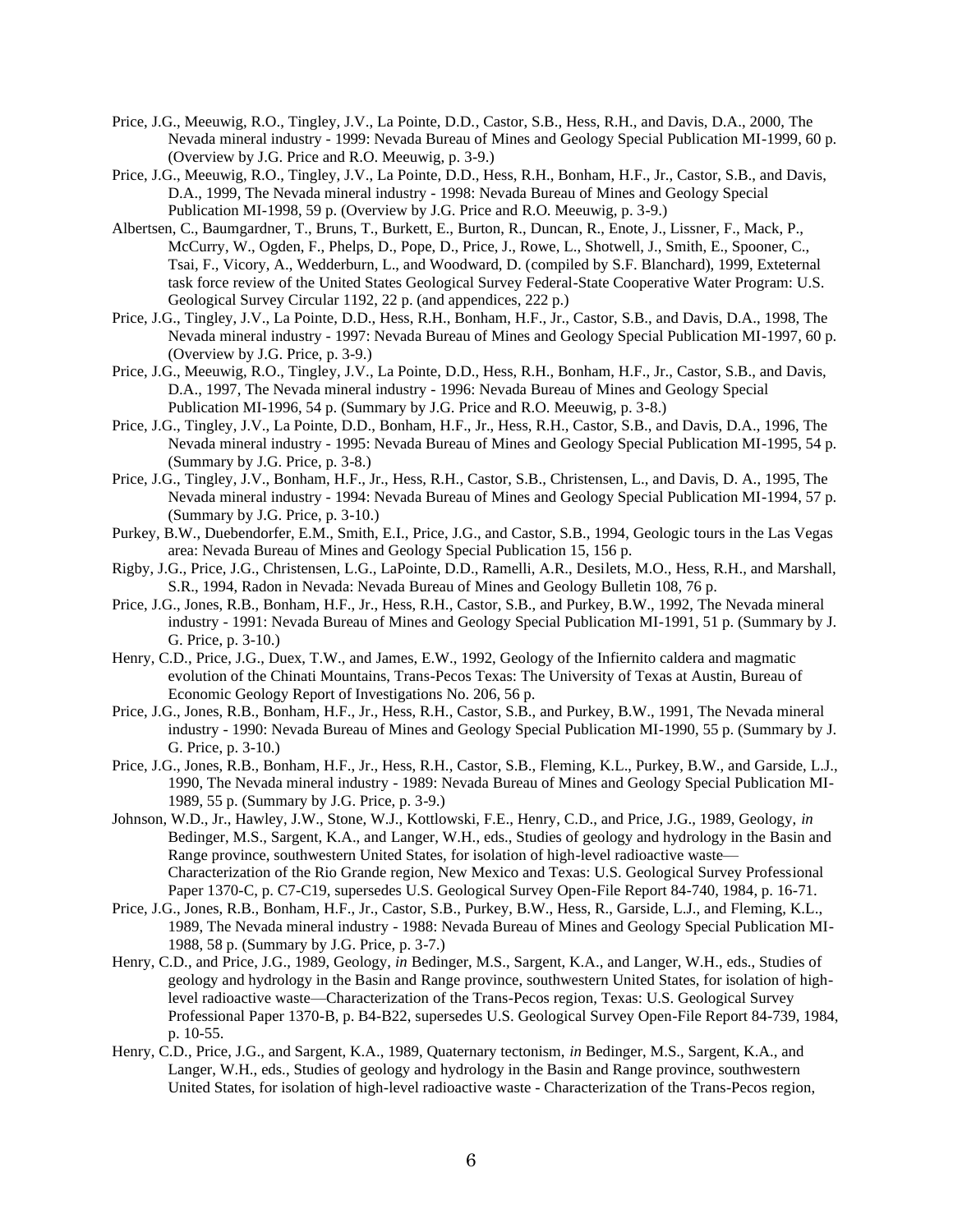Price, J.G., Meeuwig, R.O., Tingley, J.V., La Pointe, D.D., Castor, S.B., Hess, R.H., and Davis, D.A., 2000, The Nevada mineral industry - 1999: Nevada Bureau of Mines and Geology Special Publication MI-1999, 60 p. (Overview by J.G. Price and R.O. Meeuwig, p. 3-9.)

Price, J.G., Meeuwig, R.O., Tingley, J.V., La Pointe, D.D., Hess, R.H., Bonham, H.F., Jr., Castor, S.B., and Davis, D.A., 1999, The Nevada mineral industry - 1998: Nevada Bureau of Mines and Geology Special Publication MI-1998, 59 p. (Overview by J.G. Price and R.O. Meeuwig, p. 3-9.)

Albertsen, C., Baumgardner, T., Bruns, T., Burkett, E., Burton, R., Duncan, R., Enote, J., Lissner, F., Mack, P., McCurry, W., Ogden, F., Phelps, D., Pope, D., Price, J., Rowe, L., Shotwell, J., Smith, E., Spooner, C., Tsai, F., Vicory, A., Wedderburn, L., and Woodward, D. (compiled by S.F. Blanchard), 1999, Exteternal task force review of the United States Geological Survey Federal-State Cooperative Water Program: U.S. Geological Survey Circular 1192, 22 p. (and appendices, 222 p.)

Price, J.G., Tingley, J.V., La Pointe, D.D., Hess, R.H., Bonham, H.F., Jr., Castor, S.B., and Davis, D.A., 1998, The Nevada mineral industry - 1997: Nevada Bureau of Mines and Geology Special Publication MI-1997, 60 p. (Overview by J.G. Price, p. 3-9.)

Price, J.G., Meeuwig, R.O., Tingley, J.V., La Pointe, D.D., Hess, R.H., Bonham, H.F., Jr., Castor, S.B., and Davis, D.A., 1997, The Nevada mineral industry - 1996: Nevada Bureau of Mines and Geology Special Publication MI-1996, 54 p. (Summary by J.G. Price and R.O. Meeuwig, p. 3-8.)

Price, J.G., Tingley, J.V., La Pointe, D.D., Bonham, H.F., Jr., Hess, R.H., Castor, S.B., and Davis, D.A., 1996, The Nevada mineral industry - 1995: Nevada Bureau of Mines and Geology Special Publication MI-1995, 54 p. (Summary by J.G. Price, p. 3-8.)

Price, J.G., Tingley, J.V., Bonham, H.F., Jr., Hess, R.H., Castor, S.B., Christensen, L., and Davis, D. A., 1995, The Nevada mineral industry - 1994: Nevada Bureau of Mines and Geology Special Publication MI-1994, 57 p. (Summary by J.G. Price, p. 3-10.)

Purkey, B.W., Duebendorfer, E.M., Smith, E.I., Price, J.G., and Castor, S.B., 1994, Geologic tours in the Las Vegas area: Nevada Bureau of Mines and Geology Special Publication 15, 156 p.

Rigby, J.G., Price, J.G., Christensen, L.G., LaPointe, D.D., Ramelli, A.R., Desilets, M.O., Hess, R.H., and Marshall, S.R., 1994, Radon in Nevada: Nevada Bureau of Mines and Geology Bulletin 108, 76 p.

Price, J.G., Jones, R.B., Bonham, H.F., Jr., Hess, R.H., Castor, S.B., and Purkey, B.W., 1992, The Nevada mineral industry - 1991: Nevada Bureau of Mines and Geology Special Publication MI-1991, 51 p. (Summary by J. G. Price, p. 3-10.)

Henry, C.D., Price, J.G., Duex, T.W., and James, E.W., 1992, Geology of the Infiernito caldera and magmatic evolution of the Chinati Mountains, Trans-Pecos Texas: The University of Texas at Austin, Bureau of Economic Geology Report of Investigations No. 206, 56 p.

Price, J.G., Jones, R.B., Bonham, H.F., Jr., Hess, R.H., Castor, S.B., and Purkey, B.W., 1991, The Nevada mineral industry - 1990: Nevada Bureau of Mines and Geology Special Publication MI-1990, 55 p. (Summary by J. G. Price, p. 3-10.)

Price, J.G., Jones, R.B., Bonham, H.F., Jr., Hess, R.H., Castor, S.B., Fleming, K.L., Purkey, B.W., and Garside, L.J., 1990, The Nevada mineral industry - 1989: Nevada Bureau of Mines and Geology Special Publication MI-1989, 55 p. (Summary by J.G. Price, p. 3-9.)

Johnson, W.D., Jr., Hawley, J.W., Stone, W.J., Kottlowski, F.E., Henry, C.D., and Price, J.G., 1989, Geology, *in* Bedinger, M.S., Sargent, K.A., and Langer, W.H., eds., Studies of geology and hydrology in the Basin and Range province, southwestern United States, for isolation of high-level radioactive waste—Characterization of the Rio Grande region, New Mexico and Texas: U.S. Geological Survey Professional Paper 1370-C, p. C7-C19, supersedes U.S. Geological Survey Open-File Report 84-740, 1984, p. 16-71.

Price, J.G., Jones, R.B., Bonham, H.F., Jr., Castor, S.B., Purkey, B.W., Hess, R., Garside, L.J., and Fleming, K.L., 1989, The Nevada mineral industry - 1988: Nevada Bureau of Mines and Geology Special Publication MI-1988, 58 p. (Summary by J.G. Price, p. 3-7.)

Henry, C.D., and Price, J.G., 1989, Geology, *in* Bedinger, M.S., Sargent, K.A., and Langer, W.H., eds., Studies of geology and hydrology in the Basin and Range province, southwestern United States, for isolation of high-level radioactive waste—Characterization of the Trans-Pecos region, Texas: U.S. Geological Survey Professional Paper 1370-B, p. B4-B22, supersedes U.S. Geological Survey Open-File Report 84-739, 1984, p. 10-55.

Henry, C.D., Price, J.G., and Sargent, K.A., 1989, Quaternary tectonism, *in* Bedinger, M.S., Sargent, K.A., and Langer, W.H., eds., Studies of geology and hydrology in the Basin and Range province, southwestern United States, for isolation of high-level radioactive waste - Characterization of the Trans-Pecos region,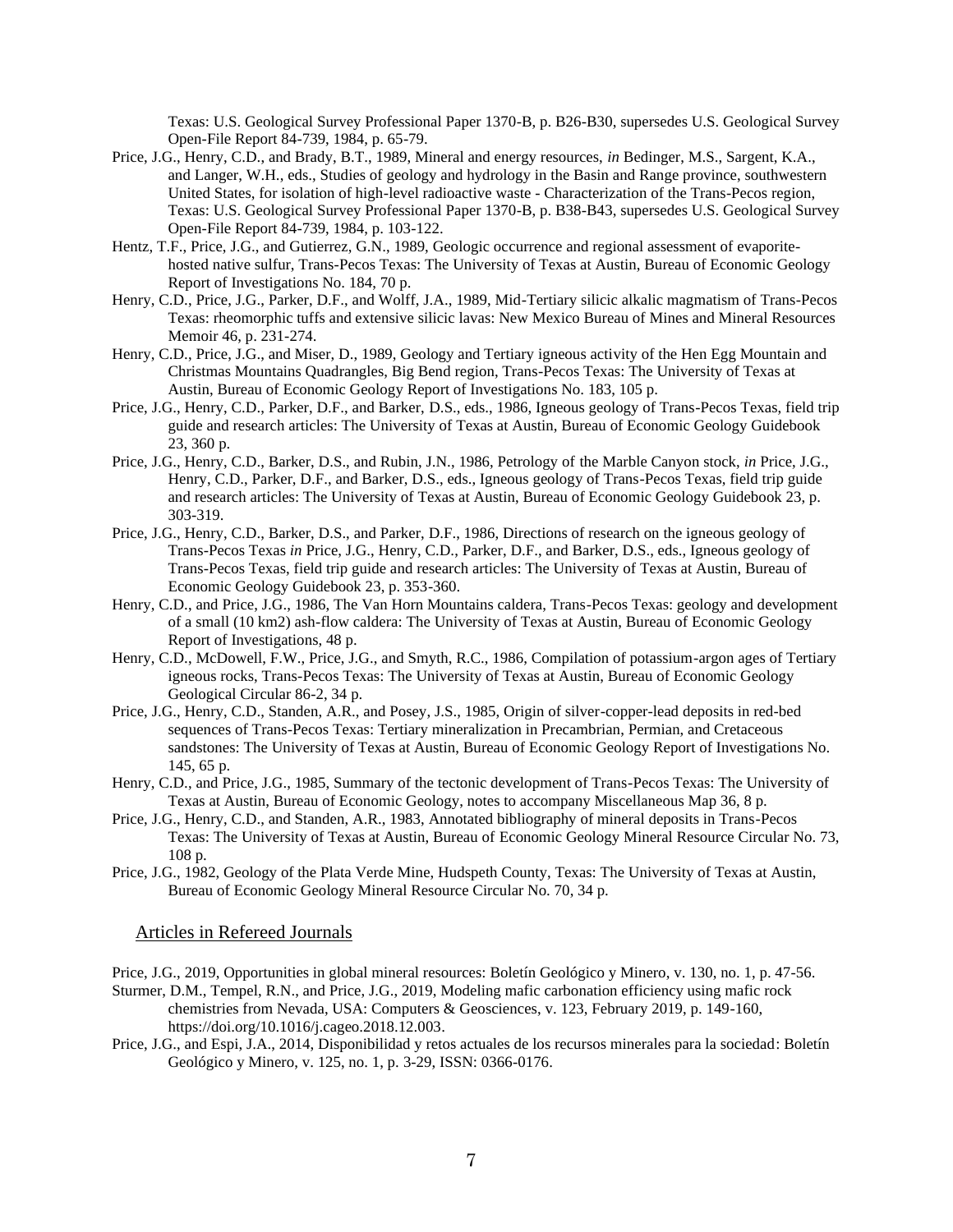Texas: U.S. Geological Survey Professional Paper 1370-B, p. B26-B30, supersedes U.S. Geological Survey Open-File Report 84-739, 1984, p. 65-79.

Price, J.G., Henry, C.D., and Brady, B.T., 1989, Mineral and energy resources, *in* Bedinger, M.S., Sargent, K.A., and Langer, W.H., eds., Studies of geology and hydrology in the Basin and Range province, southwestern United States, for isolation of high-level radioactive waste - Characterization of the Trans-Pecos region, Texas: U.S. Geological Survey Professional Paper 1370-B, p. B38-B43, supersedes U.S. Geological Survey Open-File Report 84-739, 1984, p. 103-122.

Hentz, T.F., Price, J.G., and Gutierrez, G.N., 1989, Geologic occurrence and regional assessment of evaporite-hosted native sulfur, Trans-Pecos Texas: The University of Texas at Austin, Bureau of Economic Geology Report of Investigations No. 184, 70 p.

Henry, C.D., Price, J.G., Parker, D.F., and Wolff, J.A., 1989, Mid-Tertiary silicic alkalic magmatism of Trans-Pecos Texas: rheomorphic tuffs and extensive silicic lavas: New Mexico Bureau of Mines and Mineral Resources Memoir 46, p. 231-274.

Henry, C.D., Price, J.G., and Miser, D., 1989, Geology and Tertiary igneous activity of the Hen Egg Mountain and Christmas Mountains Quadrangles, Big Bend region, Trans-Pecos Texas: The University of Texas at Austin, Bureau of Economic Geology Report of Investigations No. 183, 105 p.

Price, J.G., Henry, C.D., Parker, D.F., and Barker, D.S., eds., 1986, Igneous geology of Trans-Pecos Texas, field trip guide and research articles: The University of Texas at Austin, Bureau of Economic Geology Guidebook 23, 360 p.

Price, J.G., Henry, C.D., Barker, D.S., and Rubin, J.N., 1986, Petrology of the Marble Canyon stock, *in* Price, J.G., Henry, C.D., Parker, D.F., and Barker, D.S., eds., Igneous geology of Trans-Pecos Texas, field trip guide and research articles: The University of Texas at Austin, Bureau of Economic Geology Guidebook 23, p. 303-319.

Price, J.G., Henry, C.D., Barker, D.S., and Parker, D.F., 1986, Directions of research on the igneous geology of Trans-Pecos Texas *in* Price, J.G., Henry, C.D., Parker, D.F., and Barker, D.S., eds., Igneous geology of Trans-Pecos Texas, field trip guide and research articles: The University of Texas at Austin, Bureau of Economic Geology Guidebook 23, p. 353-360.

Henry, C.D., and Price, J.G., 1986, The Van Horn Mountains caldera, Trans-Pecos Texas: geology and development of a small (10 km2) ash-flow caldera: The University of Texas at Austin, Bureau of Economic Geology Report of Investigations, 48 p.

Henry, C.D., McDowell, F.W., Price, J.G., and Smyth, R.C., 1986, Compilation of potassium-argon ages of Tertiary igneous rocks, Trans-Pecos Texas: The University of Texas at Austin, Bureau of Economic Geology Geological Circular 86-2, 34 p.

Price, J.G., Henry, C.D., Standen, A.R., and Posey, J.S., 1985, Origin of silver-copper-lead deposits in red-bed sequences of Trans-Pecos Texas: Tertiary mineralization in Precambrian, Permian, and Cretaceous sandstones: The University of Texas at Austin, Bureau of Economic Geology Report of Investigations No. 145, 65 p.

Henry, C.D., and Price, J.G., 1985, Summary of the tectonic development of Trans-Pecos Texas: The University of Texas at Austin, Bureau of Economic Geology, notes to accompany Miscellaneous Map 36, 8 p.

Price, J.G., Henry, C.D., and Standen, A.R., 1983, Annotated bibliography of mineral deposits in Trans-Pecos Texas: The University of Texas at Austin, Bureau of Economic Geology Mineral Resource Circular No. 73, 108 p.

Price, J.G., 1982, Geology of the Plata Verde Mine, Hudspeth County, Texas: The University of Texas at Austin, Bureau of Economic Geology Mineral Resource Circular No. 70, 34 p.

## Articles in Refereed Journals

Price, J.G., 2019, Opportunities in global mineral resources: Boletín Geológico y Minero, v. 130, no. 1, p. 47-56.

Sturmer, D.M., Tempel, R.N., and Price, J.G., 2019, Modeling mafic carbonation efficiency using mafic rock chemistries from Nevada, USA: Computers & Geosciences, v. 123, February 2019, p. 149-160, https://doi.org/10.1016/j.cageo.2018.12.003.

Price, J.G., and Espi, J.A., 2014, Disponibilidad y retos actuales de los recursos minerales para la sociedad: Boletín Geológico y Minero, v. 125, no. 1, p. 3-29, ISSN: 0366-0176.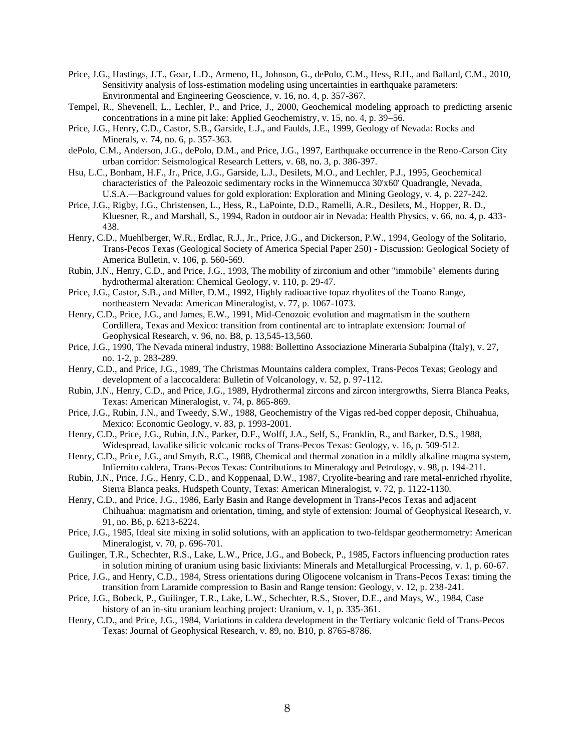Price, J.G., Hastings, J.T., Goar, L.D., Armeno, H., Johnson, G., dePolo, C.M., Hess, R.H., and Ballard, C.M., 2010, Sensitivity analysis of loss-estimation modeling using uncertainties in earthquake parameters: Environmental and Engineering Geoscience, v. 16, no. 4, p. 357-367.

Tempel, R., Shevenell, L., Lechler, P., and Price, J., 2000, Geochemical modeling approach to predicting arsenic concentrations in a mine pit lake: Applied Geochemistry, v. 15, no. 4, p. 39–56.

Price, J.G., Henry, C.D., Castor, S.B., Garside, L.J., and Faulds, J.E., 1999, Geology of Nevada: Rocks and Minerals, v. 74, no. 6, p. 357-363.

dePolo, C.M., Anderson, J.G., dePolo, D.M., and Price, J.G., 1997, Earthquake occurrence in the Reno-Carson City urban corridor: Seismological Research Letters, v. 68, no. 3, p. 386-397.

Hsu, L.C., Bonham, H.F., Jr., Price, J.G., Garside, L.J., Desilets, M.O., and Lechler, P.J., 1995, Geochemical characteristics of the Paleozoic sedimentary rocks in the Winnemucca 30'x60' Quadrangle, Nevada, U.S.A.—Background values for gold exploration: Exploration and Mining Geology, v. 4, p. 227-242.

Price, J.G., Rigby, J.G., Christensen, L., Hess, R., LaPointe, D.D., Ramelli, A.R., Desilets, M., Hopper, R. D., Kluesner, R., and Marshall, S., 1994, Radon in outdoor air in Nevada: Health Physics, v. 66, no. 4, p. 433-438.

Henry, C.D., Muehlberger, W.R., Erdlac, R.J., Jr., Price, J.G., and Dickerson, P.W., 1994, Geology of the Solitario, Trans-Pecos Texas (Geological Society of America Special Paper 250) - Discussion: Geological Society of America Bulletin, v. 106, p. 560-569.

Rubin, J.N., Henry, C.D., and Price, J.G., 1993, The mobility of zirconium and other "immobile" elements during hydrothermal alteration: Chemical Geology, v. 110, p. 29-47.

Price, J.G., Castor, S.B., and Miller, D.M., 1992, Highly radioactive topaz rhyolites of the Toano Range, northeastern Nevada: American Mineralogist, v. 77, p. 1067-1073.

Henry, C.D., Price, J.G., and James, E.W., 1991, Mid-Cenozoic evolution and magmatism in the southern Cordillera, Texas and Mexico: transition from continental arc to intraplate extension: Journal of Geophysical Research, v. 96, no. B8, p. 13,545-13,560.

Price, J.G., 1990, The Nevada mineral industry, 1988: Bollettino Associazione Mineraria Subalpina (Italy), v. 27, no. 1-2, p. 283-289.

Henry, C.D., and Price, J.G., 1989, The Christmas Mountains caldera complex, Trans-Pecos Texas; Geology and development of a laccocaldera: Bulletin of Volcanology, v. 52, p. 97-112.

Rubin, J.N., Henry, C.D., and Price, J.G., 1989, Hydrothermal zircons and zircon intergrowths, Sierra Blanca Peaks, Texas: American Mineralogist, v. 74, p. 865-869.

Price, J.G., Rubin, J.N., and Tweedy, S.W., 1988, Geochemistry of the Vigas red-bed copper deposit, Chihuahua, Mexico: Economic Geology, v. 83, p. 1993-2001.

Henry, C.D., Price, J.G., Rubin, J.N., Parker, D.F., Wolff, J.A., Self, S., Franklin, R., and Barker, D.S., 1988, Widespread, lavalike silicic volcanic rocks of Trans-Pecos Texas: Geology, v. 16, p. 509-512.

Henry, C.D., Price, J.G., and Smyth, R.C., 1988, Chemical and thermal zonation in a mildly alkaline magma system, Infiernito caldera, Trans-Pecos Texas: Contributions to Mineralogy and Petrology, v. 98, p. 194-211.

Rubin, J.N., Price, J.G., Henry, C.D., and Koppenaal, D.W., 1987, Cryolite-bearing and rare metal-enriched rhyolite, Sierra Blanca peaks, Hudspeth County, Texas: American Mineralogist, v. 72, p. 1122-1130.

Henry, C.D., and Price, J.G., 1986, Early Basin and Range development in Trans-Pecos Texas and adjacent Chihuahua: magmatism and orientation, timing, and style of extension: Journal of Geophysical Research, v. 91, no. B6, p. 6213-6224.

Price, J.G., 1985, Ideal site mixing in solid solutions, with an application to two-feldspar geothermometry: American Mineralogist, v. 70, p. 696-701.

Guilinger, T.R., Schechter, R.S., Lake, L.W., Price, J.G., and Bobeck, P., 1985, Factors influencing production rates in solution mining of uranium using basic lixiviants: Minerals and Metallurgical Processing, v. 1, p. 60-67.

Price, J.G., and Henry, C.D., 1984, Stress orientations during Oligocene volcanism in Trans-Pecos Texas: timing the transition from Laramide compression to Basin and Range tension: Geology, v. 12, p. 238-241.

Price, J.G., Bobeck, P., Guilinger, T.R., Lake, L.W., Schechter, R.S., Stover, D.E., and Mays, W., 1984, Case history of an in-situ uranium leaching project: Uranium, v. 1, p. 335-361.

Henry, C.D., and Price, J.G., 1984, Variations in caldera development in the Tertiary volcanic field of Trans-Pecos Texas: Journal of Geophysical Research, v. 89, no. B10, p. 8765-8786.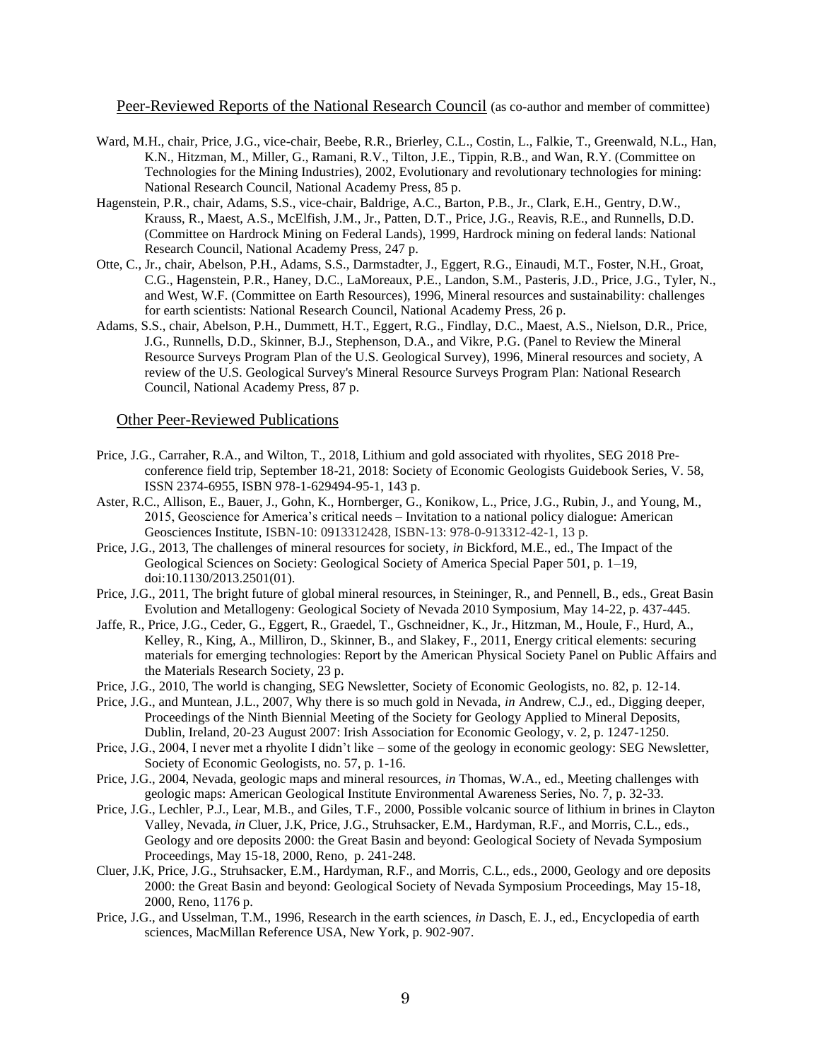## Peer-Reviewed Reports of the National Research Council (as co-author and member of committee)

Ward, M.H., chair, Price, J.G., vice-chair, Beebe, R.R., Brierley, C.L., Costin, L., Falkie, T., Greenwald, N.L., Han, K.N., Hitzman, M., Miller, G., Ramani, R.V., Tilton, J.E., Tippin, R.B., and Wan, R.Y. (Committee on Technologies for the Mining Industries), 2002, Evolutionary and revolutionary technologies for mining: National Research Council, National Academy Press, 85 p.

Hagenstein, P.R., chair, Adams, S.S., vice-chair, Baldrige, A.C., Barton, P.B., Jr., Clark, E.H., Gentry, D.W., Krauss, R., Maest, A.S., McElfish, J.M., Jr., Patten, D.T., Price, J.G., Reavis, R.E., and Runnells, D.D. (Committee on Hardrock Mining on Federal Lands), 1999, Hardrock mining on federal lands: National Research Council, National Academy Press, 247 p.

Otte, C., Jr., chair, Abelson, P.H., Adams, S.S., Darmstadter, J., Eggert, R.G., Einaudi, M.T., Foster, N.H., Groat, C.G., Hagenstein, P.R., Haney, D.C., LaMoreaux, P.E., Landon, S.M., Pasteris, J.D., Price, J.G., Tyler, N., and West, W.F. (Committee on Earth Resources), 1996, Mineral resources and sustainability: challenges for earth scientists: National Research Council, National Academy Press, 26 p.

Adams, S.S., chair, Abelson, P.H., Dummett, H.T., Eggert, R.G., Findlay, D.C., Maest, A.S., Nielson, D.R., Price, J.G., Runnells, D.D., Skinner, B.J., Stephenson, D.A., and Vikre, P.G. (Panel to Review the Mineral Resource Surveys Program Plan of the U.S. Geological Survey), 1996, Mineral resources and society, A review of the U.S. Geological Survey's Mineral Resource Surveys Program Plan: National Research Council, National Academy Press, 87 p.

## Other Peer-Reviewed Publications

Price, J.G., Carraher, R.A., and Wilton, T., 2018, Lithium and gold associated with rhyolites, SEG 2018 Pre-conference field trip, September 18-21, 2018: Society of Economic Geologists Guidebook Series, V. 58, ISSN 2374-6955, ISBN 978-1-629494-95-1, 143 p.

Aster, R.C., Allison, E., Bauer, J., Gohn, K., Hornberger, G., Konikow, L., Price, J.G., Rubin, J., and Young, M., 2015, Geoscience for America's critical needs – Invitation to a national policy dialogue: American Geosciences Institute, ISBN-10: 0913312428, ISBN-13: 978-0-913312-42-1, 13 p.

Price, J.G., 2013, The challenges of mineral resources for society, *in* Bickford, M.E., ed., The Impact of the Geological Sciences on Society: Geological Society of America Special Paper 501, p. 1–19, doi:10.1130/2013.2501(01).

Price, J.G., 2011, The bright future of global mineral resources, in Steininger, R., and Pennell, B., eds., Great Basin Evolution and Metallogeny: Geological Society of Nevada 2010 Symposium, May 14-22, p. 437-445.

Jaffe, R., Price, J.G., Ceder, G., Eggert, R., Graedel, T., Gschneidner, K., Jr., Hitzman, M., Houle, F., Hurd, A., Kelley, R., King, A., Milliron, D., Skinner, B., and Slakey, F., 2011, Energy critical elements: securing materials for emerging technologies: Report by the American Physical Society Panel on Public Affairs and the Materials Research Society, 23 p.

Price, J.G., 2010, The world is changing, SEG Newsletter, Society of Economic Geologists, no. 82, p. 12-14.

Price, J.G., and Muntean, J.L., 2007, Why there is so much gold in Nevada, *in* Andrew, C.J., ed., Digging deeper, Proceedings of the Ninth Biennial Meeting of the Society for Geology Applied to Mineral Deposits, Dublin, Ireland, 20-23 August 2007: Irish Association for Economic Geology, v. 2, p. 1247-1250.

Price, J.G., 2004, I never met a rhyolite I didn't like – some of the geology in economic geology: SEG Newsletter, Society of Economic Geologists, no. 57, p. 1-16.

Price, J.G., 2004, Nevada, geologic maps and mineral resources, *in* Thomas, W.A., ed., Meeting challenges with geologic maps: American Geological Institute Environmental Awareness Series, No. 7, p. 32-33.

Price, J.G., Lechler, P.J., Lear, M.B., and Giles, T.F., 2000, Possible volcanic source of lithium in brines in Clayton Valley, Nevada, *in* Cluer, J.K, Price, J.G., Struhsacker, E.M., Hardyman, R.F., and Morris, C.L., eds., Geology and ore deposits 2000: the Great Basin and beyond: Geological Society of Nevada Symposium Proceedings, May 15-18, 2000, Reno, p. 241-248.

Cluer, J.K, Price, J.G., Struhsacker, E.M., Hardyman, R.F., and Morris, C.L., eds., 2000, Geology and ore deposits 2000: the Great Basin and beyond: Geological Society of Nevada Symposium Proceedings, May 15-18, 2000, Reno, 1176 p.

Price, J.G., and Usselman, T.M., 1996, Research in the earth sciences, *in* Dasch, E. J., ed., Encyclopedia of earth sciences, MacMillan Reference USA, New York, p. 902-907.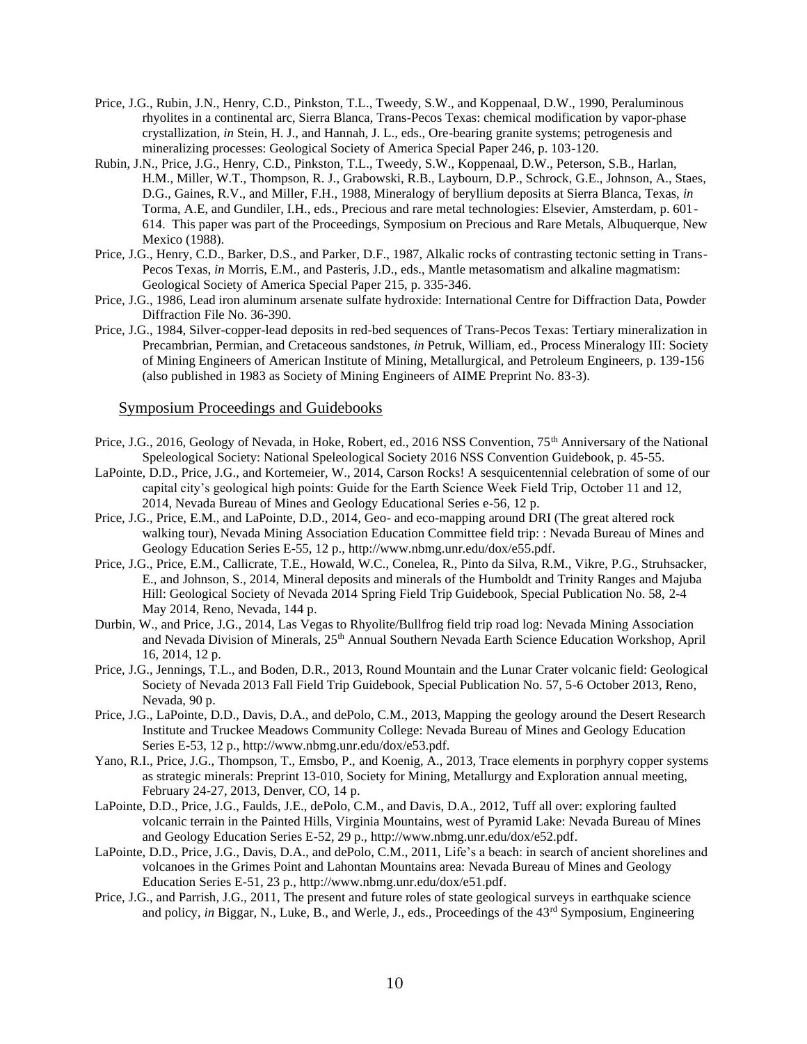Price, J.G., Rubin, J.N., Henry, C.D., Pinkston, T.L., Tweedy, S.W., and Koppenaal, D.W., 1990, Peraluminous rhyolites in a continental arc, Sierra Blanca, Trans-Pecos Texas: chemical modification by vapor-phase crystallization, *in* Stein, H. J., and Hannah, J. L., eds., Ore-bearing granite systems; petrogenesis and mineralizing processes: Geological Society of America Special Paper 246, p. 103-120.

Rubin, J.N., Price, J.G., Henry, C.D., Pinkston, T.L., Tweedy, S.W., Koppenaal, D.W., Peterson, S.B., Harlan, H.M., Miller, W.T., Thompson, R. J., Grabowski, R.B., Laybourn, D.P., Schrock, G.E., Johnson, A., Staes, D.G., Gaines, R.V., and Miller, F.H., 1988, Mineralogy of beryllium deposits at Sierra Blanca, Texas, *in* Torma, A.E, and Gundiler, I.H., eds., Precious and rare metal technologies: Elsevier, Amsterdam, p. 601-614. This paper was part of the Proceedings, Symposium on Precious and Rare Metals, Albuquerque, New Mexico (1988).

Price, J.G., Henry, C.D., Barker, D.S., and Parker, D.F., 1987, Alkalic rocks of contrasting tectonic setting in Trans-Pecos Texas, *in* Morris, E.M., and Pasteris, J.D., eds., Mantle metasomatism and alkaline magmatism: Geological Society of America Special Paper 215, p. 335-346.

Price, J.G., 1986, Lead iron aluminum arsenate sulfate hydroxide: International Centre for Diffraction Data, Powder Diffraction File No. 36-390.

Price, J.G., 1984, Silver-copper-lead deposits in red-bed sequences of Trans-Pecos Texas: Tertiary mineralization in Precambrian, Permian, and Cretaceous sandstones, *in* Petruk, William, ed., Process Mineralogy III: Society of Mining Engineers of American Institute of Mining, Metallurgical, and Petroleum Engineers, p. 139-156 (also published in 1983 as Society of Mining Engineers of AIME Preprint No. 83-3).

## Symposium Proceedings and Guidebooks

Price, J.G., 2016, Geology of Nevada, in Hoke, Robert, ed., 2016 NSS Convention, 75th Anniversary of the National Speleological Society: National Speleological Society 2016 NSS Convention Guidebook, p. 45-55.

LaPointe, D.D., Price, J.G., and Kortemeier, W., 2014, Carson Rocks! A sesquicentennial celebration of some of our capital city's geological high points: Guide for the Earth Science Week Field Trip, October 11 and 12, 2014, Nevada Bureau of Mines and Geology Educational Series e-56, 12 p.

Price, J.G., Price, E.M., and LaPointe, D.D., 2014, Geo- and eco-mapping around DRI (The great altered rock walking tour), Nevada Mining Association Education Committee field trip: : Nevada Bureau of Mines and Geology Education Series E-55, 12 p., http://www.nbmg.unr.edu/dox/e55.pdf.

Price, J.G., Price, E.M., Callicrate, T.E., Howald, W.C., Conelea, R., Pinto da Silva, R.M., Vikre, P.G., Struhsacker, E., and Johnson, S., 2014, Mineral deposits and minerals of the Humboldt and Trinity Ranges and Majuba Hill: Geological Society of Nevada 2014 Spring Field Trip Guidebook, Special Publication No. 58, 2-4 May 2014, Reno, Nevada, 144 p.

Durbin, W., and Price, J.G., 2014, Las Vegas to Rhyolite/Bullfrog field trip road log: Nevada Mining Association and Nevada Division of Minerals, 25th Annual Southern Nevada Earth Science Education Workshop, April 16, 2014, 12 p.

Price, J.G., Jennings, T.L., and Boden, D.R., 2013, Round Mountain and the Lunar Crater volcanic field: Geological Society of Nevada 2013 Fall Field Trip Guidebook, Special Publication No. 57, 5-6 October 2013, Reno, Nevada, 90 p.

Price, J.G., LaPointe, D.D., Davis, D.A., and dePolo, C.M., 2013, Mapping the geology around the Desert Research Institute and Truckee Meadows Community College: Nevada Bureau of Mines and Geology Education Series E-53, 12 p., http://www.nbmg.unr.edu/dox/e53.pdf.

Yano, R.I., Price, J.G., Thompson, T., Emsbo, P., and Koenig, A., 2013, Trace elements in porphyry copper systems as strategic minerals: Preprint 13-010, Society for Mining, Metallurgy and Exploration annual meeting, February 24-27, 2013, Denver, CO, 14 p.

LaPointe, D.D., Price, J.G., Faulds, J.E., dePolo, C.M., and Davis, D.A., 2012, Tuff all over: exploring faulted volcanic terrain in the Painted Hills, Virginia Mountains, west of Pyramid Lake: Nevada Bureau of Mines and Geology Education Series E-52, 29 p., http://www.nbmg.unr.edu/dox/e52.pdf.

LaPointe, D.D., Price, J.G., Davis, D.A., and dePolo, C.M., 2011, Life's a beach: in search of ancient shorelines and volcanoes in the Grimes Point and Lahontan Mountains area: Nevada Bureau of Mines and Geology Education Series E-51, 23 p., http://www.nbmg.unr.edu/dox/e51.pdf.

Price, J.G., and Parrish, J.G., 2011, The present and future roles of state geological surveys in earthquake science and policy, *in* Biggar, N., Luke, B., and Werle, J., eds., Proceedings of the 43rd Symposium, Engineering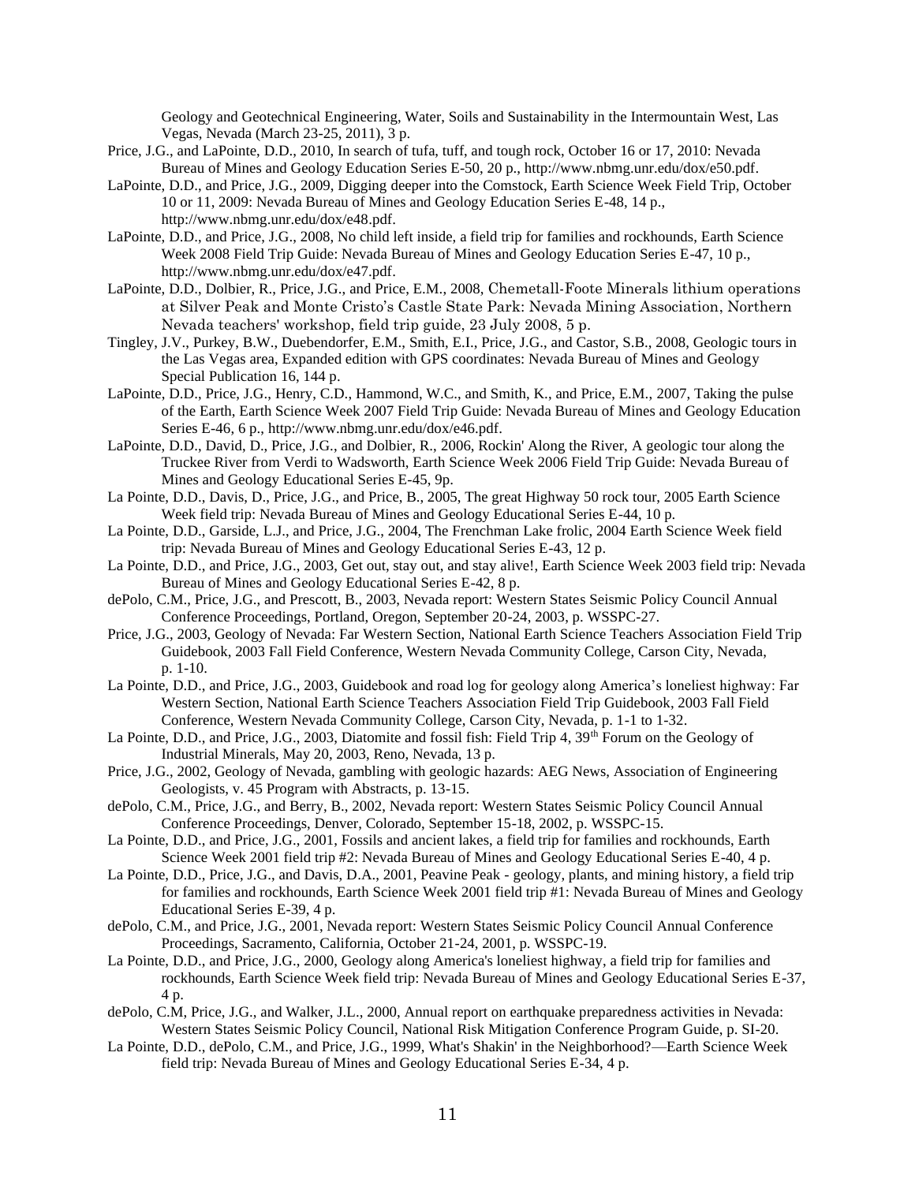Geology and Geotechnical Engineering, Water, Soils and Sustainability in the Intermountain West, Las Vegas, Nevada (March 23-25, 2011), 3 p.

Price, J.G., and LaPointe, D.D., 2010, In search of tufa, tuff, and tough rock, October 16 or 17, 2010: Nevada Bureau of Mines and Geology Education Series E-50, 20 p., http://www.nbmg.unr.edu/dox/e50.pdf.

LaPointe, D.D., and Price, J.G., 2009, Digging deeper into the Comstock, Earth Science Week Field Trip, October 10 or 11, 2009: Nevada Bureau of Mines and Geology Education Series E-48, 14 p., http://www.nbmg.unr.edu/dox/e48.pdf.

LaPointe, D.D., and Price, J.G., 2008, No child left inside, a field trip for families and rockhounds, Earth Science Week 2008 Field Trip Guide: Nevada Bureau of Mines and Geology Education Series E-47, 10 p., http://www.nbmg.unr.edu/dox/e47.pdf.

LaPointe, D.D., Dolbier, R., Price, J.G., and Price, E.M., 2008, Chemetall-Foote Minerals lithium operations at Silver Peak and Monte Cristo's Castle State Park: Nevada Mining Association, Northern Nevada teachers' workshop, field trip guide, 23 July 2008, 5 p.

Tingley, J.V., Purkey, B.W., Duebendorfer, E.M., Smith, E.I., Price, J.G., and Castor, S.B., 2008, Geologic tours in the Las Vegas area, Expanded edition with GPS coordinates: Nevada Bureau of Mines and Geology Special Publication 16, 144 p.

LaPointe, D.D., Price, J.G., Henry, C.D., Hammond, W.C., and Smith, K., and Price, E.M., 2007, Taking the pulse of the Earth, Earth Science Week 2007 Field Trip Guide: Nevada Bureau of Mines and Geology Education Series E-46, 6 p., http://www.nbmg.unr.edu/dox/e46.pdf.

LaPointe, D.D., David, D., Price, J.G., and Dolbier, R., 2006, Rockin' Along the River, A geologic tour along the Truckee River from Verdi to Wadsworth, Earth Science Week 2006 Field Trip Guide: Nevada Bureau of Mines and Geology Educational Series E-45, 9p.

La Pointe, D.D., Davis, D., Price, J.G., and Price, B., 2005, The great Highway 50 rock tour, 2005 Earth Science Week field trip: Nevada Bureau of Mines and Geology Educational Series E-44, 10 p.

La Pointe, D.D., Garside, L.J., and Price, J.G., 2004, The Frenchman Lake frolic, 2004 Earth Science Week field trip: Nevada Bureau of Mines and Geology Educational Series E-43, 12 p.

La Pointe, D.D., and Price, J.G., 2003, Get out, stay out, and stay alive!, Earth Science Week 2003 field trip: Nevada Bureau of Mines and Geology Educational Series E-42, 8 p.

dePolo, C.M., Price, J.G., and Prescott, B., 2003, Nevada report: Western States Seismic Policy Council Annual Conference Proceedings, Portland, Oregon, September 20-24, 2003, p. WSSPC-27.

Price, J.G., 2003, Geology of Nevada: Far Western Section, National Earth Science Teachers Association Field Trip Guidebook, 2003 Fall Field Conference, Western Nevada Community College, Carson City, Nevada, p. 1-10.

La Pointe, D.D., and Price, J.G., 2003, Guidebook and road log for geology along America's loneliest highway: Far Western Section, National Earth Science Teachers Association Field Trip Guidebook, 2003 Fall Field Conference, Western Nevada Community College, Carson City, Nevada, p. 1-1 to 1-32.

La Pointe, D.D., and Price, J.G., 2003, Diatomite and fossil fish: Field Trip 4, 39th Forum on the Geology of Industrial Minerals, May 20, 2003, Reno, Nevada, 13 p.

Price, J.G., 2002, Geology of Nevada, gambling with geologic hazards: AEG News, Association of Engineering Geologists, v. 45 Program with Abstracts, p. 13-15.

dePolo, C.M., Price, J.G., and Berry, B., 2002, Nevada report: Western States Seismic Policy Council Annual Conference Proceedings, Denver, Colorado, September 15-18, 2002, p. WSSPC-15.

La Pointe, D.D., and Price, J.G., 2001, Fossils and ancient lakes, a field trip for families and rockhounds, Earth Science Week 2001 field trip #2: Nevada Bureau of Mines and Geology Educational Series E-40, 4 p.

La Pointe, D.D., Price, J.G., and Davis, D.A., 2001, Peavine Peak - geology, plants, and mining history, a field trip for families and rockhounds, Earth Science Week 2001 field trip #1: Nevada Bureau of Mines and Geology Educational Series E-39, 4 p.

dePolo, C.M., and Price, J.G., 2001, Nevada report: Western States Seismic Policy Council Annual Conference Proceedings, Sacramento, California, October 21-24, 2001, p. WSSPC-19.

La Pointe, D.D., and Price, J.G., 2000, Geology along America's loneliest highway, a field trip for families and rockhounds, Earth Science Week field trip: Nevada Bureau of Mines and Geology Educational Series E-37, 4 p.

dePolo, C.M, Price, J.G., and Walker, J.L., 2000, Annual report on earthquake preparedness activities in Nevada: Western States Seismic Policy Council, National Risk Mitigation Conference Program Guide, p. SI-20.

La Pointe, D.D., dePolo, C.M., and Price, J.G., 1999, What's Shakin' in the Neighborhood?—Earth Science Week field trip: Nevada Bureau of Mines and Geology Educational Series E-34, 4 p.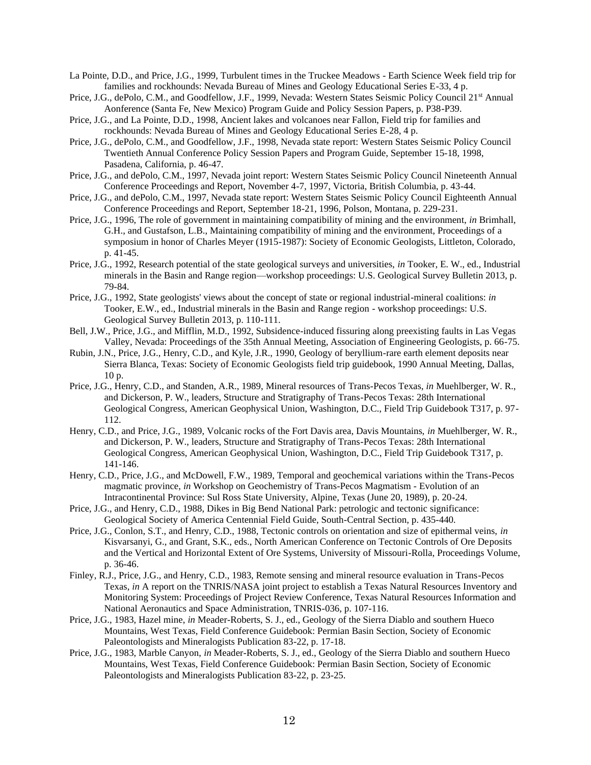La Pointe, D.D., and Price, J.G., 1999, Turbulent times in the Truckee Meadows - Earth Science Week field trip for families and rockhounds: Nevada Bureau of Mines and Geology Educational Series E-33, 4 p.

Price, J.G., dePolo, C.M., and Goodfellow, J.F., 1999, Nevada: Western States Seismic Policy Council 21st Annual Aonference (Santa Fe, New Mexico) Program Guide and Policy Session Papers, p. P38-P39.

Price, J.G., and La Pointe, D.D., 1998, Ancient lakes and volcanoes near Fallon, Field trip for families and rockhounds: Nevada Bureau of Mines and Geology Educational Series E-28, 4 p.

Price, J.G., dePolo, C.M., and Goodfellow, J.F., 1998, Nevada state report: Western States Seismic Policy Council Twentieth Annual Conference Policy Session Papers and Program Guide, September 15-18, 1998, Pasadena, California, p. 46-47.

Price, J.G., and dePolo, C.M., 1997, Nevada joint report: Western States Seismic Policy Council Nineteenth Annual Conference Proceedings and Report, November 4-7, 1997, Victoria, British Columbia, p. 43-44.

Price, J.G., and dePolo, C.M., 1997, Nevada state report: Western States Seismic Policy Council Eighteenth Annual Conference Proceedings and Report, September 18-21, 1996, Polson, Montana, p. 229-231.

Price, J.G., 1996, The role of government in maintaining compatibility of mining and the environment, *in* Brimhall, G.H., and Gustafson, L.B., Maintaining compatibility of mining and the environment, Proceedings of a symposium in honor of Charles Meyer (1915-1987): Society of Economic Geologists, Littleton, Colorado, p. 41-45.

Price, J.G., 1992, Research potential of the state geological surveys and universities, *in* Tooker, E. W., ed., Industrial minerals in the Basin and Range region—workshop proceedings: U.S. Geological Survey Bulletin 2013, p. 79-84.

Price, J.G., 1992, State geologists' views about the concept of state or regional industrial-mineral coalitions: *in* Tooker, E.W., ed., Industrial minerals in the Basin and Range region - workshop proceedings: U.S. Geological Survey Bulletin 2013, p. 110-111.

Bell, J.W., Price, J.G., and Mifflin, M.D., 1992, Subsidence-induced fissuring along preexisting faults in Las Vegas Valley, Nevada: Proceedings of the 35th Annual Meeting, Association of Engineering Geologists, p. 66-75.

Rubin, J.N., Price, J.G., Henry, C.D., and Kyle, J.R., 1990, Geology of beryllium-rare earth element deposits near Sierra Blanca, Texas: Society of Economic Geologists field trip guidebook, 1990 Annual Meeting, Dallas, 10 p.

Price, J.G., Henry, C.D., and Standen, A.R., 1989, Mineral resources of Trans-Pecos Texas, *in* Muehlberger, W. R., and Dickerson, P. W., leaders, Structure and Stratigraphy of Trans-Pecos Texas: 28th International Geological Congress, American Geophysical Union, Washington, D.C., Field Trip Guidebook T317, p. 97-112.

Henry, C.D., and Price, J.G., 1989, Volcanic rocks of the Fort Davis area, Davis Mountains, *in* Muehlberger, W. R., and Dickerson, P. W., leaders, Structure and Stratigraphy of Trans-Pecos Texas: 28th International Geological Congress, American Geophysical Union, Washington, D.C., Field Trip Guidebook T317, p. 141-146.

Henry, C.D., Price, J.G., and McDowell, F.W., 1989, Temporal and geochemical variations within the Trans-Pecos magmatic province, *in* Workshop on Geochemistry of Trans-Pecos Magmatism - Evolution of an Intracontinental Province: Sul Ross State University, Alpine, Texas (June 20, 1989), p. 20-24.

Price, J.G., and Henry, C.D., 1988, Dikes in Big Bend National Park: petrologic and tectonic significance: Geological Society of America Centennial Field Guide, South-Central Section, p. 435-440.

Price, J.G., Conlon, S.T., and Henry, C.D., 1988, Tectonic controls on orientation and size of epithermal veins, *in* Kisvarsanyi, G., and Grant, S.K., eds., North American Conference on Tectonic Controls of Ore Deposits and the Vertical and Horizontal Extent of Ore Systems, University of Missouri-Rolla, Proceedings Volume, p. 36-46.

Finley, R.J., Price, J.G., and Henry, C.D., 1983, Remote sensing and mineral resource evaluation in Trans-Pecos Texas, *in* A report on the TNRIS/NASA joint project to establish a Texas Natural Resources Inventory and Monitoring System: Proceedings of Project Review Conference, Texas Natural Resources Information and National Aeronautics and Space Administration, TNRIS-036, p. 107-116.

Price, J.G., 1983, Hazel mine, *in* Meader-Roberts, S. J., ed., Geology of the Sierra Diablo and southern Hueco Mountains, West Texas, Field Conference Guidebook: Permian Basin Section, Society of Economic Paleontologists and Mineralogists Publication 83-22, p. 17-18.

Price, J.G., 1983, Marble Canyon, *in* Meader-Roberts, S. J., ed., Geology of the Sierra Diablo and southern Hueco Mountains, West Texas, Field Conference Guidebook: Permian Basin Section, Society of Economic Paleontologists and Mineralogists Publication 83-22, p. 23-25.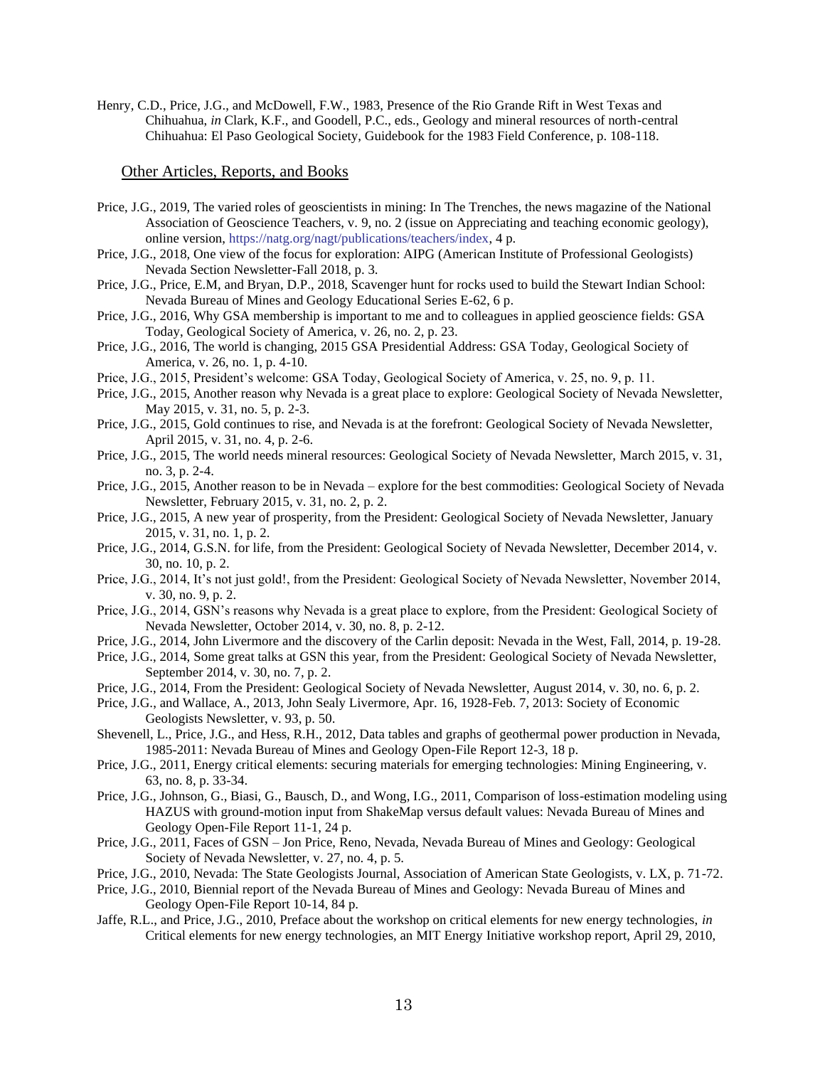Henry, C.D., Price, J.G., and McDowell, F.W., 1983, Presence of the Rio Grande Rift in West Texas and Chihuahua, *in* Clark, K.F., and Goodell, P.C., eds., Geology and mineral resources of north-central Chihuahua: El Paso Geological Society, Guidebook for the 1983 Field Conference, p. 108-118.

## Other Articles, Reports, and Books

Price, J.G., 2019, The varied roles of geoscientists in mining: In The Trenches, the news magazine of the National Association of Geoscience Teachers, v. 9, no. 2 (issue on Appreciating and teaching economic geology), online version, https://natg.org/nagt/publications/teachers/index, 4 p.

Price, J.G., 2018, One view of the focus for exploration: AIPG (American Institute of Professional Geologists) Nevada Section Newsletter-Fall 2018, p. 3.

Price, J.G., Price, E.M, and Bryan, D.P., 2018, Scavenger hunt for rocks used to build the Stewart Indian School: Nevada Bureau of Mines and Geology Educational Series E-62, 6 p.

Price, J.G., 2016, Why GSA membership is important to me and to colleagues in applied geoscience fields: GSA Today, Geological Society of America, v. 26, no. 2, p. 23.

Price, J.G., 2016, The world is changing, 2015 GSA Presidential Address: GSA Today, Geological Society of America, v. 26, no. 1, p. 4-10.

Price, J.G., 2015, President's welcome: GSA Today, Geological Society of America, v. 25, no. 9, p. 11.

Price, J.G., 2015, Another reason why Nevada is a great place to explore: Geological Society of Nevada Newsletter, May 2015, v. 31, no. 5, p. 2-3.

Price, J.G., 2015, Gold continues to rise, and Nevada is at the forefront: Geological Society of Nevada Newsletter, April 2015, v. 31, no. 4, p. 2-6.

Price, J.G., 2015, The world needs mineral resources: Geological Society of Nevada Newsletter, March 2015, v. 31, no. 3, p. 2-4.

Price, J.G., 2015, Another reason to be in Nevada – explore for the best commodities: Geological Society of Nevada Newsletter, February 2015, v. 31, no. 2, p. 2.

Price, J.G., 2015, A new year of prosperity, from the President: Geological Society of Nevada Newsletter, January 2015, v. 31, no. 1, p. 2.

Price, J.G., 2014, G.S.N. for life, from the President: Geological Society of Nevada Newsletter, December 2014, v. 30, no. 10, p. 2.

Price, J.G., 2014, It's not just gold!, from the President: Geological Society of Nevada Newsletter, November 2014, v. 30, no. 9, p. 2.

Price, J.G., 2014, GSN's reasons why Nevada is a great place to explore, from the President: Geological Society of Nevada Newsletter, October 2014, v. 30, no. 8, p. 2-12.

Price, J.G., 2014, John Livermore and the discovery of the Carlin deposit: Nevada in the West, Fall, 2014, p. 19-28.

Price, J.G., 2014, Some great talks at GSN this year, from the President: Geological Society of Nevada Newsletter, September 2014, v. 30, no. 7, p. 2.

Price, J.G., 2014, From the President: Geological Society of Nevada Newsletter, August 2014, v. 30, no. 6, p. 2.

Price, J.G., and Wallace, A., 2013, John Sealy Livermore, Apr. 16, 1928-Feb. 7, 2013: Society of Economic Geologists Newsletter, v. 93, p. 50.

Shevenell, L., Price, J.G., and Hess, R.H., 2012, Data tables and graphs of geothermal power production in Nevada, 1985-2011: Nevada Bureau of Mines and Geology Open-File Report 12-3, 18 p.

Price, J.G., 2011, Energy critical elements: securing materials for emerging technologies: Mining Engineering, v. 63, no. 8, p. 33-34.

Price, J.G., Johnson, G., Biasi, G., Bausch, D., and Wong, I.G., 2011, Comparison of loss-estimation modeling using HAZUS with ground-motion input from ShakeMap versus default values: Nevada Bureau of Mines and Geology Open-File Report 11-1, 24 p.

Price, J.G., 2011, Faces of GSN – Jon Price, Reno, Nevada, Nevada Bureau of Mines and Geology: Geological Society of Nevada Newsletter, v. 27, no. 4, p. 5.

Price, J.G., 2010, Nevada: The State Geologists Journal, Association of American State Geologists, v. LX, p. 71-72.

Price, J.G., 2010, Biennial report of the Nevada Bureau of Mines and Geology: Nevada Bureau of Mines and Geology Open-File Report 10-14, 84 p.

Jaffe, R.L., and Price, J.G., 2010, Preface about the workshop on critical elements for new energy technologies, *in* Critical elements for new energy technologies, an MIT Energy Initiative workshop report, April 29, 2010,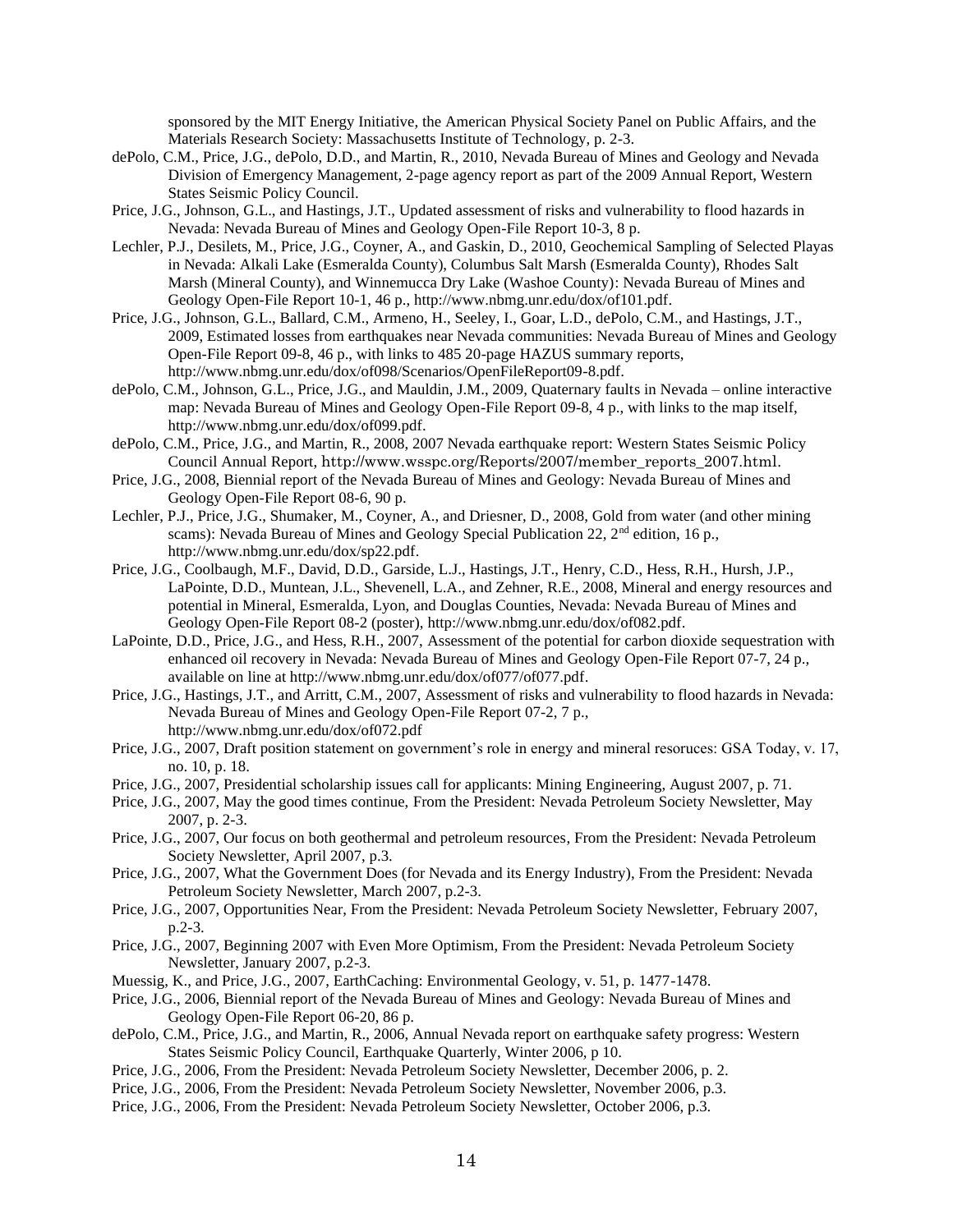sponsored by the MIT Energy Initiative, the American Physical Society Panel on Public Affairs, and the Materials Research Society: Massachusetts Institute of Technology, p. 2-3.

dePolo, C.M., Price, J.G., dePolo, D.D., and Martin, R., 2010, Nevada Bureau of Mines and Geology and Nevada Division of Emergency Management, 2-page agency report as part of the 2009 Annual Report, Western States Seismic Policy Council.

Price, J.G., Johnson, G.L., and Hastings, J.T., Updated assessment of risks and vulnerability to flood hazards in Nevada: Nevada Bureau of Mines and Geology Open-File Report 10-3, 8 p.

Lechler, P.J., Desilets, M., Price, J.G., Coyner, A., and Gaskin, D., 2010, Geochemical Sampling of Selected Playas in Nevada: Alkali Lake (Esmeralda County), Columbus Salt Marsh (Esmeralda County), Rhodes Salt Marsh (Mineral County), and Winnemucca Dry Lake (Washoe County): Nevada Bureau of Mines and Geology Open-File Report 10-1, 46 p., http://www.nbmg.unr.edu/dox/of101.pdf.

Price, J.G., Johnson, G.L., Ballard, C.M., Armeno, H., Seeley, I., Goar, L.D., dePolo, C.M., and Hastings, J.T., 2009, Estimated losses from earthquakes near Nevada communities: Nevada Bureau of Mines and Geology Open-File Report 09-8, 46 p., with links to 485 20-page HAZUS summary reports, http://www.nbmg.unr.edu/dox/of098/Scenarios/OpenFileReport09-8.pdf.

dePolo, C.M., Johnson, G.L., Price, J.G., and Mauldin, J.M., 2009, Quaternary faults in Nevada – online interactive map: Nevada Bureau of Mines and Geology Open-File Report 09-8, 4 p., with links to the map itself, http://www.nbmg.unr.edu/dox/of099.pdf.

dePolo, C.M., Price, J.G., and Martin, R., 2008, 2007 Nevada earthquake report: Western States Seismic Policy Council Annual Report, http://www.wsspc.org/Reports/2007/member_reports_2007.html.

Price, J.G., 2008, Biennial report of the Nevada Bureau of Mines and Geology: Nevada Bureau of Mines and Geology Open-File Report 08-6, 90 p.

Lechler, P.J., Price, J.G., Shumaker, M., Coyner, A., and Driesner, D., 2008, Gold from water (and other mining scams): Nevada Bureau of Mines and Geology Special Publication 22, 2nd edition, 16 p., http://www.nbmg.unr.edu/dox/sp22.pdf.

Price, J.G., Coolbaugh, M.F., David, D.D., Garside, L.J., Hastings, J.T., Henry, C.D., Hess, R.H., Hursh, J.P., LaPointe, D.D., Muntean, J.L., Shevenell, L.A., and Zehner, R.E., 2008, Mineral and energy resources and potential in Mineral, Esmeralda, Lyon, and Douglas Counties, Nevada: Nevada Bureau of Mines and Geology Open-File Report 08-2 (poster), http://www.nbmg.unr.edu/dox/of082.pdf.

LaPointe, D.D., Price, J.G., and Hess, R.H., 2007, Assessment of the potential for carbon dioxide sequestration with enhanced oil recovery in Nevada: Nevada Bureau of Mines and Geology Open-File Report 07-7, 24 p., available on line at http://www.nbmg.unr.edu/dox/of077/of077.pdf.

Price, J.G., Hastings, J.T., and Arritt, C.M., 2007, Assessment of risks and vulnerability to flood hazards in Nevada: Nevada Bureau of Mines and Geology Open-File Report 07-2, 7 p., http://www.nbmg.unr.edu/dox/of072.pdf

Price, J.G., 2007, Draft position statement on government's role in energy and mineral resoruces: GSA Today, v. 17, no. 10, p. 18.

Price, J.G., 2007, Presidential scholarship issues call for applicants: Mining Engineering, August 2007, p. 71.

Price, J.G., 2007, May the good times continue, From the President: Nevada Petroleum Society Newsletter, May 2007, p. 2-3.

Price, J.G., 2007, Our focus on both geothermal and petroleum resources, From the President: Nevada Petroleum Society Newsletter, April 2007, p.3.

Price, J.G., 2007, What the Government Does (for Nevada and its Energy Industry), From the President: Nevada Petroleum Society Newsletter, March 2007, p.2-3.

Price, J.G., 2007, Opportunities Near, From the President: Nevada Petroleum Society Newsletter, February 2007, p.2-3.

Price, J.G., 2007, Beginning 2007 with Even More Optimism, From the President: Nevada Petroleum Society Newsletter, January 2007, p.2-3.

Muessig, K., and Price, J.G., 2007, EarthCaching: Environmental Geology, v. 51, p. 1477-1478.

Price, J.G., 2006, Biennial report of the Nevada Bureau of Mines and Geology: Nevada Bureau of Mines and Geology Open-File Report 06-20, 86 p.

dePolo, C.M., Price, J.G., and Martin, R., 2006, Annual Nevada report on earthquake safety progress: Western States Seismic Policy Council, Earthquake Quarterly, Winter 2006, p 10.

Price, J.G., 2006, From the President: Nevada Petroleum Society Newsletter, December 2006, p. 2.

Price, J.G., 2006, From the President: Nevada Petroleum Society Newsletter, November 2006, p.3.

Price, J.G., 2006, From the President: Nevada Petroleum Society Newsletter, October 2006, p.3.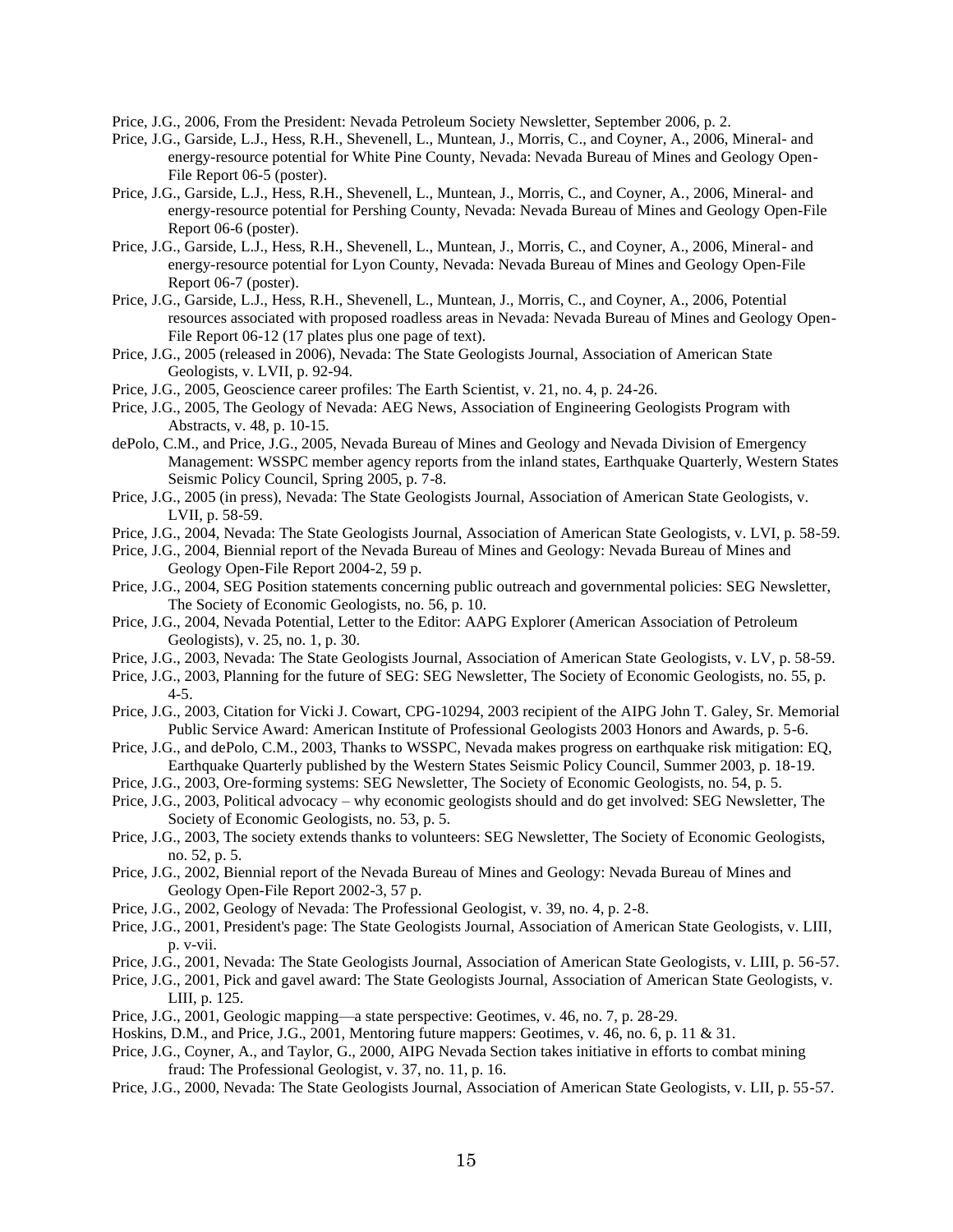Price, J.G., 2006, From the President: Nevada Petroleum Society Newsletter, September 2006, p. 2.

Price, J.G., Garside, L.J., Hess, R.H., Shevenell, L., Muntean, J., Morris, C., and Coyner, A., 2006, Mineral- and energy-resource potential for White Pine County, Nevada: Nevada Bureau of Mines and Geology Open-File Report 06-5 (poster).

Price, J.G., Garside, L.J., Hess, R.H., Shevenell, L., Muntean, J., Morris, C., and Coyner, A., 2006, Mineral- and energy-resource potential for Pershing County, Nevada: Nevada Bureau of Mines and Geology Open-File Report 06-6 (poster).

Price, J.G., Garside, L.J., Hess, R.H., Shevenell, L., Muntean, J., Morris, C., and Coyner, A., 2006, Mineral- and energy-resource potential for Lyon County, Nevada: Nevada Bureau of Mines and Geology Open-File Report 06-7 (poster).

Price, J.G., Garside, L.J., Hess, R.H., Shevenell, L., Muntean, J., Morris, C., and Coyner, A., 2006, Potential resources associated with proposed roadless areas in Nevada: Nevada Bureau of Mines and Geology Open-File Report 06-12 (17 plates plus one page of text).

Price, J.G., 2005 (released in 2006), Nevada: The State Geologists Journal, Association of American State Geologists, v. LVII, p. 92-94.

Price, J.G., 2005, Geoscience career profiles: The Earth Scientist, v. 21, no. 4, p. 24-26.

Price, J.G., 2005, The Geology of Nevada: AEG News, Association of Engineering Geologists Program with Abstracts, v. 48, p. 10-15.

dePolo, C.M., and Price, J.G., 2005, Nevada Bureau of Mines and Geology and Nevada Division of Emergency Management: WSSPC member agency reports from the inland states, Earthquake Quarterly, Western States Seismic Policy Council, Spring 2005, p. 7-8.

Price, J.G., 2005 (in press), Nevada: The State Geologists Journal, Association of American State Geologists, v. LVII, p. 58-59.

Price, J.G., 2004, Nevada: The State Geologists Journal, Association of American State Geologists, v. LVI, p. 58-59.

Price, J.G., 2004, Biennial report of the Nevada Bureau of Mines and Geology: Nevada Bureau of Mines and Geology Open-File Report 2004-2, 59 p.

Price, J.G., 2004, SEG Position statements concerning public outreach and governmental policies: SEG Newsletter, The Society of Economic Geologists, no. 56, p. 10.

Price, J.G., 2004, Nevada Potential, Letter to the Editor: AAPG Explorer (American Association of Petroleum Geologists), v. 25, no. 1, p. 30.

Price, J.G., 2003, Nevada: The State Geologists Journal, Association of American State Geologists, v. LV, p. 58-59.

Price, J.G., 2003, Planning for the future of SEG: SEG Newsletter, The Society of Economic Geologists, no. 55, p. 4-5.

Price, J.G., 2003, Citation for Vicki J. Cowart, CPG-10294, 2003 recipient of the AIPG John T. Galey, Sr. Memorial Public Service Award: American Institute of Professional Geologists 2003 Honors and Awards, p. 5-6.

Price, J.G., and dePolo, C.M., 2003, Thanks to WSSPC, Nevada makes progress on earthquake risk mitigation: EQ, Earthquake Quarterly published by the Western States Seismic Policy Council, Summer 2003, p. 18-19.

Price, J.G., 2003, Ore-forming systems: SEG Newsletter, The Society of Economic Geologists, no. 54, p. 5.

Price, J.G., 2003, Political advocacy – why economic geologists should and do get involved: SEG Newsletter, The Society of Economic Geologists, no. 53, p. 5.

Price, J.G., 2003, The society extends thanks to volunteers: SEG Newsletter, The Society of Economic Geologists, no. 52, p. 5.

Price, J.G., 2002, Biennial report of the Nevada Bureau of Mines and Geology: Nevada Bureau of Mines and Geology Open-File Report 2002-3, 57 p.

Price, J.G., 2002, Geology of Nevada: The Professional Geologist, v. 39, no. 4, p. 2-8.

Price, J.G., 2001, President's page: The State Geologists Journal, Association of American State Geologists, v. LIII, p. v-vii.

Price, J.G., 2001, Nevada: The State Geologists Journal, Association of American State Geologists, v. LIII, p. 56-57.

Price, J.G., 2001, Pick and gavel award: The State Geologists Journal, Association of American State Geologists, v. LIII, p. 125.

Price, J.G., 2001, Geologic mapping—a state perspective: Geotimes, v. 46, no. 7, p. 28-29.

Hoskins, D.M., and Price, J.G., 2001, Mentoring future mappers: Geotimes, v. 46, no. 6, p. 11 & 31.

Price, J.G., Coyner, A., and Taylor, G., 2000, AIPG Nevada Section takes initiative in efforts to combat mining fraud: The Professional Geologist, v. 37, no. 11, p. 16.

Price, J.G., 2000, Nevada: The State Geologists Journal, Association of American State Geologists, v. LII, p. 55-57.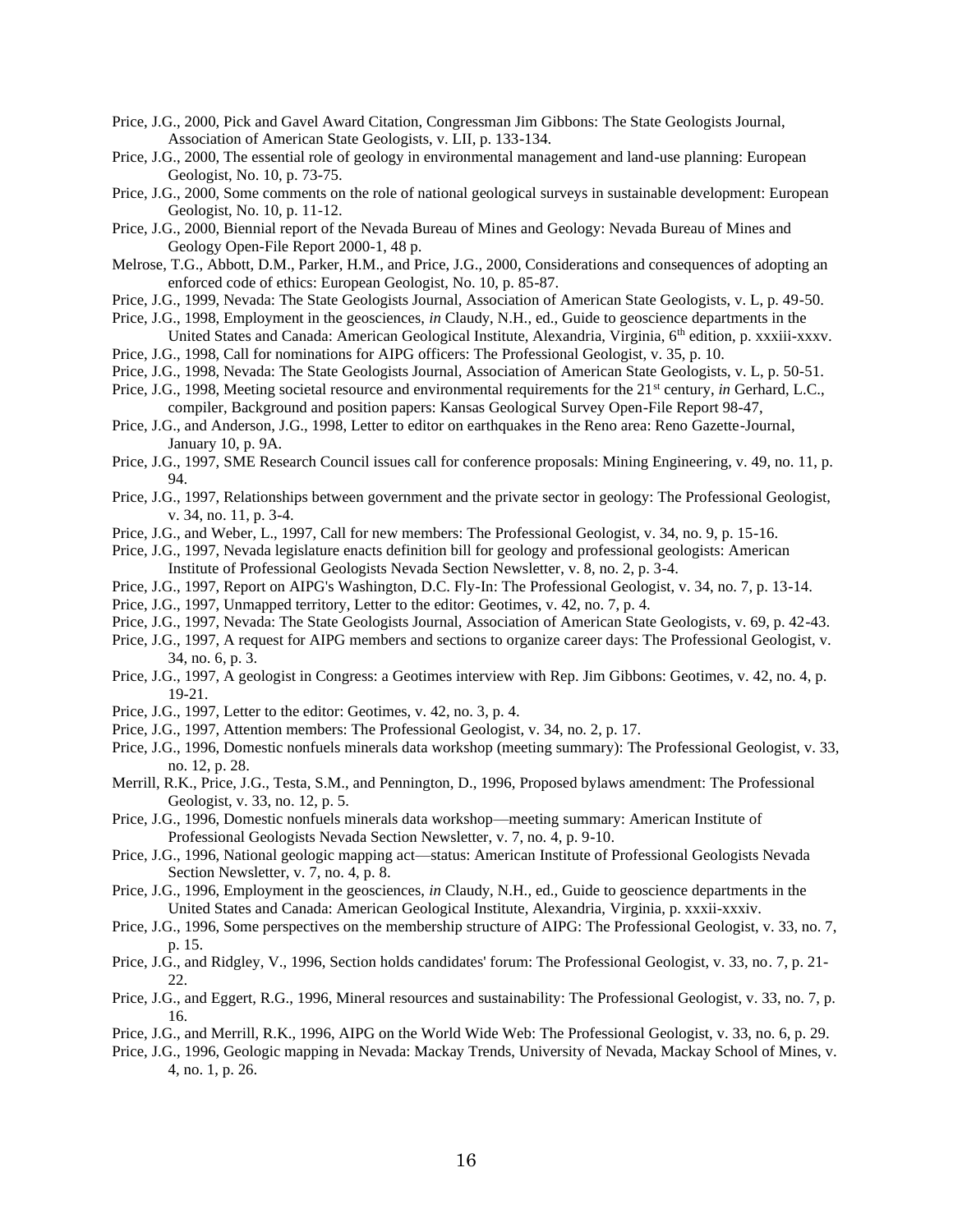Price, J.G., 2000, Pick and Gavel Award Citation, Congressman Jim Gibbons: The State Geologists Journal, Association of American State Geologists, v. LII, p. 133-134.

Price, J.G., 2000, The essential role of geology in environmental management and land-use planning: European Geologist, No. 10, p. 73-75.

Price, J.G., 2000, Some comments on the role of national geological surveys in sustainable development: European Geologist, No. 10, p. 11-12.

Price, J.G., 2000, Biennial report of the Nevada Bureau of Mines and Geology: Nevada Bureau of Mines and Geology Open-File Report 2000-1, 48 p.

Melrose, T.G., Abbott, D.M., Parker, H.M., and Price, J.G., 2000, Considerations and consequences of adopting an enforced code of ethics: European Geologist, No. 10, p. 85-87.

Price, J.G., 1999, Nevada: The State Geologists Journal, Association of American State Geologists, v. L, p. 49-50.

Price, J.G., 1998, Employment in the geosciences, *in* Claudy, N.H., ed., Guide to geoscience departments in the United States and Canada: American Geological Institute, Alexandria, Virginia, 6th edition, p. xxxiii-xxxv.

Price, J.G., 1998, Call for nominations for AIPG officers: The Professional Geologist, v. 35, p. 10.

Price, J.G., 1998, Nevada: The State Geologists Journal, Association of American State Geologists, v. L, p. 50-51.

Price, J.G., 1998, Meeting societal resource and environmental requirements for the 21st century, *in* Gerhard, L.C., compiler, Background and position papers: Kansas Geological Survey Open-File Report 98-47,

Price, J.G., and Anderson, J.G., 1998, Letter to editor on earthquakes in the Reno area: Reno Gazette-Journal, January 10, p. 9A.

Price, J.G., 1997, SME Research Council issues call for conference proposals: Mining Engineering, v. 49, no. 11, p. 94.

Price, J.G., 1997, Relationships between government and the private sector in geology: The Professional Geologist, v. 34, no. 11, p. 3-4.

Price, J.G., and Weber, L., 1997, Call for new members: The Professional Geologist, v. 34, no. 9, p. 15-16.

Price, J.G., 1997, Nevada legislature enacts definition bill for geology and professional geologists: American Institute of Professional Geologists Nevada Section Newsletter, v. 8, no. 2, p. 3-4.

Price, J.G., 1997, Report on AIPG's Washington, D.C. Fly-In: The Professional Geologist, v. 34, no. 7, p. 13-14.

Price, J.G., 1997, Unmapped territory, Letter to the editor: Geotimes, v. 42, no. 7, p. 4.

Price, J.G., 1997, Nevada: The State Geologists Journal, Association of American State Geologists, v. 69, p. 42-43.

Price, J.G., 1997, A request for AIPG members and sections to organize career days: The Professional Geologist, v. 34, no. 6, p. 3.

Price, J.G., 1997, A geologist in Congress: a Geotimes interview with Rep. Jim Gibbons: Geotimes, v. 42, no. 4, p. 19-21.

Price, J.G., 1997, Letter to the editor: Geotimes, v. 42, no. 3, p. 4.

Price, J.G., 1997, Attention members: The Professional Geologist, v. 34, no. 2, p. 17.

Price, J.G., 1996, Domestic nonfuels minerals data workshop (meeting summary): The Professional Geologist, v. 33, no. 12, p. 28.

Merrill, R.K., Price, J.G., Testa, S.M., and Pennington, D., 1996, Proposed bylaws amendment: The Professional Geologist, v. 33, no. 12, p. 5.

Price, J.G., 1996, Domestic nonfuels minerals data workshop—meeting summary: American Institute of Professional Geologists Nevada Section Newsletter, v. 7, no. 4, p. 9-10.

Price, J.G., 1996, National geologic mapping act—status: American Institute of Professional Geologists Nevada Section Newsletter, v. 7, no. 4, p. 8.

Price, J.G., 1996, Employment in the geosciences, *in* Claudy, N.H., ed., Guide to geoscience departments in the United States and Canada: American Geological Institute, Alexandria, Virginia, p. xxxii-xxxiv.

Price, J.G., 1996, Some perspectives on the membership structure of AIPG: The Professional Geologist, v. 33, no. 7, p. 15.

Price, J.G., and Ridgley, V., 1996, Section holds candidates' forum: The Professional Geologist, v. 33, no. 7, p. 21-22.

Price, J.G., and Eggert, R.G., 1996, Mineral resources and sustainability: The Professional Geologist, v. 33, no. 7, p. 16.

Price, J.G., and Merrill, R.K., 1996, AIPG on the World Wide Web: The Professional Geologist, v. 33, no. 6, p. 29.

Price, J.G., 1996, Geologic mapping in Nevada: Mackay Trends, University of Nevada, Mackay School of Mines, v. 4, no. 1, p. 26.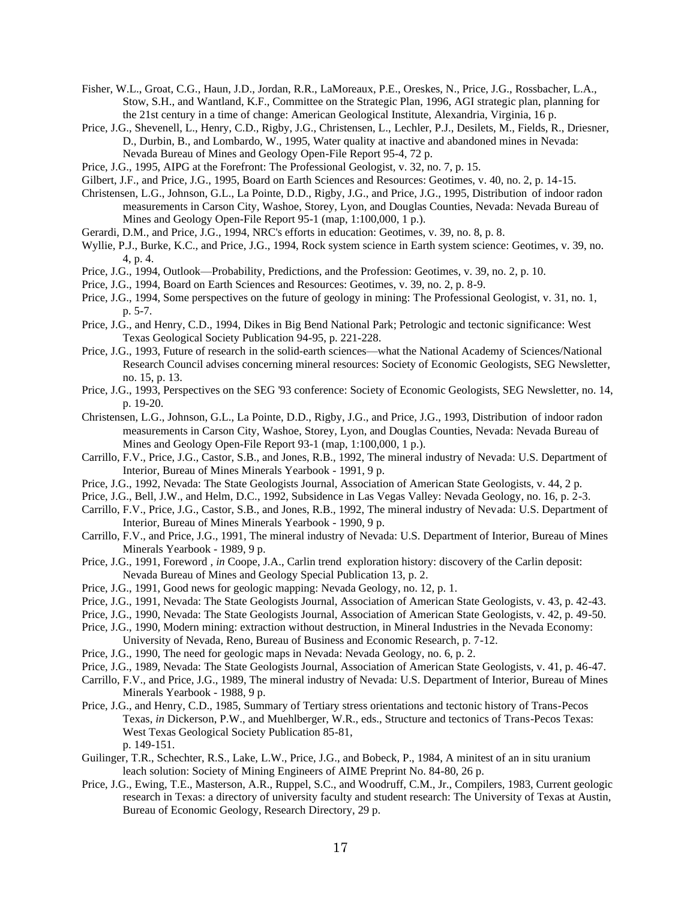Fisher, W.L., Groat, C.G., Haun, J.D., Jordan, R.R., LaMoreaux, P.E., Oreskes, N., Price, J.G., Rossbacher, L.A., Stow, S.H., and Wantland, K.F., Committee on the Strategic Plan, 1996, AGI strategic plan, planning for the 21st century in a time of change: American Geological Institute, Alexandria, Virginia, 16 p.

Price, J.G., Shevenell, L., Henry, C.D., Rigby, J.G., Christensen, L., Lechler, P.J., Desilets, M., Fields, R., Driesner, D., Durbin, B., and Lombardo, W., 1995, Water quality at inactive and abandoned mines in Nevada: Nevada Bureau of Mines and Geology Open-File Report 95-4, 72 p.

Price, J.G., 1995, AIPG at the Forefront: The Professional Geologist, v. 32, no. 7, p. 15.

Gilbert, J.F., and Price, J.G., 1995, Board on Earth Sciences and Resources: Geotimes, v. 40, no. 2, p. 14-15.

Christensen, L.G., Johnson, G.L., La Pointe, D.D., Rigby, J.G., and Price, J.G., 1995, Distribution of indoor radon measurements in Carson City, Washoe, Storey, Lyon, and Douglas Counties, Nevada: Nevada Bureau of Mines and Geology Open-File Report 95-1 (map, 1:100,000, 1 p.).

Gerardi, D.M., and Price, J.G., 1994, NRC's efforts in education: Geotimes, v. 39, no. 8, p. 8.

Wyllie, P.J., Burke, K.C., and Price, J.G., 1994, Rock system science in Earth system science: Geotimes, v. 39, no. 4, p. 4.

Price, J.G., 1994, Outlook—Probability, Predictions, and the Profession: Geotimes, v. 39, no. 2, p. 10.

Price, J.G., 1994, Board on Earth Sciences and Resources: Geotimes, v. 39, no. 2, p. 8-9.

Price, J.G., 1994, Some perspectives on the future of geology in mining: The Professional Geologist, v. 31, no. 1, p. 5-7.

Price, J.G., and Henry, C.D., 1994, Dikes in Big Bend National Park; Petrologic and tectonic significance: West Texas Geological Society Publication 94-95, p. 221-228.

Price, J.G., 1993, Future of research in the solid-earth sciences—what the National Academy of Sciences/National Research Council advises concerning mineral resources: Society of Economic Geologists, SEG Newsletter, no. 15, p. 13.

Price, J.G., 1993, Perspectives on the SEG '93 conference: Society of Economic Geologists, SEG Newsletter, no. 14, p. 19-20.

Christensen, L.G., Johnson, G.L., La Pointe, D.D., Rigby, J.G., and Price, J.G., 1993, Distribution of indoor radon measurements in Carson City, Washoe, Storey, Lyon, and Douglas Counties, Nevada: Nevada Bureau of Mines and Geology Open-File Report 93-1 (map, 1:100,000, 1 p.).

Carrillo, F.V., Price, J.G., Castor, S.B., and Jones, R.B., 1992, The mineral industry of Nevada: U.S. Department of Interior, Bureau of Mines Minerals Yearbook - 1991, 9 p.

Price, J.G., 1992, Nevada: The State Geologists Journal, Association of American State Geologists, v. 44, 2 p.

Price, J.G., Bell, J.W., and Helm, D.C., 1992, Subsidence in Las Vegas Valley: Nevada Geology, no. 16, p. 2-3.

Carrillo, F.V., Price, J.G., Castor, S.B., and Jones, R.B., 1992, The mineral industry of Nevada: U.S. Department of Interior, Bureau of Mines Minerals Yearbook - 1990, 9 p.

Carrillo, F.V., and Price, J.G., 1991, The mineral industry of Nevada: U.S. Department of Interior, Bureau of Mines Minerals Yearbook - 1989, 9 p.

Price, J.G., 1991, Foreword , *in* Coope, J.A., Carlin trend exploration history: discovery of the Carlin deposit: Nevada Bureau of Mines and Geology Special Publication 13, p. 2.

Price, J.G., 1991, Good news for geologic mapping: Nevada Geology, no. 12, p. 1.

Price, J.G., 1991, Nevada: The State Geologists Journal, Association of American State Geologists, v. 43, p. 42-43.

Price, J.G., 1990, Nevada: The State Geologists Journal, Association of American State Geologists, v. 42, p. 49-50.

Price, J.G., 1990, Modern mining: extraction without destruction, in Mineral Industries in the Nevada Economy: University of Nevada, Reno, Bureau of Business and Economic Research, p. 7-12.

Price, J.G., 1990, The need for geologic maps in Nevada: Nevada Geology, no. 6, p. 2.

Price, J.G., 1989, Nevada: The State Geologists Journal, Association of American State Geologists, v. 41, p. 46-47.

Carrillo, F.V., and Price, J.G., 1989, The mineral industry of Nevada: U.S. Department of Interior, Bureau of Mines Minerals Yearbook - 1988, 9 p.

Price, J.G., and Henry, C.D., 1985, Summary of Tertiary stress orientations and tectonic history of Trans-Pecos Texas, *in* Dickerson, P.W., and Muehlberger, W.R., eds., Structure and tectonics of Trans-Pecos Texas: West Texas Geological Society Publication 85-81, p. 149-151.

Guilinger, T.R., Schechter, R.S., Lake, L.W., Price, J.G., and Bobeck, P., 1984, A minitest of an in situ uranium leach solution: Society of Mining Engineers of AIME Preprint No. 84-80, 26 p.

Price, J.G., Ewing, T.E., Masterson, A.R., Ruppel, S.C., and Woodruff, C.M., Jr., Compilers, 1983, Current geologic research in Texas: a directory of university faculty and student research: The University of Texas at Austin, Bureau of Economic Geology, Research Directory, 29 p.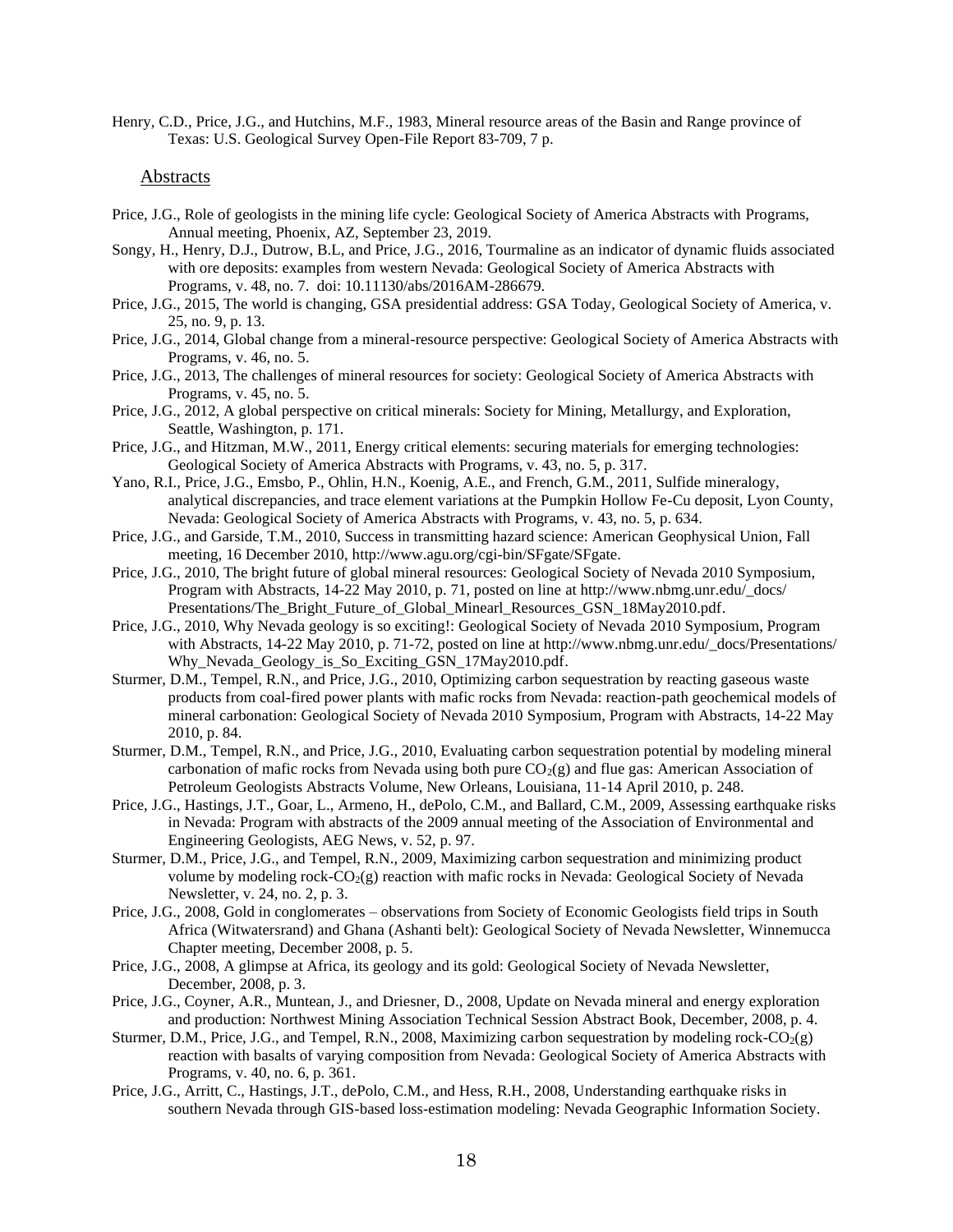Henry, C.D., Price, J.G., and Hutchins, M.F., 1983, Mineral resource areas of the Basin and Range province of Texas: U.S. Geological Survey Open-File Report 83-709, 7 p.

## Abstracts

Price, J.G., Role of geologists in the mining life cycle: Geological Society of America Abstracts with Programs, Annual meeting, Phoenix, AZ, September 23, 2019.

Songy, H., Henry, D.J., Dutrow, B.L, and Price, J.G., 2016, Tourmaline as an indicator of dynamic fluids associated with ore deposits: examples from western Nevada: Geological Society of America Abstracts with Programs, v. 48, no. 7. doi: 10.11130/abs/2016AM-286679.

Price, J.G., 2015, The world is changing, GSA presidential address: GSA Today, Geological Society of America, v. 25, no. 9, p. 13.

Price, J.G., 2014, Global change from a mineral-resource perspective: Geological Society of America Abstracts with Programs, v. 46, no. 5.

Price, J.G., 2013, The challenges of mineral resources for society: Geological Society of America Abstracts with Programs, v. 45, no. 5.

Price, J.G., 2012, A global perspective on critical minerals: Society for Mining, Metallurgy, and Exploration, Seattle, Washington, p. 171.

Price, J.G., and Hitzman, M.W., 2011, Energy critical elements: securing materials for emerging technologies: Geological Society of America Abstracts with Programs, v. 43, no. 5, p. 317.

Yano, R.I., Price, J.G., Emsbo, P., Ohlin, H.N., Koenig, A.E., and French, G.M., 2011, Sulfide mineralogy, analytical discrepancies, and trace element variations at the Pumpkin Hollow Fe-Cu deposit, Lyon County, Nevada: Geological Society of America Abstracts with Programs, v. 43, no. 5, p. 634.

Price, J.G., and Garside, T.M., 2010, Success in transmitting hazard science: American Geophysical Union, Fall meeting, 16 December 2010, http://www.agu.org/cgi-bin/SFgate/SFgate.

Price, J.G., 2010, The bright future of global mineral resources: Geological Society of Nevada 2010 Symposium, Program with Abstracts, 14-22 May 2010, p. 71, posted on line at http://www.nbmg.unr.edu/_docs/Presentations/The_Bright_Future_of_Global_Minearl_Resources_GSN_18May2010.pdf.

Price, J.G., 2010, Why Nevada geology is so exciting!: Geological Society of Nevada 2010 Symposium, Program with Abstracts, 14-22 May 2010, p. 71-72, posted on line at http://www.nbmg.unr.edu/_docs/Presentations/Why_Nevada_Geology_is_So_Exciting_GSN_17May2010.pdf.

Sturmer, D.M., Tempel, R.N., and Price, J.G., 2010, Optimizing carbon sequestration by reacting gaseous waste products from coal-fired power plants with mafic rocks from Nevada: reaction-path geochemical models of mineral carbonation: Geological Society of Nevada 2010 Symposium, Program with Abstracts, 14-22 May 2010, p. 84.

Sturmer, D.M., Tempel, R.N., and Price, J.G., 2010, Evaluating carbon sequestration potential by modeling mineral carbonation of mafic rocks from Nevada using both pure $CO_2$(g) and flue gas: American Association of Petroleum Geologists Abstracts Volume, New Orleans, Louisiana, 11-14 April 2010, p. 248.

Price, J.G., Hastings, J.T., Goar, L., Armeno, H., dePolo, C.M., and Ballard, C.M., 2009, Assessing earthquake risks in Nevada: Program with abstracts of the 2009 annual meeting of the Association of Environmental and Engineering Geologists, AEG News, v. 52, p. 97.

Sturmer, D.M., Price, J.G., and Tempel, R.N., 2009, Maximizing carbon sequestration and minimizing product volume by modeling rock-$CO_2$(g) reaction with mafic rocks in Nevada: Geological Society of Nevada Newsletter, v. 24, no. 2, p. 3.

Price, J.G., 2008, Gold in conglomerates – observations from Society of Economic Geologists field trips in South Africa (Witwatersrand) and Ghana (Ashanti belt): Geological Society of Nevada Newsletter, Winnemucca Chapter meeting, December 2008, p. 5.

Price, J.G., 2008, A glimpse at Africa, its geology and its gold: Geological Society of Nevada Newsletter, December, 2008, p. 3.

Price, J.G., Coyner, A.R., Muntean, J., and Driesner, D., 2008, Update on Nevada mineral and energy exploration and production: Northwest Mining Association Technical Session Abstract Book, December, 2008, p. 4.

Sturmer, D.M., Price, J.G., and Tempel, R.N., 2008, Maximizing carbon sequestration by modeling rock-$CO_2$(g) reaction with basalts of varying composition from Nevada: Geological Society of America Abstracts with Programs, v. 40, no. 6, p. 361.

Price, J.G., Arritt, C., Hastings, J.T., dePolo, C.M., and Hess, R.H., 2008, Understanding earthquake risks in southern Nevada through GIS-based loss-estimation modeling: Nevada Geographic Information Society.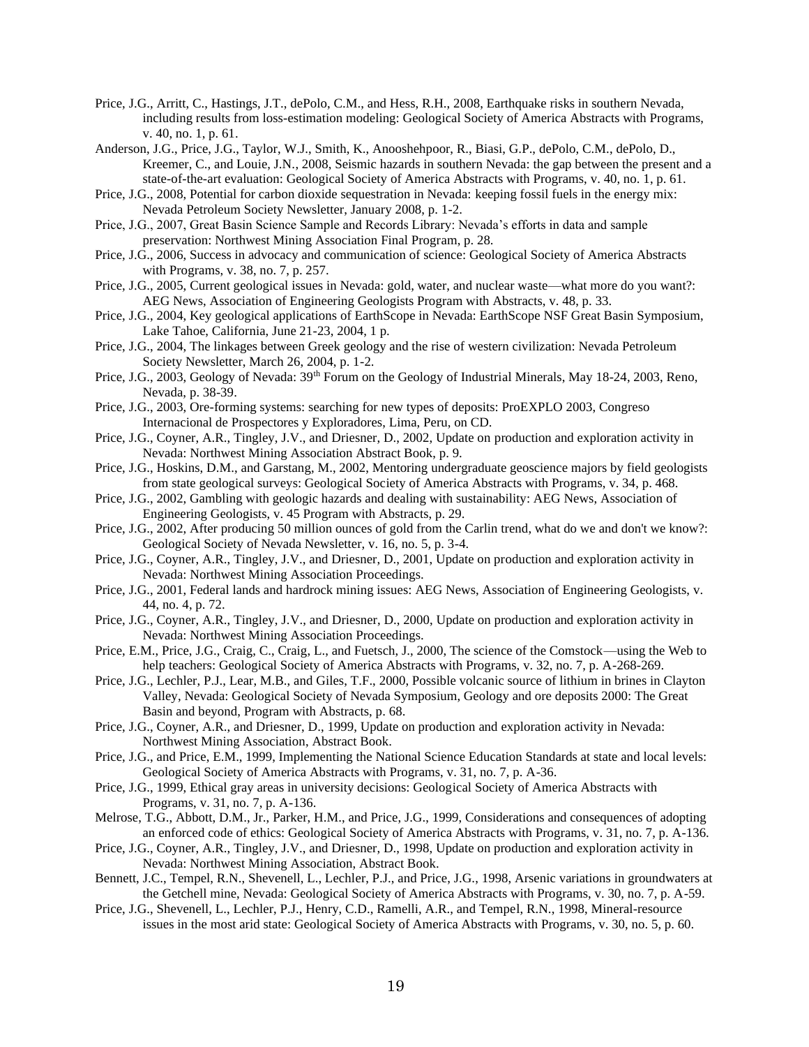Price, J.G., Arritt, C., Hastings, J.T., dePolo, C.M., and Hess, R.H., 2008, Earthquake risks in southern Nevada, including results from loss-estimation modeling: Geological Society of America Abstracts with Programs, v. 40, no. 1, p. 61.

Anderson, J.G., Price, J.G., Taylor, W.J., Smith, K., Anooshehpoor, R., Biasi, G.P., dePolo, C.M., dePolo, D., Kreemer, C., and Louie, J.N., 2008, Seismic hazards in southern Nevada: the gap between the present and a state-of-the-art evaluation: Geological Society of America Abstracts with Programs, v. 40, no. 1, p. 61.

Price, J.G., 2008, Potential for carbon dioxide sequestration in Nevada: keeping fossil fuels in the energy mix: Nevada Petroleum Society Newsletter, January 2008, p. 1-2.

Price, J.G., 2007, Great Basin Science Sample and Records Library: Nevada's efforts in data and sample preservation: Northwest Mining Association Final Program, p. 28.

Price, J.G., 2006, Success in advocacy and communication of science: Geological Society of America Abstracts with Programs, v. 38, no. 7, p. 257.

Price, J.G., 2005, Current geological issues in Nevada: gold, water, and nuclear waste—what more do you want?: AEG News, Association of Engineering Geologists Program with Abstracts, v. 48, p. 33.

Price, J.G., 2004, Key geological applications of EarthScope in Nevada: EarthScope NSF Great Basin Symposium, Lake Tahoe, California, June 21-23, 2004, 1 p.

Price, J.G., 2004, The linkages between Greek geology and the rise of western civilization: Nevada Petroleum Society Newsletter, March 26, 2004, p. 1-2.

Price, J.G., 2003, Geology of Nevada: 39th Forum on the Geology of Industrial Minerals, May 18-24, 2003, Reno, Nevada, p. 38-39.

Price, J.G., 2003, Ore-forming systems: searching for new types of deposits: ProEXPLO 2003, Congreso Internacional de Prospectores y Exploradores, Lima, Peru, on CD.

Price, J.G., Coyner, A.R., Tingley, J.V., and Driesner, D., 2002, Update on production and exploration activity in Nevada: Northwest Mining Association Abstract Book, p. 9.

Price, J.G., Hoskins, D.M., and Garstang, M., 2002, Mentoring undergraduate geoscience majors by field geologists from state geological surveys: Geological Society of America Abstracts with Programs, v. 34, p. 468.

Price, J.G., 2002, Gambling with geologic hazards and dealing with sustainability: AEG News, Association of Engineering Geologists, v. 45 Program with Abstracts, p. 29.

Price, J.G., 2002, After producing 50 million ounces of gold from the Carlin trend, what do we and don't we know?: Geological Society of Nevada Newsletter, v. 16, no. 5, p. 3-4.

Price, J.G., Coyner, A.R., Tingley, J.V., and Driesner, D., 2001, Update on production and exploration activity in Nevada: Northwest Mining Association Proceedings.

Price, J.G., 2001, Federal lands and hardrock mining issues: AEG News, Association of Engineering Geologists, v. 44, no. 4, p. 72.

Price, J.G., Coyner, A.R., Tingley, J.V., and Driesner, D., 2000, Update on production and exploration activity in Nevada: Northwest Mining Association Proceedings.

Price, E.M., Price, J.G., Craig, C., Craig, L., and Fuetsch, J., 2000, The science of the Comstock—using the Web to help teachers: Geological Society of America Abstracts with Programs, v. 32, no. 7, p. A-268-269.

Price, J.G., Lechler, P.J., Lear, M.B., and Giles, T.F., 2000, Possible volcanic source of lithium in brines in Clayton Valley, Nevada: Geological Society of Nevada Symposium, Geology and ore deposits 2000: The Great Basin and beyond, Program with Abstracts, p. 68.

Price, J.G., Coyner, A.R., and Driesner, D., 1999, Update on production and exploration activity in Nevada: Northwest Mining Association, Abstract Book.

Price, J.G., and Price, E.M., 1999, Implementing the National Science Education Standards at state and local levels: Geological Society of America Abstracts with Programs, v. 31, no. 7, p. A-36.

Price, J.G., 1999, Ethical gray areas in university decisions: Geological Society of America Abstracts with Programs, v. 31, no. 7, p. A-136.

Melrose, T.G., Abbott, D.M., Jr., Parker, H.M., and Price, J.G., 1999, Considerations and consequences of adopting an enforced code of ethics: Geological Society of America Abstracts with Programs, v. 31, no. 7, p. A-136.

Price, J.G., Coyner, A.R., Tingley, J.V., and Driesner, D., 1998, Update on production and exploration activity in Nevada: Northwest Mining Association, Abstract Book.

Bennett, J.C., Tempel, R.N., Shevenell, L., Lechler, P.J., and Price, J.G., 1998, Arsenic variations in groundwaters at the Getchell mine, Nevada: Geological Society of America Abstracts with Programs, v. 30, no. 7, p. A-59.

Price, J.G., Shevenell, L., Lechler, P.J., Henry, C.D., Ramelli, A.R., and Tempel, R.N., 1998, Mineral-resource issues in the most arid state: Geological Society of America Abstracts with Programs, v. 30, no. 5, p. 60.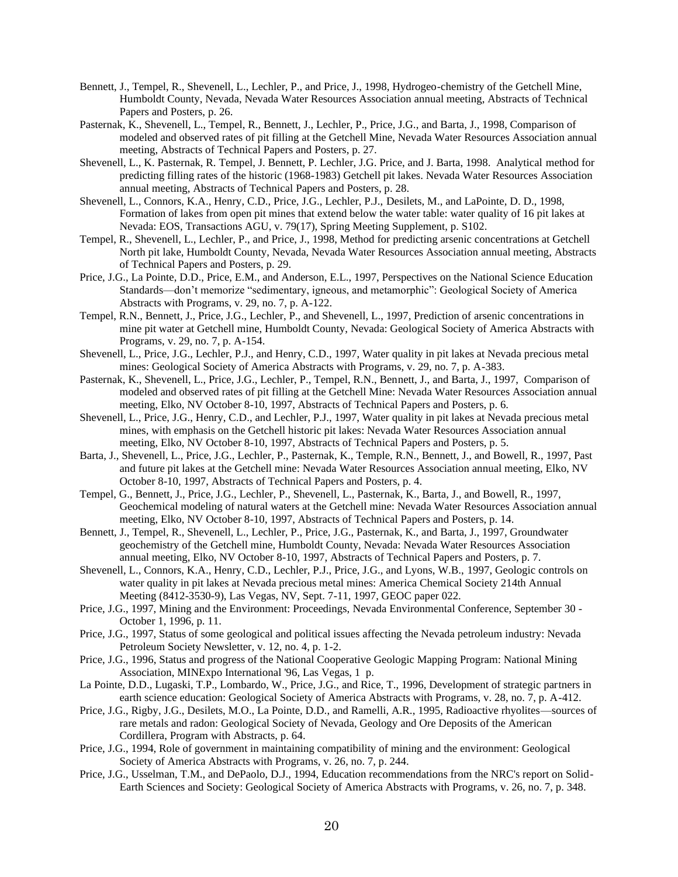Bennett, J., Tempel, R., Shevenell, L., Lechler, P., and Price, J., 1998, Hydrogeo-chemistry of the Getchell Mine, Humboldt County, Nevada, Nevada Water Resources Association annual meeting, Abstracts of Technical Papers and Posters, p. 26.

Pasternak, K., Shevenell, L., Tempel, R., Bennett, J., Lechler, P., Price, J.G., and Barta, J., 1998, Comparison of modeled and observed rates of pit filling at the Getchell Mine, Nevada Water Resources Association annual meeting, Abstracts of Technical Papers and Posters, p. 27.

Shevenell, L., K. Pasternak, R. Tempel, J. Bennett, P. Lechler, J.G. Price, and J. Barta, 1998. Analytical method for predicting filling rates of the historic (1968-1983) Getchell pit lakes. Nevada Water Resources Association annual meeting, Abstracts of Technical Papers and Posters, p. 28.

Shevenell, L., Connors, K.A., Henry, C.D., Price, J.G., Lechler, P.J., Desilets, M., and LaPointe, D. D., 1998, Formation of lakes from open pit mines that extend below the water table: water quality of 16 pit lakes at Nevada: EOS, Transactions AGU, v. 79(17), Spring Meeting Supplement, p. S102.

Tempel, R., Shevenell, L., Lechler, P., and Price, J., 1998, Method for predicting arsenic concentrations at Getchell North pit lake, Humboldt County, Nevada, Nevada Water Resources Association annual meeting, Abstracts of Technical Papers and Posters, p. 29.

Price, J.G., La Pointe, D.D., Price, E.M., and Anderson, E.L., 1997, Perspectives on the National Science Education Standards—don't memorize "sedimentary, igneous, and metamorphic": Geological Society of America Abstracts with Programs, v. 29, no. 7, p. A-122.

Tempel, R.N., Bennett, J., Price, J.G., Lechler, P., and Shevenell, L., 1997, Prediction of arsenic concentrations in mine pit water at Getchell mine, Humboldt County, Nevada: Geological Society of America Abstracts with Programs, v. 29, no. 7, p. A-154.

Shevenell, L., Price, J.G., Lechler, P.J., and Henry, C.D., 1997, Water quality in pit lakes at Nevada precious metal mines: Geological Society of America Abstracts with Programs, v. 29, no. 7, p. A-383.

Pasternak, K., Shevenell, L., Price, J.G., Lechler, P., Tempel, R.N., Bennett, J., and Barta, J., 1997, Comparison of modeled and observed rates of pit filling at the Getchell Mine: Nevada Water Resources Association annual meeting, Elko, NV October 8-10, 1997, Abstracts of Technical Papers and Posters, p. 6.

Shevenell, L., Price, J.G., Henry, C.D., and Lechler, P.J., 1997, Water quality in pit lakes at Nevada precious metal mines, with emphasis on the Getchell historic pit lakes: Nevada Water Resources Association annual meeting, Elko, NV October 8-10, 1997, Abstracts of Technical Papers and Posters, p. 5.

Barta, J., Shevenell, L., Price, J.G., Lechler, P., Pasternak, K., Temple, R.N., Bennett, J., and Bowell, R., 1997, Past and future pit lakes at the Getchell mine: Nevada Water Resources Association annual meeting, Elko, NV October 8-10, 1997, Abstracts of Technical Papers and Posters, p. 4.

Tempel, G., Bennett, J., Price, J.G., Lechler, P., Shevenell, L., Pasternak, K., Barta, J., and Bowell, R., 1997, Geochemical modeling of natural waters at the Getchell mine: Nevada Water Resources Association annual meeting, Elko, NV October 8-10, 1997, Abstracts of Technical Papers and Posters, p. 14.

Bennett, J., Tempel, R., Shevenell, L., Lechler, P., Price, J.G., Pasternak, K., and Barta, J., 1997, Groundwater geochemistry of the Getchell mine, Humboldt County, Nevada: Nevada Water Resources Association annual meeting, Elko, NV October 8-10, 1997, Abstracts of Technical Papers and Posters, p. 7.

Shevenell, L., Connors, K.A., Henry, C.D., Lechler, P.J., Price, J.G., and Lyons, W.B., 1997, Geologic controls on water quality in pit lakes at Nevada precious metal mines: America Chemical Society 214th Annual Meeting (8412-3530-9), Las Vegas, NV, Sept. 7-11, 1997, GEOC paper 022.

Price, J.G., 1997, Mining and the Environment: Proceedings, Nevada Environmental Conference, September 30 - October 1, 1996, p. 11.

Price, J.G., 1997, Status of some geological and political issues affecting the Nevada petroleum industry: Nevada Petroleum Society Newsletter, v. 12, no. 4, p. 1-2.

Price, J.G., 1996, Status and progress of the National Cooperative Geologic Mapping Program: National Mining Association, MINExpo International '96, Las Vegas, 1 p.

La Pointe, D.D., Lugaski, T.P., Lombardo, W., Price, J.G., and Rice, T., 1996, Development of strategic partners in earth science education: Geological Society of America Abstracts with Programs, v. 28, no. 7, p. A-412.

Price, J.G., Rigby, J.G., Desilets, M.O., La Pointe, D.D., and Ramelli, A.R., 1995, Radioactive rhyolites—sources of rare metals and radon: Geological Society of Nevada, Geology and Ore Deposits of the American Cordillera, Program with Abstracts, p. 64.

Price, J.G., 1994, Role of government in maintaining compatibility of mining and the environment: Geological Society of America Abstracts with Programs, v. 26, no. 7, p. 244.

Price, J.G., Usselman, T.M., and DePaolo, D.J., 1994, Education recommendations from the NRC's report on Solid-Earth Sciences and Society: Geological Society of America Abstracts with Programs, v. 26, no. 7, p. 348.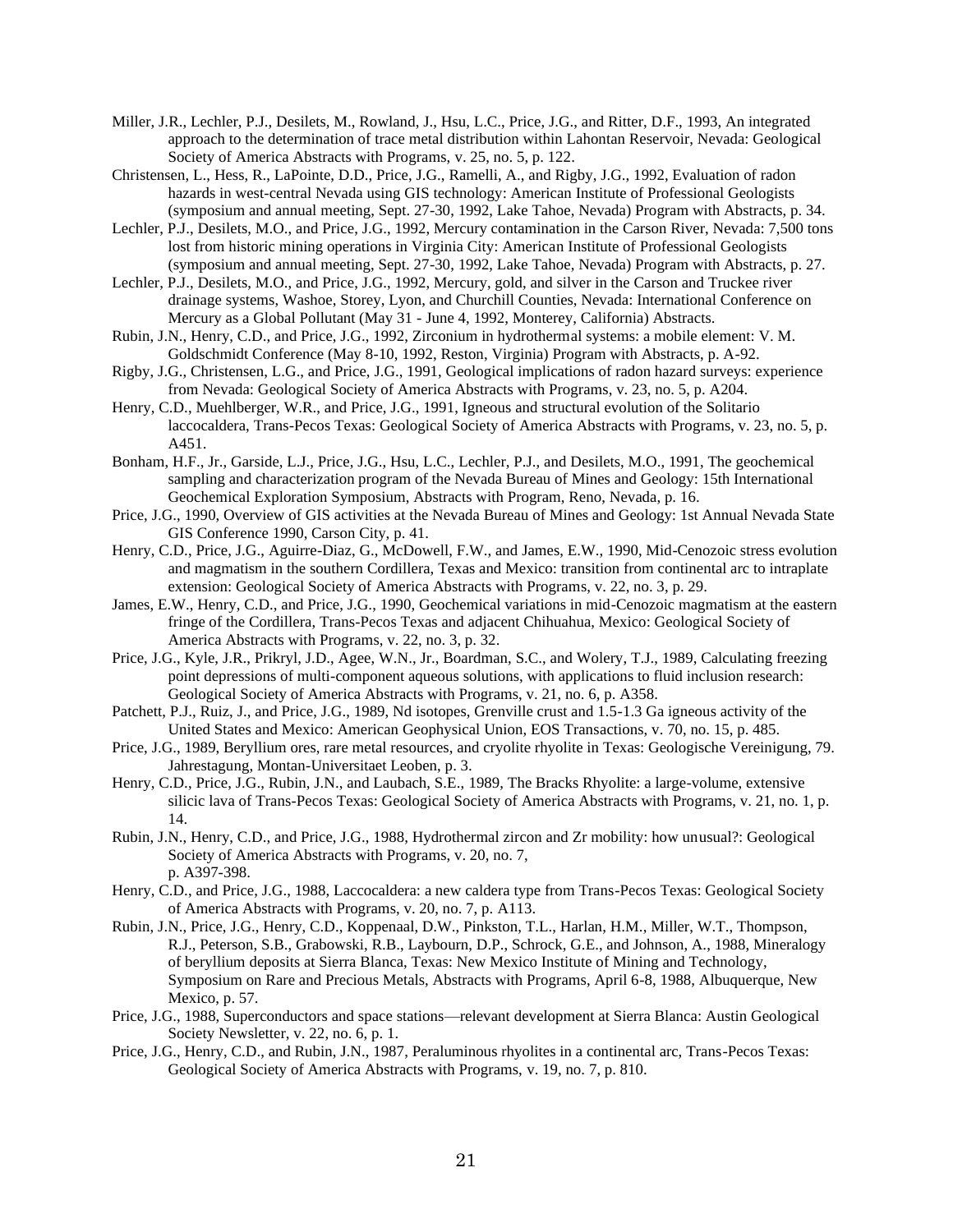Miller, J.R., Lechler, P.J., Desilets, M., Rowland, J., Hsu, L.C., Price, J.G., and Ritter, D.F., 1993, An integrated approach to the determination of trace metal distribution within Lahontan Reservoir, Nevada: Geological Society of America Abstracts with Programs, v. 25, no. 5, p. 122.

Christensen, L., Hess, R., LaPointe, D.D., Price, J.G., Ramelli, A., and Rigby, J.G., 1992, Evaluation of radon hazards in west-central Nevada using GIS technology: American Institute of Professional Geologists (symposium and annual meeting, Sept. 27-30, 1992, Lake Tahoe, Nevada) Program with Abstracts, p. 34.

Lechler, P.J., Desilets, M.O., and Price, J.G., 1992, Mercury contamination in the Carson River, Nevada: 7,500 tons lost from historic mining operations in Virginia City: American Institute of Professional Geologists (symposium and annual meeting, Sept. 27-30, 1992, Lake Tahoe, Nevada) Program with Abstracts, p. 27.

Lechler, P.J., Desilets, M.O., and Price, J.G., 1992, Mercury, gold, and silver in the Carson and Truckee river drainage systems, Washoe, Storey, Lyon, and Churchill Counties, Nevada: International Conference on Mercury as a Global Pollutant (May 31 - June 4, 1992, Monterey, California) Abstracts.

Rubin, J.N., Henry, C.D., and Price, J.G., 1992, Zirconium in hydrothermal systems: a mobile element: V. M. Goldschmidt Conference (May 8-10, 1992, Reston, Virginia) Program with Abstracts, p. A-92.

Rigby, J.G., Christensen, L.G., and Price, J.G., 1991, Geological implications of radon hazard surveys: experience from Nevada: Geological Society of America Abstracts with Programs, v. 23, no. 5, p. A204.

Henry, C.D., Muehlberger, W.R., and Price, J.G., 1991, Igneous and structural evolution of the Solitario laccocaldera, Trans-Pecos Texas: Geological Society of America Abstracts with Programs, v. 23, no. 5, p. A451.

Bonham, H.F., Jr., Garside, L.J., Price, J.G., Hsu, L.C., Lechler, P.J., and Desilets, M.O., 1991, The geochemical sampling and characterization program of the Nevada Bureau of Mines and Geology: 15th International Geochemical Exploration Symposium, Abstracts with Program, Reno, Nevada, p. 16.

Price, J.G., 1990, Overview of GIS activities at the Nevada Bureau of Mines and Geology: 1st Annual Nevada State GIS Conference 1990, Carson City, p. 41.

Henry, C.D., Price, J.G., Aguirre-Diaz, G., McDowell, F.W., and James, E.W., 1990, Mid-Cenozoic stress evolution and magmatism in the southern Cordillera, Texas and Mexico: transition from continental arc to intraplate extension: Geological Society of America Abstracts with Programs, v. 22, no. 3, p. 29.

James, E.W., Henry, C.D., and Price, J.G., 1990, Geochemical variations in mid-Cenozoic magmatism at the eastern fringe of the Cordillera, Trans-Pecos Texas and adjacent Chihuahua, Mexico: Geological Society of America Abstracts with Programs, v. 22, no. 3, p. 32.

Price, J.G., Kyle, J.R., Prikryl, J.D., Agee, W.N., Jr., Boardman, S.C., and Wolery, T.J., 1989, Calculating freezing point depressions of multi-component aqueous solutions, with applications to fluid inclusion research: Geological Society of America Abstracts with Programs, v. 21, no. 6, p. A358.

Patchett, P.J., Ruiz, J., and Price, J.G., 1989, Nd isotopes, Grenville crust and 1.5-1.3 Ga igneous activity of the United States and Mexico: American Geophysical Union, EOS Transactions, v. 70, no. 15, p. 485.

Price, J.G., 1989, Beryllium ores, rare metal resources, and cryolite rhyolite in Texas: Geologische Vereinigung, 79. Jahrestagung, Montan-Universitaet Leoben, p. 3.

Henry, C.D., Price, J.G., Rubin, J.N., and Laubach, S.E., 1989, The Bracks Rhyolite: a large-volume, extensive silicic lava of Trans-Pecos Texas: Geological Society of America Abstracts with Programs, v. 21, no. 1, p. 14.

Rubin, J.N., Henry, C.D., and Price, J.G., 1988, Hydrothermal zircon and Zr mobility: how unusual?: Geological Society of America Abstracts with Programs, v. 20, no. 7, p. A397-398.

Henry, C.D., and Price, J.G., 1988, Laccocaldera: a new caldera type from Trans-Pecos Texas: Geological Society of America Abstracts with Programs, v. 20, no. 7, p. A113.

Rubin, J.N., Price, J.G., Henry, C.D., Koppenaal, D.W., Pinkston, T.L., Harlan, H.M., Miller, W.T., Thompson, R.J., Peterson, S.B., Grabowski, R.B., Laybourn, D.P., Schrock, G.E., and Johnson, A., 1988, Mineralogy of beryllium deposits at Sierra Blanca, Texas: New Mexico Institute of Mining and Technology, Symposium on Rare and Precious Metals, Abstracts with Programs, April 6-8, 1988, Albuquerque, New Mexico, p. 57.

Price, J.G., 1988, Superconductors and space stations—relevant development at Sierra Blanca: Austin Geological Society Newsletter, v. 22, no. 6, p. 1.

Price, J.G., Henry, C.D., and Rubin, J.N., 1987, Peraluminous rhyolites in a continental arc, Trans-Pecos Texas: Geological Society of America Abstracts with Programs, v. 19, no. 7, p. 810.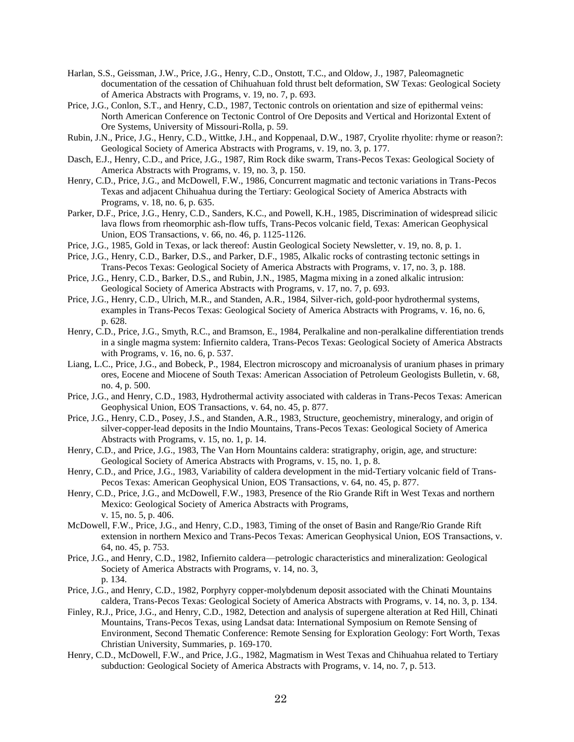Harlan, S.S., Geissman, J.W., Price, J.G., Henry, C.D., Onstott, T.C., and Oldow, J., 1987, Paleomagnetic documentation of the cessation of Chihuahuan fold thrust belt deformation, SW Texas: Geological Society of America Abstracts with Programs, v. 19, no. 7, p. 693.

Price, J.G., Conlon, S.T., and Henry, C.D., 1987, Tectonic controls on orientation and size of epithermal veins: North American Conference on Tectonic Control of Ore Deposits and Vertical and Horizontal Extent of Ore Systems, University of Missouri-Rolla, p. 59.

Rubin, J.N., Price, J.G., Henry, C.D., Wittke, J.H., and Koppenaal, D.W., 1987, Cryolite rhyolite: rhyme or reason?: Geological Society of America Abstracts with Programs, v. 19, no. 3, p. 177.

Dasch, E.J., Henry, C.D., and Price, J.G., 1987, Rim Rock dike swarm, Trans-Pecos Texas: Geological Society of America Abstracts with Programs, v. 19, no. 3, p. 150.

Henry, C.D., Price, J.G., and McDowell, F.W., 1986, Concurrent magmatic and tectonic variations in Trans-Pecos Texas and adjacent Chihuahua during the Tertiary: Geological Society of America Abstracts with Programs, v. 18, no. 6, p. 635.

Parker, D.F., Price, J.G., Henry, C.D., Sanders, K.C., and Powell, K.H., 1985, Discrimination of widespread silicic lava flows from rheomorphic ash-flow tuffs, Trans-Pecos volcanic field, Texas: American Geophysical Union, EOS Transactions, v. 66, no. 46, p. 1125-1126.

Price, J.G., 1985, Gold in Texas, or lack thereof: Austin Geological Society Newsletter, v. 19, no. 8, p. 1.

Price, J.G., Henry, C.D., Barker, D.S., and Parker, D.F., 1985, Alkalic rocks of contrasting tectonic settings in Trans-Pecos Texas: Geological Society of America Abstracts with Programs, v. 17, no. 3, p. 188.

Price, J.G., Henry, C.D., Barker, D.S., and Rubin, J.N., 1985, Magma mixing in a zoned alkalic intrusion: Geological Society of America Abstracts with Programs, v. 17, no. 7, p. 693.

Price, J.G., Henry, C.D., Ulrich, M.R., and Standen, A.R., 1984, Silver-rich, gold-poor hydrothermal systems, examples in Trans-Pecos Texas: Geological Society of America Abstracts with Programs, v. 16, no. 6, p. 628.

Henry, C.D., Price, J.G., Smyth, R.C., and Bramson, E., 1984, Peralkaline and non-peralkaline differentiation trends in a single magma system: Infiernito caldera, Trans-Pecos Texas: Geological Society of America Abstracts with Programs, v. 16, no. 6, p. 537.

Liang, L.C., Price, J.G., and Bobeck, P., 1984, Electron microscopy and microanalysis of uranium phases in primary ores, Eocene and Miocene of South Texas: American Association of Petroleum Geologists Bulletin, v. 68, no. 4, p. 500.

Price, J.G., and Henry, C.D., 1983, Hydrothermal activity associated with calderas in Trans-Pecos Texas: American Geophysical Union, EOS Transactions, v. 64, no. 45, p. 877.

Price, J.G., Henry, C.D., Posey, J.S., and Standen, A.R., 1983, Structure, geochemistry, mineralogy, and origin of silver-copper-lead deposits in the Indio Mountains, Trans-Pecos Texas: Geological Society of America Abstracts with Programs, v. 15, no. 1, p. 14.

Henry, C.D., and Price, J.G., 1983, The Van Horn Mountains caldera: stratigraphy, origin, age, and structure: Geological Society of America Abstracts with Programs, v. 15, no. 1, p. 8.

Henry, C.D., and Price, J.G., 1983, Variability of caldera development in the mid-Tertiary volcanic field of Trans-Pecos Texas: American Geophysical Union, EOS Transactions, v. 64, no. 45, p. 877.

Henry, C.D., Price, J.G., and McDowell, F.W., 1983, Presence of the Rio Grande Rift in West Texas and northern Mexico: Geological Society of America Abstracts with Programs, v. 15, no. 5, p. 406.

McDowell, F.W., Price, J.G., and Henry, C.D., 1983, Timing of the onset of Basin and Range/Rio Grande Rift extension in northern Mexico and Trans-Pecos Texas: American Geophysical Union, EOS Transactions, v. 64, no. 45, p. 753.

Price, J.G., and Henry, C.D., 1982, Infiernito caldera—petrologic characteristics and mineralization: Geological Society of America Abstracts with Programs, v. 14, no. 3, p. 134.

Price, J.G., and Henry, C.D., 1982, Porphyry copper-molybdenum deposit associated with the Chinati Mountains caldera, Trans-Pecos Texas: Geological Society of America Abstracts with Programs, v. 14, no. 3, p. 134.

Finley, R.J., Price, J.G., and Henry, C.D., 1982, Detection and analysis of supergene alteration at Red Hill, Chinati Mountains, Trans-Pecos Texas, using Landsat data: International Symposium on Remote Sensing of Environment, Second Thematic Conference: Remote Sensing for Exploration Geology: Fort Worth, Texas Christian University, Summaries, p. 169-170.

Henry, C.D., McDowell, F.W., and Price, J.G., 1982, Magmatism in West Texas and Chihuahua related to Tertiary subduction: Geological Society of America Abstracts with Programs, v. 14, no. 7, p. 513.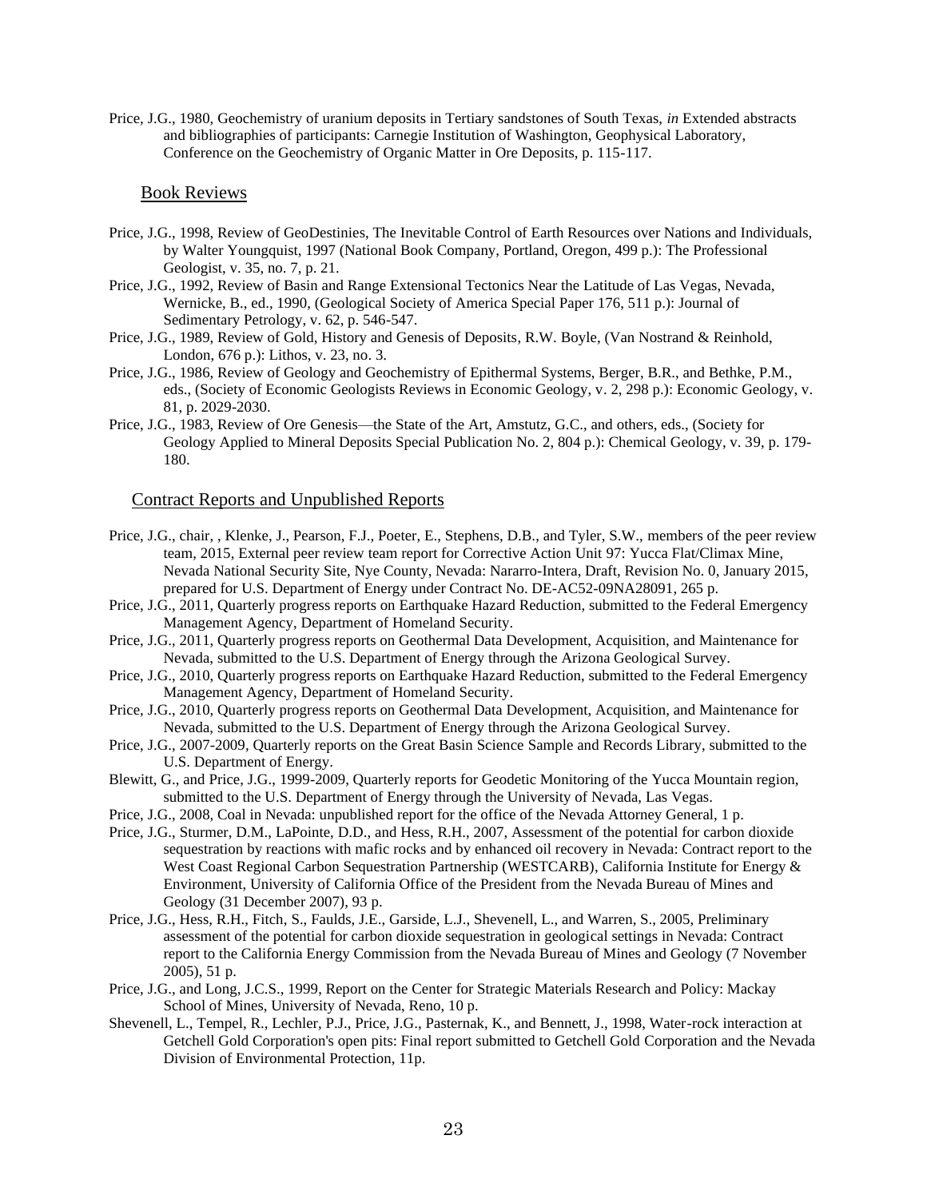Price, J.G., 1980, Geochemistry of uranium deposits in Tertiary sandstones of South Texas, *in* Extended abstracts and bibliographies of participants: Carnegie Institution of Washington, Geophysical Laboratory, Conference on the Geochemistry of Organic Matter in Ore Deposits, p. 115-117.

## Book Reviews

Price, J.G., 1998, Review of GeoDestinies, The Inevitable Control of Earth Resources over Nations and Individuals, by Walter Youngquist, 1997 (National Book Company, Portland, Oregon, 499 p.): The Professional Geologist, v. 35, no. 7, p. 21.

Price, J.G., 1992, Review of Basin and Range Extensional Tectonics Near the Latitude of Las Vegas, Nevada, Wernicke, B., ed., 1990, (Geological Society of America Special Paper 176, 511 p.): Journal of Sedimentary Petrology, v. 62, p. 546-547.

Price, J.G., 1989, Review of Gold, History and Genesis of Deposits, R.W. Boyle, (Van Nostrand & Reinhold, London, 676 p.): Lithos, v. 23, no. 3.

Price, J.G., 1986, Review of Geology and Geochemistry of Epithermal Systems, Berger, B.R., and Bethke, P.M., eds., (Society of Economic Geologists Reviews in Economic Geology, v. 2, 298 p.): Economic Geology, v. 81, p. 2029-2030.

Price, J.G., 1983, Review of Ore Genesis—the State of the Art, Amstutz, G.C., and others, eds., (Society for Geology Applied to Mineral Deposits Special Publication No. 2, 804 p.): Chemical Geology, v. 39, p. 179-180.

## Contract Reports and Unpublished Reports

Price, J.G., chair, , Klenke, J., Pearson, F.J., Poeter, E., Stephens, D.B., and Tyler, S.W., members of the peer review team, 2015, External peer review team report for Corrective Action Unit 97: Yucca Flat/Climax Mine, Nevada National Security Site, Nye County, Nevada: Nararro-Intera, Draft, Revision No. 0, January 2015, prepared for U.S. Department of Energy under Contract No. DE-AC52-09NA28091, 265 p.

Price, J.G., 2011, Quarterly progress reports on Earthquake Hazard Reduction, submitted to the Federal Emergency Management Agency, Department of Homeland Security.

Price, J.G., 2011, Quarterly progress reports on Geothermal Data Development, Acquisition, and Maintenance for Nevada, submitted to the U.S. Department of Energy through the Arizona Geological Survey.

Price, J.G., 2010, Quarterly progress reports on Earthquake Hazard Reduction, submitted to the Federal Emergency Management Agency, Department of Homeland Security.

Price, J.G., 2010, Quarterly progress reports on Geothermal Data Development, Acquisition, and Maintenance for Nevada, submitted to the U.S. Department of Energy through the Arizona Geological Survey.

Price, J.G., 2007-2009, Quarterly reports on the Great Basin Science Sample and Records Library, submitted to the U.S. Department of Energy.

Blewitt, G., and Price, J.G., 1999-2009, Quarterly reports for Geodetic Monitoring of the Yucca Mountain region, submitted to the U.S. Department of Energy through the University of Nevada, Las Vegas.

Price, J.G., 2008, Coal in Nevada: unpublished report for the office of the Nevada Attorney General, 1 p.

Price, J.G., Sturmer, D.M., LaPointe, D.D., and Hess, R.H., 2007, Assessment of the potential for carbon dioxide sequestration by reactions with mafic rocks and by enhanced oil recovery in Nevada: Contract report to the West Coast Regional Carbon Sequestration Partnership (WESTCARB), California Institute for Energy & Environment, University of California Office of the President from the Nevada Bureau of Mines and Geology (31 December 2007), 93 p.

Price, J.G., Hess, R.H., Fitch, S., Faulds, J.E., Garside, L.J., Shevenell, L., and Warren, S., 2005, Preliminary assessment of the potential for carbon dioxide sequestration in geological settings in Nevada: Contract report to the California Energy Commission from the Nevada Bureau of Mines and Geology (7 November 2005), 51 p.

Price, J.G., and Long, J.C.S., 1999, Report on the Center for Strategic Materials Research and Policy: Mackay School of Mines, University of Nevada, Reno, 10 p.

Shevenell, L., Tempel, R., Lechler, P.J., Price, J.G., Pasternak, K., and Bennett, J., 1998, Water-rock interaction at Getchell Gold Corporation's open pits: Final report submitted to Getchell Gold Corporation and the Nevada Division of Environmental Protection, 11p.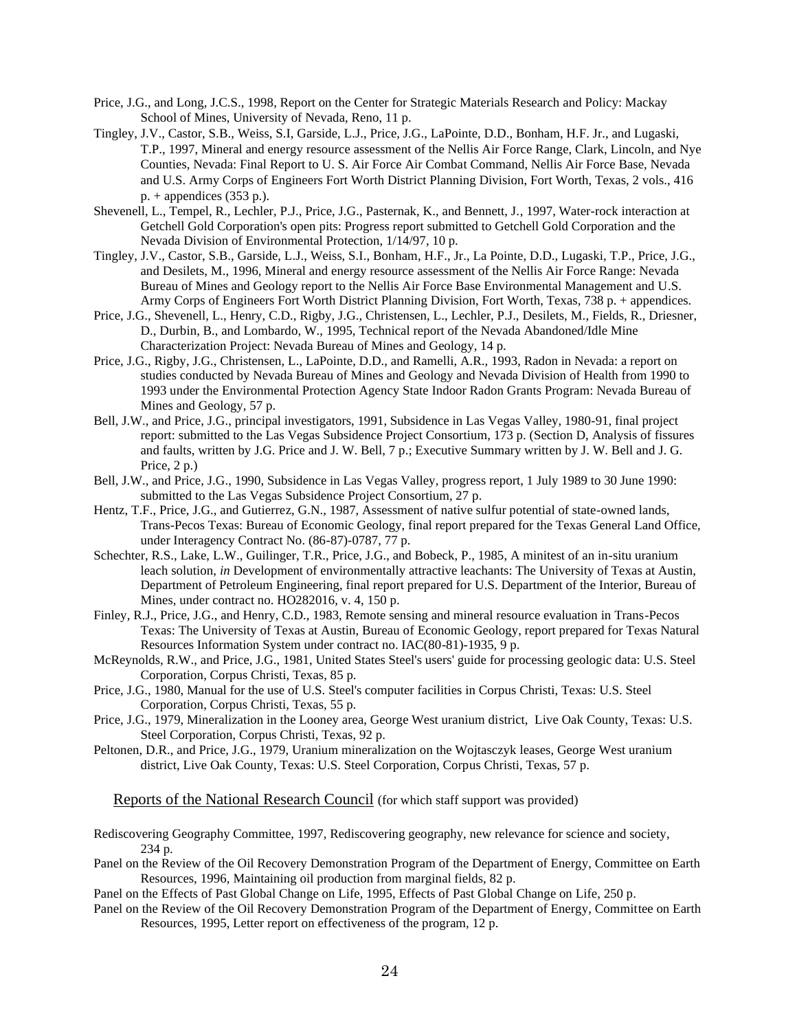Price, J.G., and Long, J.C.S., 1998, Report on the Center for Strategic Materials Research and Policy: Mackay School of Mines, University of Nevada, Reno, 11 p.

Tingley, J.V., Castor, S.B., Weiss, S.I, Garside, L.J., Price, J.G., LaPointe, D.D., Bonham, H.F. Jr., and Lugaski, T.P., 1997, Mineral and energy resource assessment of the Nellis Air Force Range, Clark, Lincoln, and Nye Counties, Nevada: Final Report to U. S. Air Force Air Combat Command, Nellis Air Force Base, Nevada and U.S. Army Corps of Engineers Fort Worth District Planning Division, Fort Worth, Texas, 2 vols., 416 p. + appendices (353 p.).

Shevenell, L., Tempel, R., Lechler, P.J., Price, J.G., Pasternak, K., and Bennett, J., 1997, Water-rock interaction at Getchell Gold Corporation's open pits: Progress report submitted to Getchell Gold Corporation and the Nevada Division of Environmental Protection, 1/14/97, 10 p.

Tingley, J.V., Castor, S.B., Garside, L.J., Weiss, S.I., Bonham, H.F., Jr., La Pointe, D.D., Lugaski, T.P., Price, J.G., and Desilets, M., 1996, Mineral and energy resource assessment of the Nellis Air Force Range: Nevada Bureau of Mines and Geology report to the Nellis Air Force Base Environmental Management and U.S. Army Corps of Engineers Fort Worth District Planning Division, Fort Worth, Texas, 738 p. + appendices.

Price, J.G., Shevenell, L., Henry, C.D., Rigby, J.G., Christensen, L., Lechler, P.J., Desilets, M., Fields, R., Driesner, D., Durbin, B., and Lombardo, W., 1995, Technical report of the Nevada Abandoned/Idle Mine Characterization Project: Nevada Bureau of Mines and Geology, 14 p.

Price, J.G., Rigby, J.G., Christensen, L., LaPointe, D.D., and Ramelli, A.R., 1993, Radon in Nevada: a report on studies conducted by Nevada Bureau of Mines and Geology and Nevada Division of Health from 1990 to 1993 under the Environmental Protection Agency State Indoor Radon Grants Program: Nevada Bureau of Mines and Geology, 57 p.

Bell, J.W., and Price, J.G., principal investigators, 1991, Subsidence in Las Vegas Valley, 1980-91, final project report: submitted to the Las Vegas Subsidence Project Consortium, 173 p. (Section D, Analysis of fissures and faults, written by J.G. Price and J. W. Bell, 7 p.; Executive Summary written by J. W. Bell and J. G. Price, 2 p.)

Bell, J.W., and Price, J.G., 1990, Subsidence in Las Vegas Valley, progress report, 1 July 1989 to 30 June 1990: submitted to the Las Vegas Subsidence Project Consortium, 27 p.

Hentz, T.F., Price, J.G., and Gutierrez, G.N., 1987, Assessment of native sulfur potential of state-owned lands, Trans-Pecos Texas: Bureau of Economic Geology, final report prepared for the Texas General Land Office, under Interagency Contract No. (86-87)-0787, 77 p.

Schechter, R.S., Lake, L.W., Guilinger, T.R., Price, J.G., and Bobeck, P., 1985, A minitest of an in-situ uranium leach solution, *in* Development of environmentally attractive leachants: The University of Texas at Austin, Department of Petroleum Engineering, final report prepared for U.S. Department of the Interior, Bureau of Mines, under contract no. HO282016, v. 4, 150 p.

Finley, R.J., Price, J.G., and Henry, C.D., 1983, Remote sensing and mineral resource evaluation in Trans-Pecos Texas: The University of Texas at Austin, Bureau of Economic Geology, report prepared for Texas Natural Resources Information System under contract no. IAC(80-81)-1935, 9 p.

McReynolds, R.W., and Price, J.G., 1981, United States Steel's users' guide for processing geologic data: U.S. Steel Corporation, Corpus Christi, Texas, 85 p.

Price, J.G., 1980, Manual for the use of U.S. Steel's computer facilities in Corpus Christi, Texas: U.S. Steel Corporation, Corpus Christi, Texas, 55 p.

Price, J.G., 1979, Mineralization in the Looney area, George West uranium district, Live Oak County, Texas: U.S. Steel Corporation, Corpus Christi, Texas, 92 p.

Peltonen, D.R., and Price, J.G., 1979, Uranium mineralization on the Wojtasczyk leases, George West uranium district, Live Oak County, Texas: U.S. Steel Corporation, Corpus Christi, Texas, 57 p.

## Reports of the National Research Council (for which staff support was provided)

Rediscovering Geography Committee, 1997, Rediscovering geography, new relevance for science and society, 234 p.

Panel on the Review of the Oil Recovery Demonstration Program of the Department of Energy, Committee on Earth Resources, 1996, Maintaining oil production from marginal fields, 82 p.

Panel on the Effects of Past Global Change on Life, 1995, Effects of Past Global Change on Life, 250 p.

Panel on the Review of the Oil Recovery Demonstration Program of the Department of Energy, Committee on Earth Resources, 1995, Letter report on effectiveness of the program, 12 p.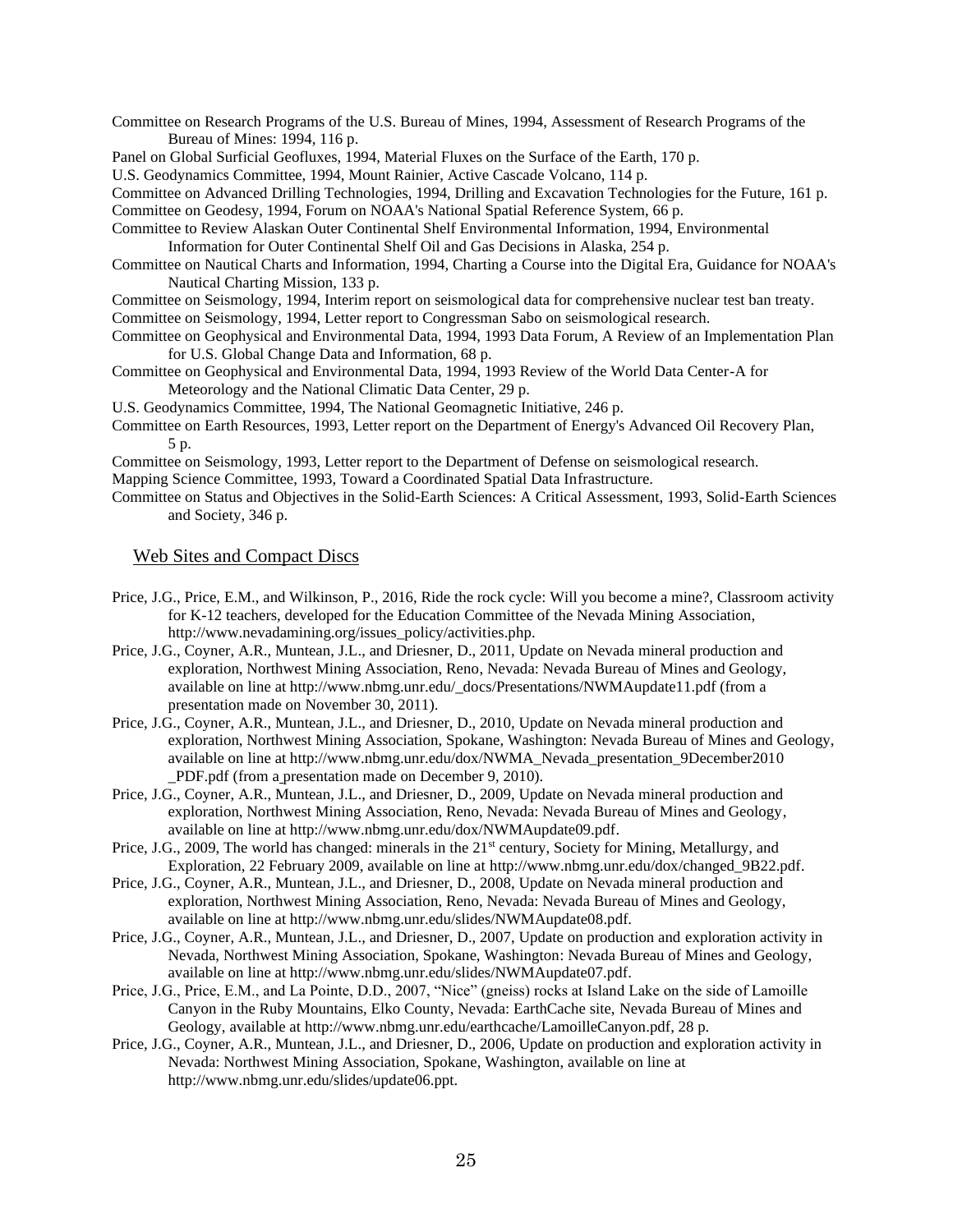Committee on Research Programs of the U.S. Bureau of Mines, 1994, Assessment of Research Programs of the Bureau of Mines: 1994, 116 p.

Panel on Global Surficial Geofluxes, 1994, Material Fluxes on the Surface of the Earth, 170 p.

U.S. Geodynamics Committee, 1994, Mount Rainier, Active Cascade Volcano, 114 p.

Committee on Advanced Drilling Technologies, 1994, Drilling and Excavation Technologies for the Future, 161 p.

Committee on Geodesy, 1994, Forum on NOAA's National Spatial Reference System, 66 p.

Committee to Review Alaskan Outer Continental Shelf Environmental Information, 1994, Environmental Information for Outer Continental Shelf Oil and Gas Decisions in Alaska, 254 p.

Committee on Nautical Charts and Information, 1994, Charting a Course into the Digital Era, Guidance for NOAA's Nautical Charting Mission, 133 p.

Committee on Seismology, 1994, Interim report on seismological data for comprehensive nuclear test ban treaty.

Committee on Seismology, 1994, Letter report to Congressman Sabo on seismological research.

Committee on Geophysical and Environmental Data, 1994, 1993 Data Forum, A Review of an Implementation Plan for U.S. Global Change Data and Information, 68 p.

Committee on Geophysical and Environmental Data, 1994, 1993 Review of the World Data Center-A for Meteorology and the National Climatic Data Center, 29 p.

U.S. Geodynamics Committee, 1994, The National Geomagnetic Initiative, 246 p.

Committee on Earth Resources, 1993, Letter report on the Department of Energy's Advanced Oil Recovery Plan, 5 p.

Committee on Seismology, 1993, Letter report to the Department of Defense on seismological research.

Mapping Science Committee, 1993, Toward a Coordinated Spatial Data Infrastructure.

Committee on Status and Objectives in the Solid-Earth Sciences: A Critical Assessment, 1993, Solid-Earth Sciences and Society, 346 p.

## Web Sites and Compact Discs

Price, J.G., Price, E.M., and Wilkinson, P., 2016, Ride the rock cycle: Will you become a mine?, Classroom activity for K-12 teachers, developed for the Education Committee of the Nevada Mining Association, http://www.nevadamining.org/issues_policy/activities.php.

Price, J.G., Coyner, A.R., Muntean, J.L., and Driesner, D., 2011, Update on Nevada mineral production and exploration, Northwest Mining Association, Reno, Nevada: Nevada Bureau of Mines and Geology, available on line at http://www.nbmg.unr.edu/_docs/Presentations/NWMAupdate11.pdf (from a presentation made on November 30, 2011).

Price, J.G., Coyner, A.R., Muntean, J.L., and Driesner, D., 2010, Update on Nevada mineral production and exploration, Northwest Mining Association, Spokane, Washington: Nevada Bureau of Mines and Geology, available on line at http://www.nbmg.unr.edu/dox/NWMA_Nevada_presentation_9December2010_PDF.pdf (from a presentation made on December 9, 2010).

Price, J.G., Coyner, A.R., Muntean, J.L., and Driesner, D., 2009, Update on Nevada mineral production and exploration, Northwest Mining Association, Reno, Nevada: Nevada Bureau of Mines and Geology, available on line at http://www.nbmg.unr.edu/dox/NWMAupdate09.pdf.

Price, J.G., 2009, The world has changed: minerals in the 21st century, Society for Mining, Metallurgy, and Exploration, 22 February 2009, available on line at http://www.nbmg.unr.edu/dox/changed_9B22.pdf.

Price, J.G., Coyner, A.R., Muntean, J.L., and Driesner, D., 2008, Update on Nevada mineral production and exploration, Northwest Mining Association, Reno, Nevada: Nevada Bureau of Mines and Geology, available on line at http://www.nbmg.unr.edu/slides/NWMAupdate08.pdf.

Price, J.G., Coyner, A.R., Muntean, J.L., and Driesner, D., 2007, Update on production and exploration activity in Nevada, Northwest Mining Association, Spokane, Washington: Nevada Bureau of Mines and Geology, available on line at http://www.nbmg.unr.edu/slides/NWMAupdate07.pdf.

Price, J.G., Price, E.M., and La Pointe, D.D., 2007, "Nice" (gneiss) rocks at Island Lake on the side of Lamoille Canyon in the Ruby Mountains, Elko County, Nevada: EarthCache site, Nevada Bureau of Mines and Geology, available at http://www.nbmg.unr.edu/earthcache/LamoilleCanyon.pdf, 28 p.

Price, J.G., Coyner, A.R., Muntean, J.L., and Driesner, D., 2006, Update on production and exploration activity in Nevada: Northwest Mining Association, Spokane, Washington, available on line at http://www.nbmg.unr.edu/slides/update06.ppt.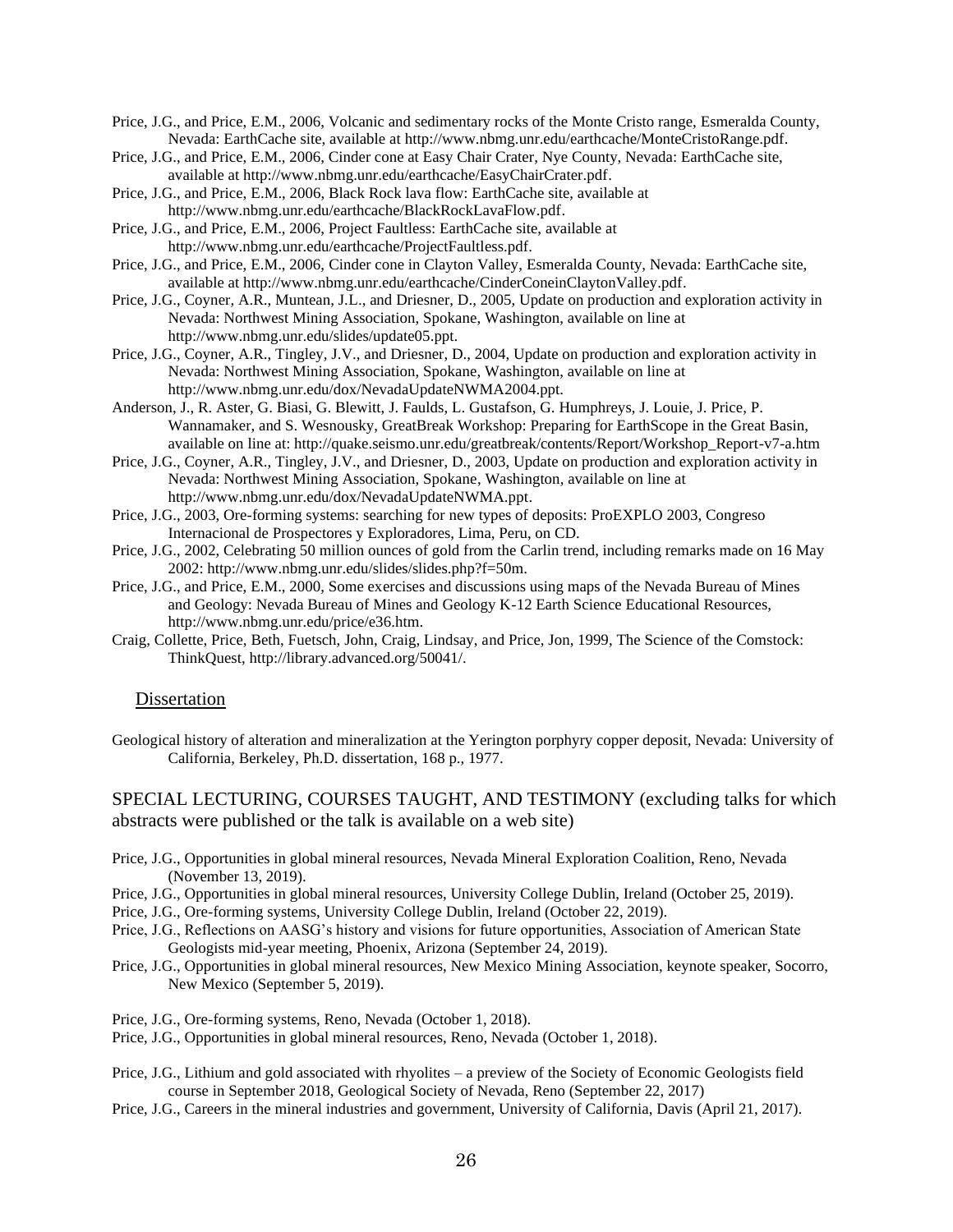Price, J.G., and Price, E.M., 2006, Volcanic and sedimentary rocks of the Monte Cristo range, Esmeralda County, Nevada: EarthCache site, available at http://www.nbmg.unr.edu/earthcache/MonteCristoRange.pdf.

Price, J.G., and Price, E.M., 2006, Cinder cone at Easy Chair Crater, Nye County, Nevada: EarthCache site, available at http://www.nbmg.unr.edu/earthcache/EasyChairCrater.pdf.

Price, J.G., and Price, E.M., 2006, Black Rock lava flow: EarthCache site, available at http://www.nbmg.unr.edu/earthcache/BlackRockLavaFlow.pdf.

Price, J.G., and Price, E.M., 2006, Project Faultless: EarthCache site, available at http://www.nbmg.unr.edu/earthcache/ProjectFaultless.pdf.

Price, J.G., and Price, E.M., 2006, Cinder cone in Clayton Valley, Esmeralda County, Nevada: EarthCache site, available at http://www.nbmg.unr.edu/earthcache/CinderConeinClaytonValley.pdf.

Price, J.G., Coyner, A.R., Muntean, J.L., and Driesner, D., 2005, Update on production and exploration activity in Nevada: Northwest Mining Association, Spokane, Washington, available on line at http://www.nbmg.unr.edu/slides/update05.ppt.

Price, J.G., Coyner, A.R., Tingley, J.V., and Driesner, D., 2004, Update on production and exploration activity in Nevada: Northwest Mining Association, Spokane, Washington, available on line at http://www.nbmg.unr.edu/dox/NevadaUpdateNWMA2004.ppt.

Anderson, J., R. Aster, G. Biasi, G. Blewitt, J. Faulds, L. Gustafson, G. Humphreys, J. Louie, J. Price, P. Wannamaker, and S. Wesnousky, GreatBreak Workshop: Preparing for EarthScope in the Great Basin, available on line at: http://quake.seismo.unr.edu/greatbreak/contents/Report/Workshop_Report-v7-a.htm

Price, J.G., Coyner, A.R., Tingley, J.V., and Driesner, D., 2003, Update on production and exploration activity in Nevada: Northwest Mining Association, Spokane, Washington, available on line at http://www.nbmg.unr.edu/dox/NevadaUpdateNWMA.ppt.

Price, J.G., 2003, Ore-forming systems: searching for new types of deposits: ProEXPLO 2003, Congreso Internacional de Prospectores y Exploradores, Lima, Peru, on CD.

Price, J.G., 2002, Celebrating 50 million ounces of gold from the Carlin trend, including remarks made on 16 May 2002: http://www.nbmg.unr.edu/slides/slides.php?f=50m.

Price, J.G., and Price, E.M., 2000, Some exercises and discussions using maps of the Nevada Bureau of Mines and Geology: Nevada Bureau of Mines and Geology K-12 Earth Science Educational Resources, http://www.nbmg.unr.edu/price/e36.htm.

Craig, Collette, Price, Beth, Fuetsch, John, Craig, Lindsay, and Price, Jon, 1999, The Science of the Comstock: ThinkQuest, http://library.advanced.org/50041/.

### Dissertation

Geological history of alteration and mineralization at the Yerington porphyry copper deposit, Nevada: University of California, Berkeley, Ph.D. dissertation, 168 p., 1977.

## SPECIAL LECTURING, COURSES TAUGHT, AND TESTIMONY (excluding talks for which abstracts were published or the talk is available on a web site)

Price, J.G., Opportunities in global mineral resources, Nevada Mineral Exploration Coalition, Reno, Nevada (November 13, 2019).

Price, J.G., Opportunities in global mineral resources, University College Dublin, Ireland (October 25, 2019).

Price, J.G., Ore-forming systems, University College Dublin, Ireland (October 22, 2019).

Price, J.G., Reflections on AASG's history and visions for future opportunities, Association of American State Geologists mid-year meeting, Phoenix, Arizona (September 24, 2019).

Price, J.G., Opportunities in global mineral resources, New Mexico Mining Association, keynote speaker, Socorro, New Mexico (September 5, 2019).

Price, J.G., Ore-forming systems, Reno, Nevada (October 1, 2018).

Price, J.G., Opportunities in global mineral resources, Reno, Nevada (October 1, 2018).

Price, J.G., Lithium and gold associated with rhyolites – a preview of the Society of Economic Geologists field course in September 2018, Geological Society of Nevada, Reno (September 22, 2017)

Price, J.G., Careers in the mineral industries and government, University of California, Davis (April 21, 2017).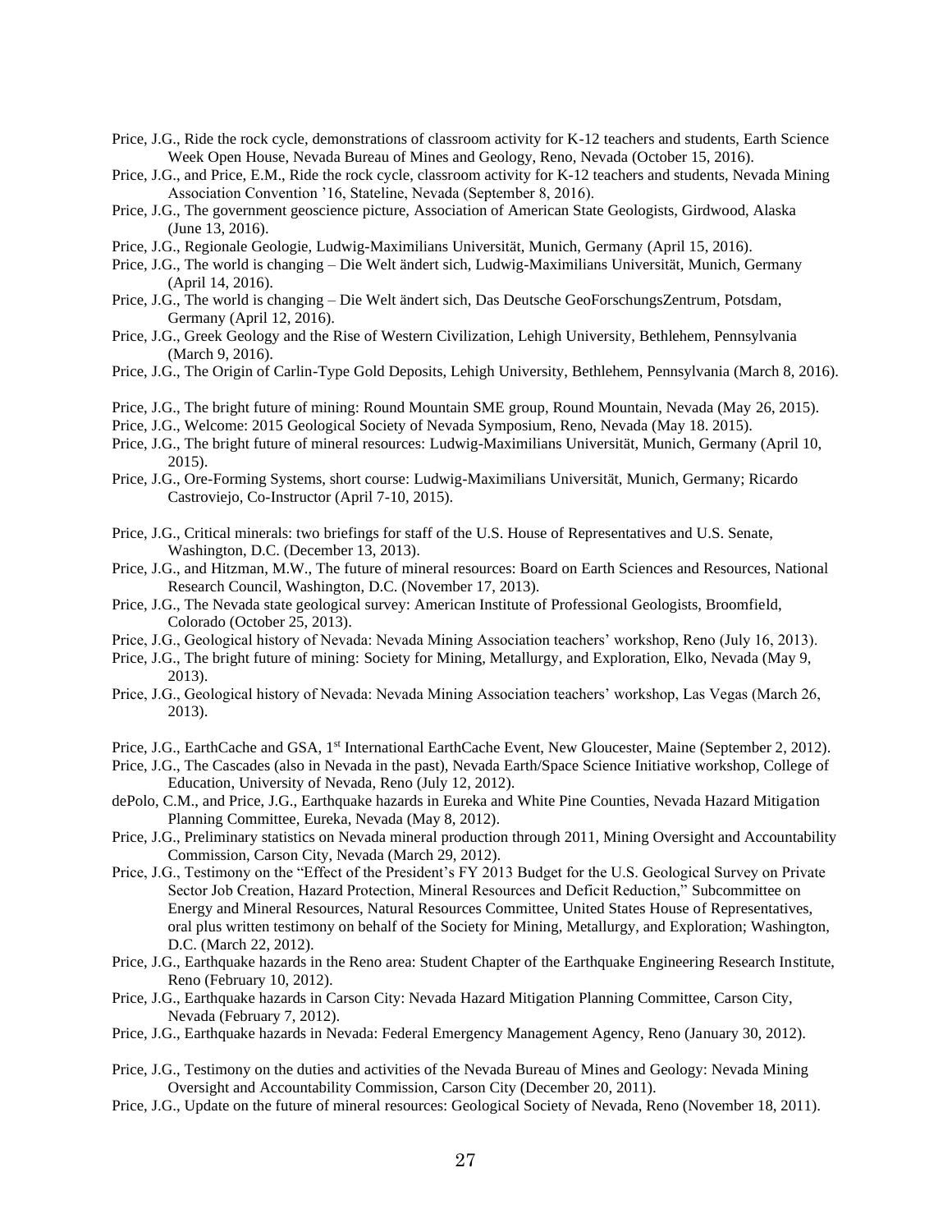Price, J.G., Ride the rock cycle, demonstrations of classroom activity for K-12 teachers and students, Earth Science Week Open House, Nevada Bureau of Mines and Geology, Reno, Nevada (October 15, 2016).

Price, J.G., and Price, E.M., Ride the rock cycle, classroom activity for K-12 teachers and students, Nevada Mining Association Convention '16, Stateline, Nevada (September 8, 2016).

Price, J.G., The government geoscience picture, Association of American State Geologists, Girdwood, Alaska (June 13, 2016).

Price, J.G., Regionale Geologie, Ludwig-Maximilians Universität, Munich, Germany (April 15, 2016).

Price, J.G., The world is changing – Die Welt ändert sich, Ludwig-Maximilians Universität, Munich, Germany (April 14, 2016).

Price, J.G., The world is changing – Die Welt ändert sich, Das Deutsche GeoForschungsZentrum, Potsdam, Germany (April 12, 2016).

Price, J.G., Greek Geology and the Rise of Western Civilization, Lehigh University, Bethlehem, Pennsylvania (March 9, 2016).

Price, J.G., The Origin of Carlin-Type Gold Deposits, Lehigh University, Bethlehem, Pennsylvania (March 8, 2016).

Price, J.G., The bright future of mining: Round Mountain SME group, Round Mountain, Nevada (May 26, 2015).

Price, J.G., Welcome: 2015 Geological Society of Nevada Symposium, Reno, Nevada (May 18. 2015).

Price, J.G., The bright future of mineral resources: Ludwig-Maximilians Universität, Munich, Germany (April 10, 2015).

Price, J.G., Ore-Forming Systems, short course: Ludwig-Maximilians Universität, Munich, Germany; Ricardo Castroviejo, Co-Instructor (April 7-10, 2015).

Price, J.G., Critical minerals: two briefings for staff of the U.S. House of Representatives and U.S. Senate, Washington, D.C. (December 13, 2013).

Price, J.G., and Hitzman, M.W., The future of mineral resources: Board on Earth Sciences and Resources, National Research Council, Washington, D.C. (November 17, 2013).

Price, J.G., The Nevada state geological survey: American Institute of Professional Geologists, Broomfield, Colorado (October 25, 2013).

Price, J.G., Geological history of Nevada: Nevada Mining Association teachers' workshop, Reno (July 16, 2013).

Price, J.G., The bright future of mining: Society for Mining, Metallurgy, and Exploration, Elko, Nevada (May 9, 2013).

Price, J.G., Geological history of Nevada: Nevada Mining Association teachers' workshop, Las Vegas (March 26, 2013).

Price, J.G., EarthCache and GSA, 1st International EarthCache Event, New Gloucester, Maine (September 2, 2012).

Price, J.G., The Cascades (also in Nevada in the past), Nevada Earth/Space Science Initiative workshop, College of Education, University of Nevada, Reno (July 12, 2012).

dePolo, C.M., and Price, J.G., Earthquake hazards in Eureka and White Pine Counties, Nevada Hazard Mitigation Planning Committee, Eureka, Nevada (May 8, 2012).

Price, J.G., Preliminary statistics on Nevada mineral production through 2011, Mining Oversight and Accountability Commission, Carson City, Nevada (March 29, 2012).

Price, J.G., Testimony on the "Effect of the President's FY 2013 Budget for the U.S. Geological Survey on Private Sector Job Creation, Hazard Protection, Mineral Resources and Deficit Reduction," Subcommittee on Energy and Mineral Resources, Natural Resources Committee, United States House of Representatives, oral plus written testimony on behalf of the Society for Mining, Metallurgy, and Exploration; Washington, D.C. (March 22, 2012).

Price, J.G., Earthquake hazards in the Reno area: Student Chapter of the Earthquake Engineering Research Institute, Reno (February 10, 2012).

Price, J.G., Earthquake hazards in Carson City: Nevada Hazard Mitigation Planning Committee, Carson City, Nevada (February 7, 2012).

Price, J.G., Earthquake hazards in Nevada: Federal Emergency Management Agency, Reno (January 30, 2012).

Price, J.G., Testimony on the duties and activities of the Nevada Bureau of Mines and Geology: Nevada Mining Oversight and Accountability Commission, Carson City (December 20, 2011).

Price, J.G., Update on the future of mineral resources: Geological Society of Nevada, Reno (November 18, 2011).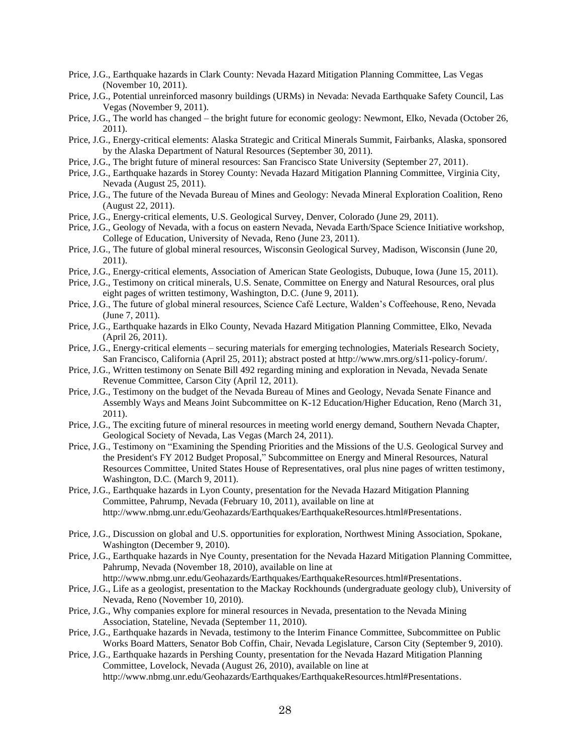Price, J.G., Earthquake hazards in Clark County: Nevada Hazard Mitigation Planning Committee, Las Vegas (November 10, 2011).

Price, J.G., Potential unreinforced masonry buildings (URMs) in Nevada: Nevada Earthquake Safety Council, Las Vegas (November 9, 2011).

Price, J.G., The world has changed – the bright future for economic geology: Newmont, Elko, Nevada (October 26, 2011).

Price, J.G., Energy-critical elements: Alaska Strategic and Critical Minerals Summit, Fairbanks, Alaska, sponsored by the Alaska Department of Natural Resources (September 30, 2011).

Price, J.G., The bright future of mineral resources: San Francisco State University (September 27, 2011).

Price, J.G., Earthquake hazards in Storey County: Nevada Hazard Mitigation Planning Committee, Virginia City, Nevada (August 25, 2011).

Price, J.G., The future of the Nevada Bureau of Mines and Geology: Nevada Mineral Exploration Coalition, Reno (August 22, 2011).

Price, J.G., Energy-critical elements, U.S. Geological Survey, Denver, Colorado (June 29, 2011).

Price, J.G., Geology of Nevada, with a focus on eastern Nevada, Nevada Earth/Space Science Initiative workshop, College of Education, University of Nevada, Reno (June 23, 2011).

Price, J.G., The future of global mineral resources, Wisconsin Geological Survey, Madison, Wisconsin (June 20, 2011).

Price, J.G., Energy-critical elements, Association of American State Geologists, Dubuque, Iowa (June 15, 2011).

Price, J.G., Testimony on critical minerals, U.S. Senate, Committee on Energy and Natural Resources, oral plus eight pages of written testimony, Washington, D.C. (June 9, 2011).

Price, J.G., The future of global mineral resources, Science Café Lecture, Walden's Coffeehouse, Reno, Nevada (June 7, 2011).

Price, J.G., Earthquake hazards in Elko County, Nevada Hazard Mitigation Planning Committee, Elko, Nevada (April 26, 2011).

Price, J.G., Energy-critical elements – securing materials for emerging technologies, Materials Research Society, San Francisco, California (April 25, 2011); abstract posted at http://www.mrs.org/s11-policy-forum/.

Price, J.G., Written testimony on Senate Bill 492 regarding mining and exploration in Nevada, Nevada Senate Revenue Committee, Carson City (April 12, 2011).

Price, J.G., Testimony on the budget of the Nevada Bureau of Mines and Geology, Nevada Senate Finance and Assembly Ways and Means Joint Subcommittee on K-12 Education/Higher Education, Reno (March 31, 2011).

Price, J.G., The exciting future of mineral resources in meeting world energy demand, Southern Nevada Chapter, Geological Society of Nevada, Las Vegas (March 24, 2011).

Price, J.G., Testimony on "Examining the Spending Priorities and the Missions of the U.S. Geological Survey and the President's FY 2012 Budget Proposal," Subcommittee on Energy and Mineral Resources, Natural Resources Committee, United States House of Representatives, oral plus nine pages of written testimony, Washington, D.C. (March 9, 2011).

Price, J.G., Earthquake hazards in Lyon County, presentation for the Nevada Hazard Mitigation Planning Committee, Pahrump, Nevada (February 10, 2011), available on line at http://www.nbmg.unr.edu/Geohazards/Earthquakes/EarthquakeResources.html#Presentations.

Price, J.G., Discussion on global and U.S. opportunities for exploration, Northwest Mining Association, Spokane, Washington (December 9, 2010).

Price, J.G., Earthquake hazards in Nye County, presentation for the Nevada Hazard Mitigation Planning Committee, Pahrump, Nevada (November 18, 2010), available on line at http://www.nbmg.unr.edu/Geohazards/Earthquakes/EarthquakeResources.html#Presentations.

Price, J.G., Life as a geologist, presentation to the Mackay Rockhounds (undergraduate geology club), University of Nevada, Reno (November 10, 2010).

Price, J.G., Why companies explore for mineral resources in Nevada, presentation to the Nevada Mining Association, Stateline, Nevada (September 11, 2010).

Price, J.G., Earthquake hazards in Nevada, testimony to the Interim Finance Committee, Subcommittee on Public Works Board Matters, Senator Bob Coffin, Chair, Nevada Legislature, Carson City (September 9, 2010).

Price, J.G., Earthquake hazards in Pershing County, presentation for the Nevada Hazard Mitigation Planning Committee, Lovelock, Nevada (August 26, 2010), available on line at http://www.nbmg.unr.edu/Geohazards/Earthquakes/EarthquakeResources.html#Presentations.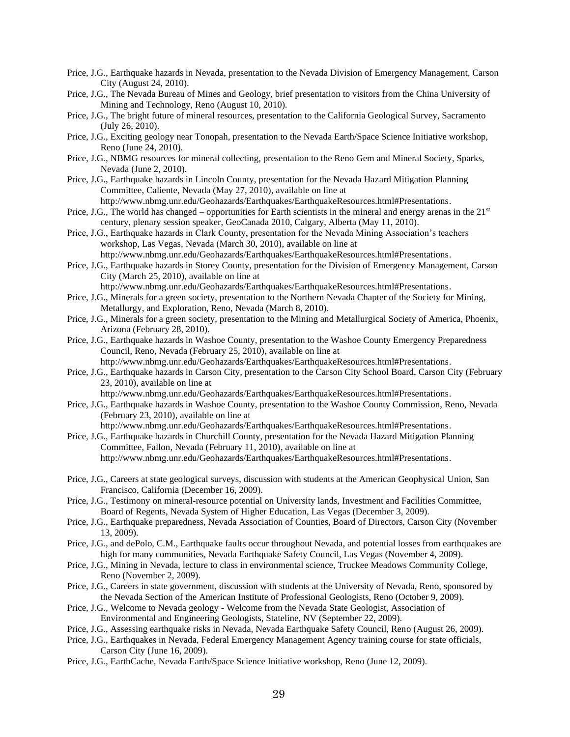Price, J.G., Earthquake hazards in Nevada, presentation to the Nevada Division of Emergency Management, Carson City (August 24, 2010).

Price, J.G., The Nevada Bureau of Mines and Geology, brief presentation to visitors from the China University of Mining and Technology, Reno (August 10, 2010).

Price, J.G., The bright future of mineral resources, presentation to the California Geological Survey, Sacramento (July 26, 2010).

Price, J.G., Exciting geology near Tonopah, presentation to the Nevada Earth/Space Science Initiative workshop, Reno (June 24, 2010).

Price, J.G., NBMG resources for mineral collecting, presentation to the Reno Gem and Mineral Society, Sparks, Nevada (June 2, 2010).

Price, J.G., Earthquake hazards in Lincoln County, presentation for the Nevada Hazard Mitigation Planning Committee, Caliente, Nevada (May 27, 2010), available on line at http://www.nbmg.unr.edu/Geohazards/Earthquakes/EarthquakeResources.html#Presentations.

Price, J.G., The world has changed – opportunities for Earth scientists in the mineral and energy arenas in the 21st century, plenary session speaker, GeoCanada 2010, Calgary, Alberta (May 11, 2010).

Price, J.G., Earthquake hazards in Clark County, presentation for the Nevada Mining Association's teachers workshop, Las Vegas, Nevada (March 30, 2010), available on line at http://www.nbmg.unr.edu/Geohazards/Earthquakes/EarthquakeResources.html#Presentations.

Price, J.G., Earthquake hazards in Storey County, presentation for the Division of Emergency Management, Carson City (March 25, 2010), available on line at http://www.nbmg.unr.edu/Geohazards/Earthquakes/EarthquakeResources.html#Presentations.

Price, J.G., Minerals for a green society, presentation to the Northern Nevada Chapter of the Society for Mining, Metallurgy, and Exploration, Reno, Nevada (March 8, 2010).

Price, J.G., Minerals for a green society, presentation to the Mining and Metallurgical Society of America, Phoenix, Arizona (February 28, 2010).

Price, J.G., Earthquake hazards in Washoe County, presentation to the Washoe County Emergency Preparedness Council, Reno, Nevada (February 25, 2010), available on line at http://www.nbmg.unr.edu/Geohazards/Earthquakes/EarthquakeResources.html#Presentations.

Price, J.G., Earthquake hazards in Carson City, presentation to the Carson City School Board, Carson City (February 23, 2010), available on line at http://www.nbmg.unr.edu/Geohazards/Earthquakes/EarthquakeResources.html#Presentations.

Price, J.G., Earthquake hazards in Washoe County, presentation to the Washoe County Commission, Reno, Nevada (February 23, 2010), available on line at http://www.nbmg.unr.edu/Geohazards/Earthquakes/EarthquakeResources.html#Presentations.

Price, J.G., Earthquake hazards in Churchill County, presentation for the Nevada Hazard Mitigation Planning Committee, Fallon, Nevada (February 11, 2010), available on line at http://www.nbmg.unr.edu/Geohazards/Earthquakes/EarthquakeResources.html#Presentations.

Price, J.G., Careers at state geological surveys, discussion with students at the American Geophysical Union, San Francisco, California (December 16, 2009).

Price, J.G., Testimony on mineral-resource potential on University lands, Investment and Facilities Committee, Board of Regents, Nevada System of Higher Education, Las Vegas (December 3, 2009).

Price, J.G., Earthquake preparedness, Nevada Association of Counties, Board of Directors, Carson City (November 13, 2009).

Price, J.G., and dePolo, C.M., Earthquake faults occur throughout Nevada, and potential losses from earthquakes are high for many communities, Nevada Earthquake Safety Council, Las Vegas (November 4, 2009).

Price, J.G., Mining in Nevada, lecture to class in environmental science, Truckee Meadows Community College, Reno (November 2, 2009).

Price, J.G., Careers in state government, discussion with students at the University of Nevada, Reno, sponsored by the Nevada Section of the American Institute of Professional Geologists, Reno (October 9, 2009).

Price, J.G., Welcome to Nevada geology - Welcome from the Nevada State Geologist, Association of Environmental and Engineering Geologists, Stateline, NV (September 22, 2009).

Price, J.G., Assessing earthquake risks in Nevada, Nevada Earthquake Safety Council, Reno (August 26, 2009).

Price, J.G., Earthquakes in Nevada, Federal Emergency Management Agency training course for state officials, Carson City (June 16, 2009).

Price, J.G., EarthCache, Nevada Earth/Space Science Initiative workshop, Reno (June 12, 2009).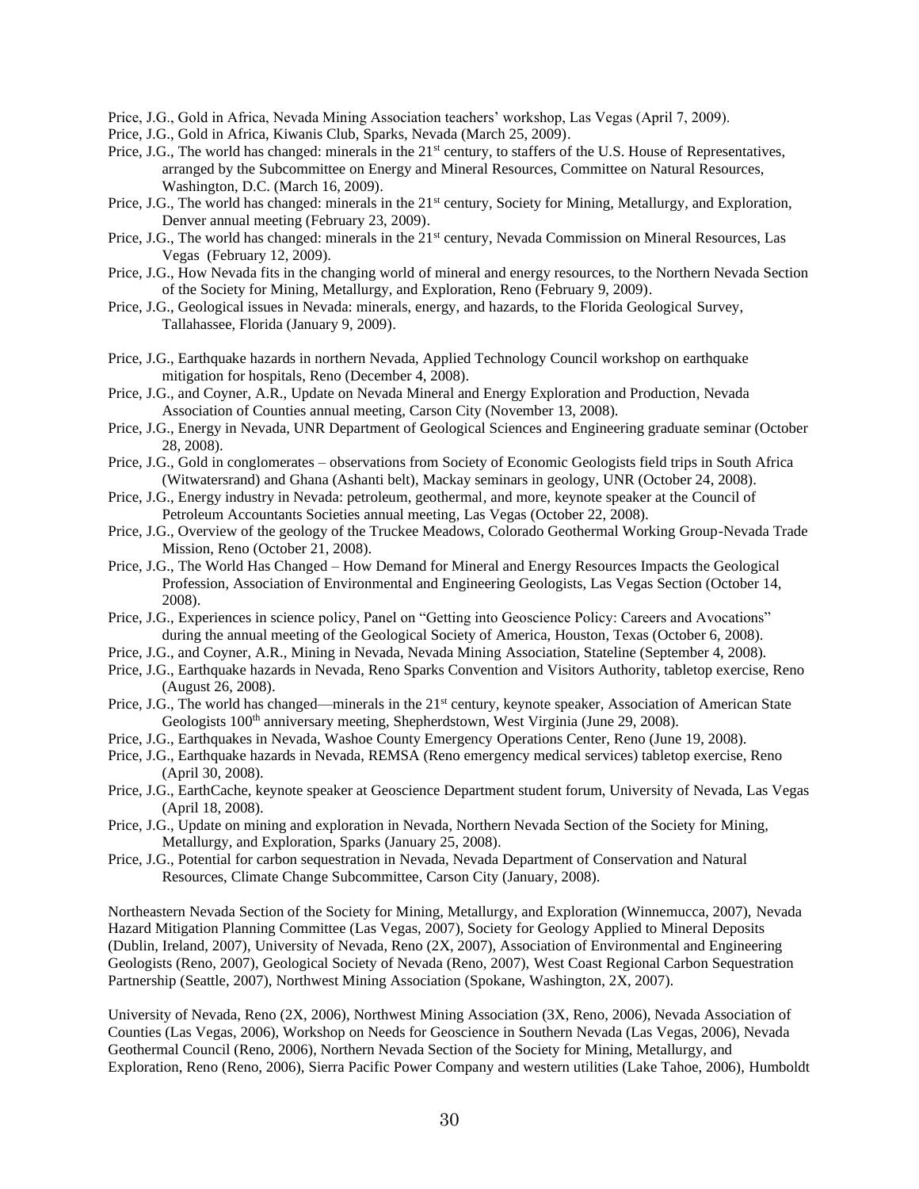Price, J.G., Gold in Africa, Nevada Mining Association teachers' workshop, Las Vegas (April 7, 2009).

Price, J.G., Gold in Africa, Kiwanis Club, Sparks, Nevada (March 25, 2009).

Price, J.G., The world has changed: minerals in the 21st century, to staffers of the U.S. House of Representatives, arranged by the Subcommittee on Energy and Mineral Resources, Committee on Natural Resources, Washington, D.C. (March 16, 2009).

Price, J.G., The world has changed: minerals in the 21st century, Society for Mining, Metallurgy, and Exploration, Denver annual meeting (February 23, 2009).

Price, J.G., The world has changed: minerals in the 21st century, Nevada Commission on Mineral Resources, Las Vegas (February 12, 2009).

Price, J.G., How Nevada fits in the changing world of mineral and energy resources, to the Northern Nevada Section of the Society for Mining, Metallurgy, and Exploration, Reno (February 9, 2009).

Price, J.G., Geological issues in Nevada: minerals, energy, and hazards, to the Florida Geological Survey, Tallahassee, Florida (January 9, 2009).

Price, J.G., Earthquake hazards in northern Nevada, Applied Technology Council workshop on earthquake mitigation for hospitals, Reno (December 4, 2008).

Price, J.G., and Coyner, A.R., Update on Nevada Mineral and Energy Exploration and Production, Nevada Association of Counties annual meeting, Carson City (November 13, 2008).

Price, J.G., Energy in Nevada, UNR Department of Geological Sciences and Engineering graduate seminar (October 28, 2008).

Price, J.G., Gold in conglomerates – observations from Society of Economic Geologists field trips in South Africa (Witwatersrand) and Ghana (Ashanti belt), Mackay seminars in geology, UNR (October 24, 2008).

Price, J.G., Energy industry in Nevada: petroleum, geothermal, and more, keynote speaker at the Council of Petroleum Accountants Societies annual meeting, Las Vegas (October 22, 2008).

Price, J.G., Overview of the geology of the Truckee Meadows, Colorado Geothermal Working Group-Nevada Trade Mission, Reno (October 21, 2008).

Price, J.G., The World Has Changed – How Demand for Mineral and Energy Resources Impacts the Geological Profession, Association of Environmental and Engineering Geologists, Las Vegas Section (October 14, 2008).

Price, J.G., Experiences in science policy, Panel on "Getting into Geoscience Policy: Careers and Avocations" during the annual meeting of the Geological Society of America, Houston, Texas (October 6, 2008).

Price, J.G., and Coyner, A.R., Mining in Nevada, Nevada Mining Association, Stateline (September 4, 2008).

Price, J.G., Earthquake hazards in Nevada, Reno Sparks Convention and Visitors Authority, tabletop exercise, Reno (August 26, 2008).

Price, J.G., The world has changed—minerals in the 21st century, keynote speaker, Association of American State Geologists 100th anniversary meeting, Shepherdstown, West Virginia (June 29, 2008).

Price, J.G., Earthquakes in Nevada, Washoe County Emergency Operations Center, Reno (June 19, 2008).

Price, J.G., Earthquake hazards in Nevada, REMSA (Reno emergency medical services) tabletop exercise, Reno (April 30, 2008).

Price, J.G., EarthCache, keynote speaker at Geoscience Department student forum, University of Nevada, Las Vegas (April 18, 2008).

Price, J.G., Update on mining and exploration in Nevada, Northern Nevada Section of the Society for Mining, Metallurgy, and Exploration, Sparks (January 25, 2008).

Price, J.G., Potential for carbon sequestration in Nevada, Nevada Department of Conservation and Natural Resources, Climate Change Subcommittee, Carson City (January, 2008).

Northeastern Nevada Section of the Society for Mining, Metallurgy, and Exploration (Winnemucca, 2007), Nevada Hazard Mitigation Planning Committee (Las Vegas, 2007), Society for Geology Applied to Mineral Deposits (Dublin, Ireland, 2007), University of Nevada, Reno (2X, 2007), Association of Environmental and Engineering Geologists (Reno, 2007), Geological Society of Nevada (Reno, 2007), West Coast Regional Carbon Sequestration Partnership (Seattle, 2007), Northwest Mining Association (Spokane, Washington, 2X, 2007).

University of Nevada, Reno (2X, 2006), Northwest Mining Association (3X, Reno, 2006), Nevada Association of Counties (Las Vegas, 2006), Workshop on Needs for Geoscience in Southern Nevada (Las Vegas, 2006), Nevada Geothermal Council (Reno, 2006), Northern Nevada Section of the Society for Mining, Metallurgy, and Exploration, Reno (Reno, 2006), Sierra Pacific Power Company and western utilities (Lake Tahoe, 2006), Humboldt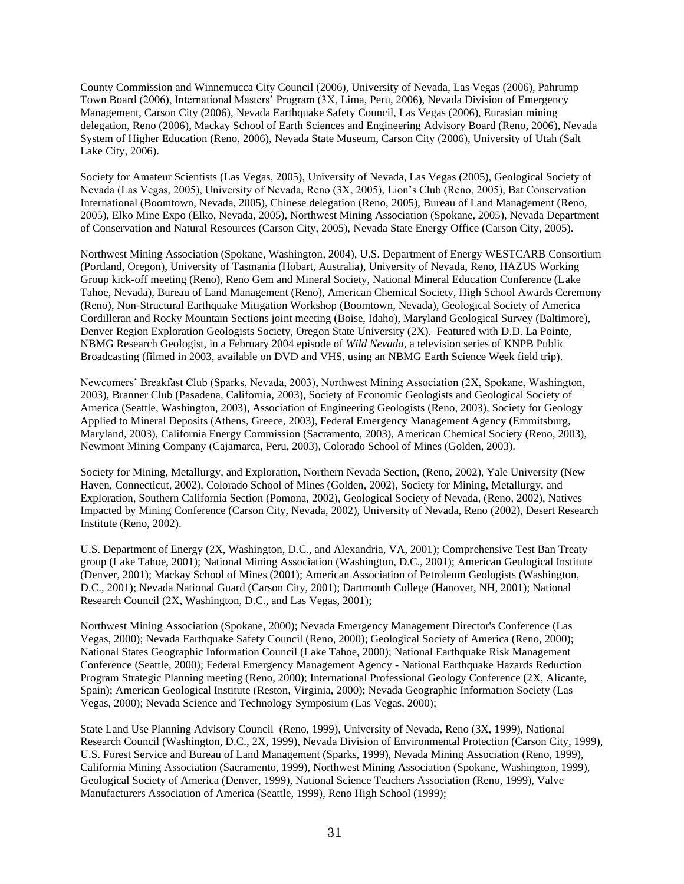County Commission and Winnemucca City Council (2006), University of Nevada, Las Vegas (2006), Pahrump Town Board (2006), International Masters' Program (3X, Lima, Peru, 2006), Nevada Division of Emergency Management, Carson City (2006), Nevada Earthquake Safety Council, Las Vegas (2006), Eurasian mining delegation, Reno (2006), Mackay School of Earth Sciences and Engineering Advisory Board (Reno, 2006), Nevada System of Higher Education (Reno, 2006), Nevada State Museum, Carson City (2006), University of Utah (Salt Lake City, 2006).

Society for Amateur Scientists (Las Vegas, 2005), University of Nevada, Las Vegas (2005), Geological Society of Nevada (Las Vegas, 2005), University of Nevada, Reno (3X, 2005), Lion's Club (Reno, 2005), Bat Conservation International (Boomtown, Nevada, 2005), Chinese delegation (Reno, 2005), Bureau of Land Management (Reno, 2005), Elko Mine Expo (Elko, Nevada, 2005), Northwest Mining Association (Spokane, 2005), Nevada Department of Conservation and Natural Resources (Carson City, 2005), Nevada State Energy Office (Carson City, 2005).

Northwest Mining Association (Spokane, Washington, 2004), U.S. Department of Energy WESTCARB Consortium (Portland, Oregon), University of Tasmania (Hobart, Australia), University of Nevada, Reno, HAZUS Working Group kick-off meeting (Reno), Reno Gem and Mineral Society, National Mineral Education Conference (Lake Tahoe, Nevada), Bureau of Land Management (Reno), American Chemical Society, High School Awards Ceremony (Reno), Non-Structural Earthquake Mitigation Workshop (Boomtown, Nevada), Geological Society of America Cordilleran and Rocky Mountain Sections joint meeting (Boise, Idaho), Maryland Geological Survey (Baltimore), Denver Region Exploration Geologists Society, Oregon State University (2X). Featured with D.D. La Pointe, NBMG Research Geologist, in a February 2004 episode of *Wild Nevada*, a television series of KNPB Public Broadcasting (filmed in 2003, available on DVD and VHS, using an NBMG Earth Science Week field trip).

Newcomers' Breakfast Club (Sparks, Nevada, 2003), Northwest Mining Association (2X, Spokane, Washington, 2003), Branner Club (Pasadena, California, 2003), Society of Economic Geologists and Geological Society of America (Seattle, Washington, 2003), Association of Engineering Geologists (Reno, 2003), Society for Geology Applied to Mineral Deposits (Athens, Greece, 2003), Federal Emergency Management Agency (Emmitsburg, Maryland, 2003), California Energy Commission (Sacramento, 2003), American Chemical Society (Reno, 2003), Newmont Mining Company (Cajamarca, Peru, 2003), Colorado School of Mines (Golden, 2003).

Society for Mining, Metallurgy, and Exploration, Northern Nevada Section, (Reno, 2002), Yale University (New Haven, Connecticut, 2002), Colorado School of Mines (Golden, 2002), Society for Mining, Metallurgy, and Exploration, Southern California Section (Pomona, 2002), Geological Society of Nevada, (Reno, 2002), Natives Impacted by Mining Conference (Carson City, Nevada, 2002), University of Nevada, Reno (2002), Desert Research Institute (Reno, 2002).

U.S. Department of Energy (2X, Washington, D.C., and Alexandria, VA, 2001); Comprehensive Test Ban Treaty group (Lake Tahoe, 2001); National Mining Association (Washington, D.C., 2001); American Geological Institute (Denver, 2001); Mackay School of Mines (2001); American Association of Petroleum Geologists (Washington, D.C., 2001); Nevada National Guard (Carson City, 2001); Dartmouth College (Hanover, NH, 2001); National Research Council (2X, Washington, D.C., and Las Vegas, 2001);

Northwest Mining Association (Spokane, 2000); Nevada Emergency Management Director's Conference (Las Vegas, 2000); Nevada Earthquake Safety Council (Reno, 2000); Geological Society of America (Reno, 2000); National States Geographic Information Council (Lake Tahoe, 2000); National Earthquake Risk Management Conference (Seattle, 2000); Federal Emergency Management Agency - National Earthquake Hazards Reduction Program Strategic Planning meeting (Reno, 2000); International Professional Geology Conference (2X, Alicante, Spain); American Geological Institute (Reston, Virginia, 2000); Nevada Geographic Information Society (Las Vegas, 2000); Nevada Science and Technology Symposium (Las Vegas, 2000);

State Land Use Planning Advisory Council (Reno, 1999), University of Nevada, Reno (3X, 1999), National Research Council (Washington, D.C., 2X, 1999), Nevada Division of Environmental Protection (Carson City, 1999), U.S. Forest Service and Bureau of Land Management (Sparks, 1999), Nevada Mining Association (Reno, 1999), California Mining Association (Sacramento, 1999), Northwest Mining Association (Spokane, Washington, 1999), Geological Society of America (Denver, 1999), National Science Teachers Association (Reno, 1999), Valve Manufacturers Association of America (Seattle, 1999), Reno High School (1999);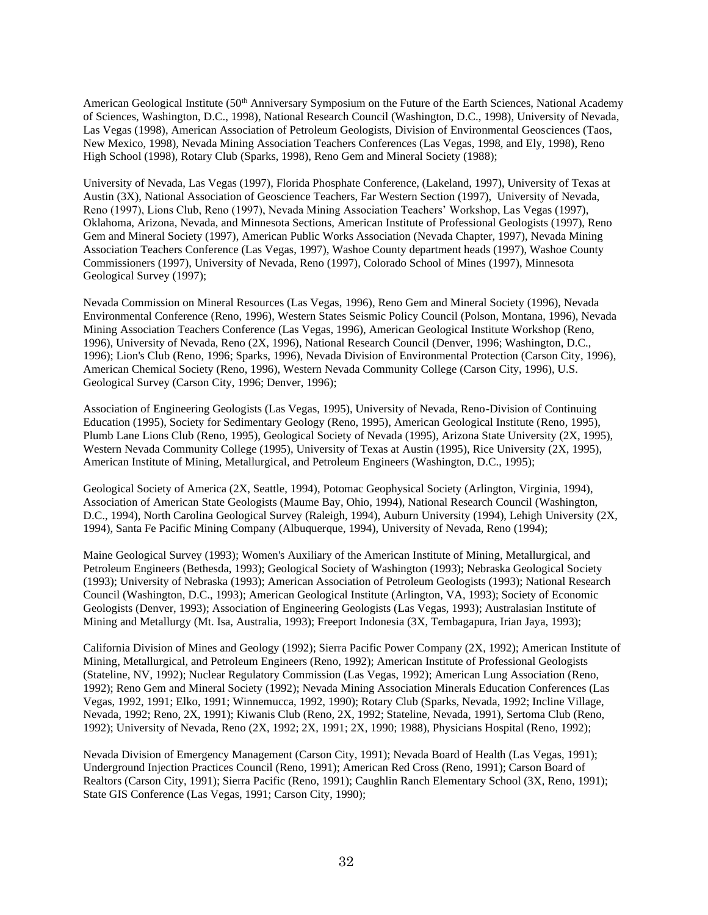American Geological Institute (50th Anniversary Symposium on the Future of the Earth Sciences, National Academy of Sciences, Washington, D.C., 1998), National Research Council (Washington, D.C., 1998), University of Nevada, Las Vegas (1998), American Association of Petroleum Geologists, Division of Environmental Geosciences (Taos, New Mexico, 1998), Nevada Mining Association Teachers Conferences (Las Vegas, 1998, and Ely, 1998), Reno High School (1998), Rotary Club (Sparks, 1998), Reno Gem and Mineral Society (1988);

University of Nevada, Las Vegas (1997), Florida Phosphate Conference, (Lakeland, 1997), University of Texas at Austin (3X), National Association of Geoscience Teachers, Far Western Section (1997), University of Nevada, Reno (1997), Lions Club, Reno (1997), Nevada Mining Association Teachers' Workshop, Las Vegas (1997), Oklahoma, Arizona, Nevada, and Minnesota Sections, American Institute of Professional Geologists (1997), Reno Gem and Mineral Society (1997), American Public Works Association (Nevada Chapter, 1997), Nevada Mining Association Teachers Conference (Las Vegas, 1997), Washoe County department heads (1997), Washoe County Commissioners (1997), University of Nevada, Reno (1997), Colorado School of Mines (1997), Minnesota Geological Survey (1997);

Nevada Commission on Mineral Resources (Las Vegas, 1996), Reno Gem and Mineral Society (1996), Nevada Environmental Conference (Reno, 1996), Western States Seismic Policy Council (Polson, Montana, 1996), Nevada Mining Association Teachers Conference (Las Vegas, 1996), American Geological Institute Workshop (Reno, 1996), University of Nevada, Reno (2X, 1996), National Research Council (Denver, 1996; Washington, D.C., 1996); Lion's Club (Reno, 1996; Sparks, 1996), Nevada Division of Environmental Protection (Carson City, 1996), American Chemical Society (Reno, 1996), Western Nevada Community College (Carson City, 1996), U.S. Geological Survey (Carson City, 1996; Denver, 1996);

Association of Engineering Geologists (Las Vegas, 1995), University of Nevada, Reno-Division of Continuing Education (1995), Society for Sedimentary Geology (Reno, 1995), American Geological Institute (Reno, 1995), Plumb Lane Lions Club (Reno, 1995), Geological Society of Nevada (1995), Arizona State University (2X, 1995), Western Nevada Community College (1995), University of Texas at Austin (1995), Rice University (2X, 1995), American Institute of Mining, Metallurgical, and Petroleum Engineers (Washington, D.C., 1995);

Geological Society of America (2X, Seattle, 1994), Potomac Geophysical Society (Arlington, Virginia, 1994), Association of American State Geologists (Maume Bay, Ohio, 1994), National Research Council (Washington, D.C., 1994), North Carolina Geological Survey (Raleigh, 1994), Auburn University (1994), Lehigh University (2X, 1994), Santa Fe Pacific Mining Company (Albuquerque, 1994), University of Nevada, Reno (1994);

Maine Geological Survey (1993); Women's Auxiliary of the American Institute of Mining, Metallurgical, and Petroleum Engineers (Bethesda, 1993); Geological Society of Washington (1993); Nebraska Geological Society (1993); University of Nebraska (1993); American Association of Petroleum Geologists (1993); National Research Council (Washington, D.C., 1993); American Geological Institute (Arlington, VA, 1993); Society of Economic Geologists (Denver, 1993); Association of Engineering Geologists (Las Vegas, 1993); Australasian Institute of Mining and Metallurgy (Mt. Isa, Australia, 1993); Freeport Indonesia (3X, Tembagapura, Irian Jaya, 1993);

California Division of Mines and Geology (1992); Sierra Pacific Power Company (2X, 1992); American Institute of Mining, Metallurgical, and Petroleum Engineers (Reno, 1992); American Institute of Professional Geologists (Stateline, NV, 1992); Nuclear Regulatory Commission (Las Vegas, 1992); American Lung Association (Reno, 1992); Reno Gem and Mineral Society (1992); Nevada Mining Association Minerals Education Conferences (Las Vegas, 1992, 1991; Elko, 1991; Winnemucca, 1992, 1990); Rotary Club (Sparks, Nevada, 1992; Incline Village, Nevada, 1992; Reno, 2X, 1991); Kiwanis Club (Reno, 2X, 1992; Stateline, Nevada, 1991), Sertoma Club (Reno, 1992); University of Nevada, Reno (2X, 1992; 2X, 1991; 2X, 1990; 1988), Physicians Hospital (Reno, 1992);

Nevada Division of Emergency Management (Carson City, 1991); Nevada Board of Health (Las Vegas, 1991); Underground Injection Practices Council (Reno, 1991); American Red Cross (Reno, 1991); Carson Board of Realtors (Carson City, 1991); Sierra Pacific (Reno, 1991); Caughlin Ranch Elementary School (3X, Reno, 1991); State GIS Conference (Las Vegas, 1991; Carson City, 1990);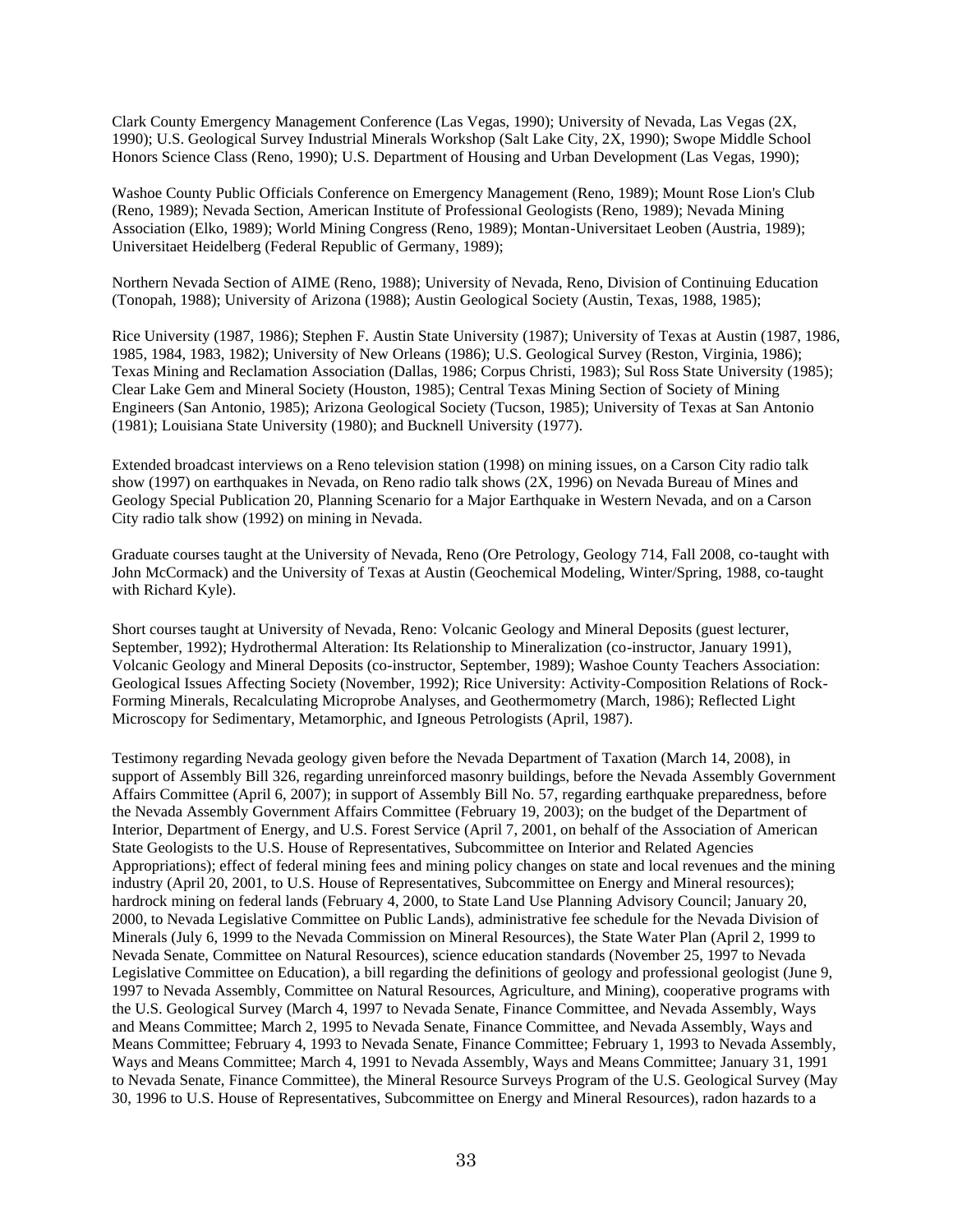Clark County Emergency Management Conference (Las Vegas, 1990); University of Nevada, Las Vegas (2X, 1990); U.S. Geological Survey Industrial Minerals Workshop (Salt Lake City, 2X, 1990); Swope Middle School Honors Science Class (Reno, 1990); U.S. Department of Housing and Urban Development (Las Vegas, 1990);

Washoe County Public Officials Conference on Emergency Management (Reno, 1989); Mount Rose Lion's Club (Reno, 1989); Nevada Section, American Institute of Professional Geologists (Reno, 1989); Nevada Mining Association (Elko, 1989); World Mining Congress (Reno, 1989); Montan-Universitaet Leoben (Austria, 1989); Universitaet Heidelberg (Federal Republic of Germany, 1989);

Northern Nevada Section of AIME (Reno, 1988); University of Nevada, Reno, Division of Continuing Education (Tonopah, 1988); University of Arizona (1988); Austin Geological Society (Austin, Texas, 1988, 1985);

Rice University (1987, 1986); Stephen F. Austin State University (1987); University of Texas at Austin (1987, 1986, 1985, 1984, 1983, 1982); University of New Orleans (1986); U.S. Geological Survey (Reston, Virginia, 1986); Texas Mining and Reclamation Association (Dallas, 1986; Corpus Christi, 1983); Sul Ross State University (1985); Clear Lake Gem and Mineral Society (Houston, 1985); Central Texas Mining Section of Society of Mining Engineers (San Antonio, 1985); Arizona Geological Society (Tucson, 1985); University of Texas at San Antonio (1981); Louisiana State University (1980); and Bucknell University (1977).

Extended broadcast interviews on a Reno television station (1998) on mining issues, on a Carson City radio talk show (1997) on earthquakes in Nevada, on Reno radio talk shows (2X, 1996) on Nevada Bureau of Mines and Geology Special Publication 20, Planning Scenario for a Major Earthquake in Western Nevada, and on a Carson City radio talk show (1992) on mining in Nevada.

Graduate courses taught at the University of Nevada, Reno (Ore Petrology, Geology 714, Fall 2008, co-taught with John McCormack) and the University of Texas at Austin (Geochemical Modeling, Winter/Spring, 1988, co-taught with Richard Kyle).

Short courses taught at University of Nevada, Reno: Volcanic Geology and Mineral Deposits (guest lecturer, September, 1992); Hydrothermal Alteration: Its Relationship to Mineralization (co-instructor, January 1991), Volcanic Geology and Mineral Deposits (co-instructor, September, 1989); Washoe County Teachers Association: Geological Issues Affecting Society (November, 1992); Rice University: Activity-Composition Relations of Rock-Forming Minerals, Recalculating Microprobe Analyses, and Geothermometry (March, 1986); Reflected Light Microscopy for Sedimentary, Metamorphic, and Igneous Petrologists (April, 1987).

Testimony regarding Nevada geology given before the Nevada Department of Taxation (March 14, 2008), in support of Assembly Bill 326, regarding unreinforced masonry buildings, before the Nevada Assembly Government Affairs Committee (April 6, 2007); in support of Assembly Bill No. 57, regarding earthquake preparedness, before the Nevada Assembly Government Affairs Committee (February 19, 2003); on the budget of the Department of Interior, Department of Energy, and U.S. Forest Service (April 7, 2001, on behalf of the Association of American State Geologists to the U.S. House of Representatives, Subcommittee on Interior and Related Agencies Appropriations); effect of federal mining fees and mining policy changes on state and local revenues and the mining industry (April 20, 2001, to U.S. House of Representatives, Subcommittee on Energy and Mineral resources); hardrock mining on federal lands (February 4, 2000, to State Land Use Planning Advisory Council; January 20, 2000, to Nevada Legislative Committee on Public Lands), administrative fee schedule for the Nevada Division of Minerals (July 6, 1999 to the Nevada Commission on Mineral Resources), the State Water Plan (April 2, 1999 to Nevada Senate, Committee on Natural Resources), science education standards (November 25, 1997 to Nevada Legislative Committee on Education), a bill regarding the definitions of geology and professional geologist (June 9, 1997 to Nevada Assembly, Committee on Natural Resources, Agriculture, and Mining), cooperative programs with the U.S. Geological Survey (March 4, 1997 to Nevada Senate, Finance Committee, and Nevada Assembly, Ways and Means Committee; March 2, 1995 to Nevada Senate, Finance Committee, and Nevada Assembly, Ways and Means Committee; February 4, 1993 to Nevada Senate, Finance Committee; February 1, 1993 to Nevada Assembly, Ways and Means Committee; March 4, 1991 to Nevada Assembly, Ways and Means Committee; January 31, 1991 to Nevada Senate, Finance Committee), the Mineral Resource Surveys Program of the U.S. Geological Survey (May 30, 1996 to U.S. House of Representatives, Subcommittee on Energy and Mineral Resources), radon hazards to a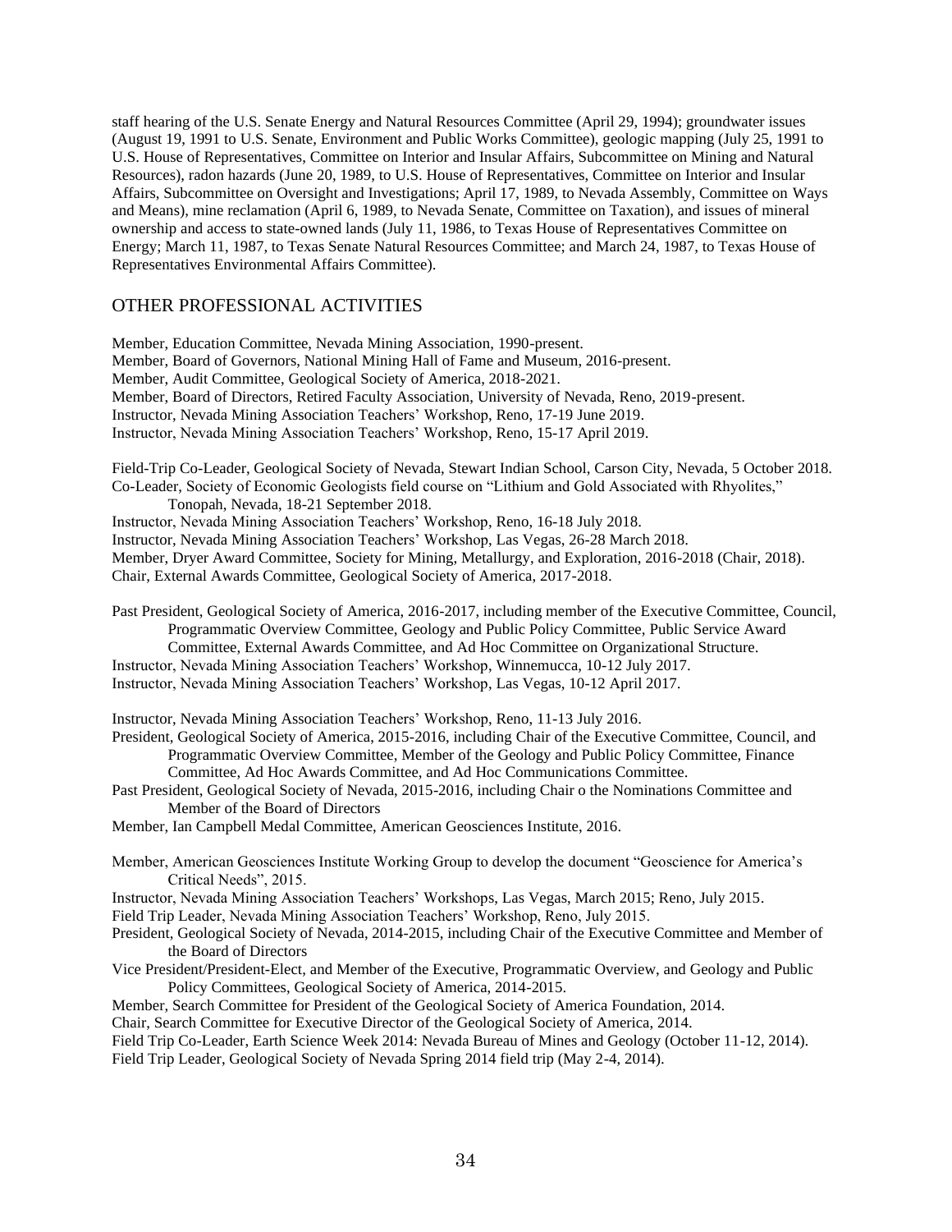staff hearing of the U.S. Senate Energy and Natural Resources Committee (April 29, 1994); groundwater issues (August 19, 1991 to U.S. Senate, Environment and Public Works Committee), geologic mapping (July 25, 1991 to U.S. House of Representatives, Committee on Interior and Insular Affairs, Subcommittee on Mining and Natural Resources), radon hazards (June 20, 1989, to U.S. House of Representatives, Committee on Interior and Insular Affairs, Subcommittee on Oversight and Investigations; April 17, 1989, to Nevada Assembly, Committee on Ways and Means), mine reclamation (April 6, 1989, to Nevada Senate, Committee on Taxation), and issues of mineral ownership and access to state-owned lands (July 11, 1986, to Texas House of Representatives Committee on Energy; March 11, 1987, to Texas Senate Natural Resources Committee; and March 24, 1987, to Texas House of Representatives Environmental Affairs Committee).

## OTHER PROFESSIONAL ACTIVITIES

Member, Education Committee, Nevada Mining Association, 1990-present.
Member, Board of Governors, National Mining Hall of Fame and Museum, 2016-present.
Member, Audit Committee, Geological Society of America, 2018-2021.
Member, Board of Directors, Retired Faculty Association, University of Nevada, Reno, 2019-present.
Instructor, Nevada Mining Association Teachers' Workshop, Reno, 17-19 June 2019.
Instructor, Nevada Mining Association Teachers' Workshop, Reno, 15-17 April 2019.

Field-Trip Co-Leader, Geological Society of Nevada, Stewart Indian School, Carson City, Nevada, 5 October 2018.
Co-Leader, Society of Economic Geologists field course on "Lithium and Gold Associated with Rhyolites," Tonopah, Nevada, 18-21 September 2018.
Instructor, Nevada Mining Association Teachers' Workshop, Reno, 16-18 July 2018.
Instructor, Nevada Mining Association Teachers' Workshop, Las Vegas, 26-28 March 2018.
Member, Dryer Award Committee, Society for Mining, Metallurgy, and Exploration, 2016-2018 (Chair, 2018).
Chair, External Awards Committee, Geological Society of America, 2017-2018.

Past President, Geological Society of America, 2016-2017, including member of the Executive Committee, Council, Programmatic Overview Committee, Geology and Public Policy Committee, Public Service Award Committee, External Awards Committee, and Ad Hoc Committee on Organizational Structure.
Instructor, Nevada Mining Association Teachers' Workshop, Winnemucca, 10-12 July 2017.
Instructor, Nevada Mining Association Teachers' Workshop, Las Vegas, 10-12 April 2017.

Instructor, Nevada Mining Association Teachers' Workshop, Reno, 11-13 July 2016.
President, Geological Society of America, 2015-2016, including Chair of the Executive Committee, Council, and Programmatic Overview Committee, Member of the Geology and Public Policy Committee, Finance Committee, Ad Hoc Awards Committee, and Ad Hoc Communications Committee.
Past President, Geological Society of Nevada, 2015-2016, including Chair o the Nominations Committee and Member of the Board of Directors
Member, Ian Campbell Medal Committee, American Geosciences Institute, 2016.

Member, American Geosciences Institute Working Group to develop the document "Geoscience for America's Critical Needs", 2015.
Instructor, Nevada Mining Association Teachers' Workshops, Las Vegas, March 2015; Reno, July 2015.
Field Trip Leader, Nevada Mining Association Teachers' Workshop, Reno, July 2015.
President, Geological Society of Nevada, 2014-2015, including Chair of the Executive Committee and Member of the Board of Directors
Vice President/President-Elect, and Member of the Executive, Programmatic Overview, and Geology and Public Policy Committees, Geological Society of America, 2014-2015.
Member, Search Committee for President of the Geological Society of America Foundation, 2014.
Chair, Search Committee for Executive Director of the Geological Society of America, 2014.
Field Trip Co-Leader, Earth Science Week 2014: Nevada Bureau of Mines and Geology (October 11-12, 2014).
Field Trip Leader, Geological Society of Nevada Spring 2014 field trip (May 2-4, 2014).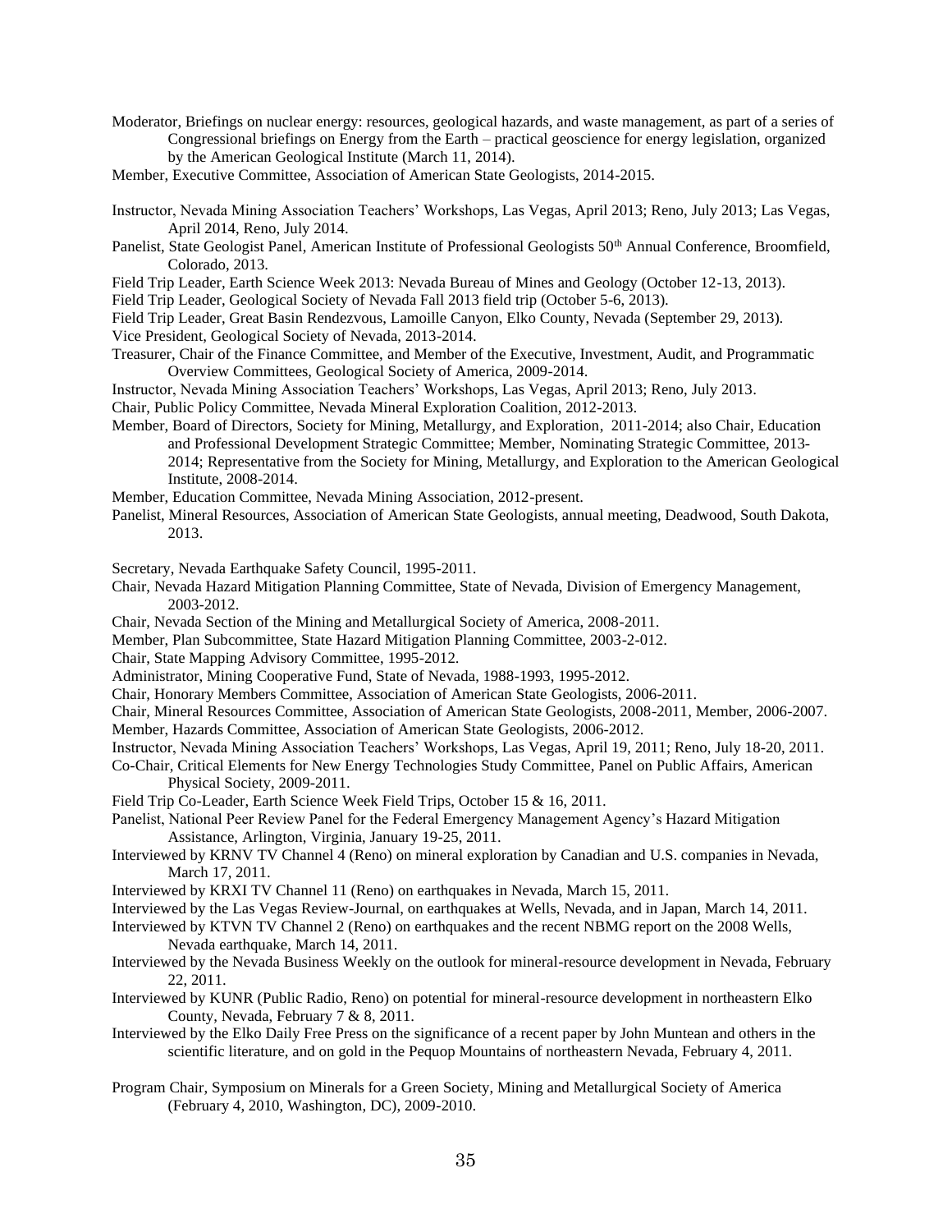Moderator, Briefings on nuclear energy: resources, geological hazards, and waste management, as part of a series of Congressional briefings on Energy from the Earth – practical geoscience for energy legislation, organized by the American Geological Institute (March 11, 2014).

Member, Executive Committee, Association of American State Geologists, 2014-2015.

Instructor, Nevada Mining Association Teachers' Workshops, Las Vegas, April 2013; Reno, July 2013; Las Vegas, April 2014, Reno, July 2014.

Panelist, State Geologist Panel, American Institute of Professional Geologists 50th Annual Conference, Broomfield, Colorado, 2013.

Field Trip Leader, Earth Science Week 2013: Nevada Bureau of Mines and Geology (October 12-13, 2013).

Field Trip Leader, Geological Society of Nevada Fall 2013 field trip (October 5-6, 2013).

Field Trip Leader, Great Basin Rendezvous, Lamoille Canyon, Elko County, Nevada (September 29, 2013).

Vice President, Geological Society of Nevada, 2013-2014.

Treasurer, Chair of the Finance Committee, and Member of the Executive, Investment, Audit, and Programmatic Overview Committees, Geological Society of America, 2009-2014.

Instructor, Nevada Mining Association Teachers' Workshops, Las Vegas, April 2013; Reno, July 2013.

Chair, Public Policy Committee, Nevada Mineral Exploration Coalition, 2012-2013.

Member, Board of Directors, Society for Mining, Metallurgy, and Exploration, 2011-2014; also Chair, Education and Professional Development Strategic Committee; Member, Nominating Strategic Committee, 2013-2014; Representative from the Society for Mining, Metallurgy, and Exploration to the American Geological Institute, 2008-2014.

Member, Education Committee, Nevada Mining Association, 2012-present.

Panelist, Mineral Resources, Association of American State Geologists, annual meeting, Deadwood, South Dakota, 2013.

Secretary, Nevada Earthquake Safety Council, 1995-2011.

Chair, Nevada Hazard Mitigation Planning Committee, State of Nevada, Division of Emergency Management, 2003-2012.

Chair, Nevada Section of the Mining and Metallurgical Society of America, 2008-2011.

Member, Plan Subcommittee, State Hazard Mitigation Planning Committee, 2003-2-012.

Chair, State Mapping Advisory Committee, 1995-2012.

Administrator, Mining Cooperative Fund, State of Nevada, 1988-1993, 1995-2012.

Chair, Honorary Members Committee, Association of American State Geologists, 2006-2011.

Chair, Mineral Resources Committee, Association of American State Geologists, 2008-2011, Member, 2006-2007.

Member, Hazards Committee, Association of American State Geologists, 2006-2012.

Instructor, Nevada Mining Association Teachers' Workshops, Las Vegas, April 19, 2011; Reno, July 18-20, 2011.

Co-Chair, Critical Elements for New Energy Technologies Study Committee, Panel on Public Affairs, American Physical Society, 2009-2011.

Field Trip Co-Leader, Earth Science Week Field Trips, October 15 & 16, 2011.

Panelist, National Peer Review Panel for the Federal Emergency Management Agency's Hazard Mitigation Assistance, Arlington, Virginia, January 19-25, 2011.

Interviewed by KRNV TV Channel 4 (Reno) on mineral exploration by Canadian and U.S. companies in Nevada, March 17, 2011.

Interviewed by KRXI TV Channel 11 (Reno) on earthquakes in Nevada, March 15, 2011.

Interviewed by the Las Vegas Review-Journal, on earthquakes at Wells, Nevada, and in Japan, March 14, 2011.

Interviewed by KTVN TV Channel 2 (Reno) on earthquakes and the recent NBMG report on the 2008 Wells, Nevada earthquake, March 14, 2011.

Interviewed by the Nevada Business Weekly on the outlook for mineral-resource development in Nevada, February 22, 2011.

Interviewed by KUNR (Public Radio, Reno) on potential for mineral-resource development in northeastern Elko County, Nevada, February 7 & 8, 2011.

Interviewed by the Elko Daily Free Press on the significance of a recent paper by John Muntean and others in the scientific literature, and on gold in the Pequop Mountains of northeastern Nevada, February 4, 2011.

Program Chair, Symposium on Minerals for a Green Society, Mining and Metallurgical Society of America (February 4, 2010, Washington, DC), 2009-2010.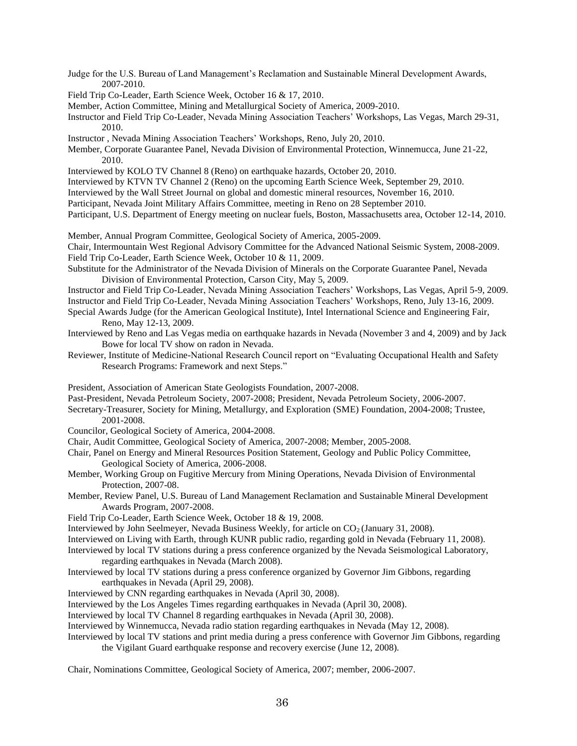Judge for the U.S. Bureau of Land Management's Reclamation and Sustainable Mineral Development Awards, 2007-2010.

Field Trip Co-Leader, Earth Science Week, October 16 & 17, 2010.

Member, Action Committee, Mining and Metallurgical Society of America, 2009-2010.

Instructor and Field Trip Co-Leader, Nevada Mining Association Teachers' Workshops, Las Vegas, March 29-31, 2010.

Instructor , Nevada Mining Association Teachers' Workshops, Reno, July 20, 2010.

Member, Corporate Guarantee Panel, Nevada Division of Environmental Protection, Winnemucca, June 21-22, 2010.

Interviewed by KOLO TV Channel 8 (Reno) on earthquake hazards, October 20, 2010.

Interviewed by KTVN TV Channel 2 (Reno) on the upcoming Earth Science Week, September 29, 2010.

Interviewed by the Wall Street Journal on global and domestic mineral resources, November 16, 2010.

Participant, Nevada Joint Military Affairs Committee, meeting in Reno on 28 September 2010.

Participant, U.S. Department of Energy meeting on nuclear fuels, Boston, Massachusetts area, October 12-14, 2010.

Member, Annual Program Committee, Geological Society of America, 2005-2009.

Chair, Intermountain West Regional Advisory Committee for the Advanced National Seismic System, 2008-2009.

Field Trip Co-Leader, Earth Science Week, October 10 & 11, 2009.

Substitute for the Administrator of the Nevada Division of Minerals on the Corporate Guarantee Panel, Nevada Division of Environmental Protection, Carson City, May 5, 2009.

Instructor and Field Trip Co-Leader, Nevada Mining Association Teachers' Workshops, Las Vegas, April 5-9, 2009.

Instructor and Field Trip Co-Leader, Nevada Mining Association Teachers' Workshops, Reno, July 13-16, 2009.

Special Awards Judge (for the American Geological Institute), Intel International Science and Engineering Fair, Reno, May 12-13, 2009.

Interviewed by Reno and Las Vegas media on earthquake hazards in Nevada (November 3 and 4, 2009) and by Jack Bowe for local TV show on radon in Nevada.

Reviewer, Institute of Medicine-National Research Council report on "Evaluating Occupational Health and Safety Research Programs: Framework and next Steps."

President, Association of American State Geologists Foundation, 2007-2008.

Past-President, Nevada Petroleum Society, 2007-2008; President, Nevada Petroleum Society, 2006-2007.

Secretary-Treasurer, Society for Mining, Metallurgy, and Exploration (SME) Foundation, 2004-2008; Trustee, 2001-2008.

Councilor, Geological Society of America, 2004-2008.

Chair, Audit Committee, Geological Society of America, 2007-2008; Member, 2005-2008.

Chair, Panel on Energy and Mineral Resources Position Statement, Geology and Public Policy Committee, Geological Society of America, 2006-2008.

Member, Working Group on Fugitive Mercury from Mining Operations, Nevada Division of Environmental Protection, 2007-08.

Member, Review Panel, U.S. Bureau of Land Management Reclamation and Sustainable Mineral Development Awards Program, 2007-2008.

Field Trip Co-Leader, Earth Science Week, October 18 & 19, 2008.

Interviewed by John Seelmeyer, Nevada Business Weekly, for article on $CO_2$ (January 31, 2008).

Interviewed on Living with Earth, through KUNR public radio, regarding gold in Nevada (February 11, 2008).

Interviewed by local TV stations during a press conference organized by the Nevada Seismological Laboratory, regarding earthquakes in Nevada (March 2008).

Interviewed by local TV stations during a press conference organized by Governor Jim Gibbons, regarding earthquakes in Nevada (April 29, 2008).

Interviewed by CNN regarding earthquakes in Nevada (April 30, 2008).

Interviewed by the Los Angeles Times regarding earthquakes in Nevada (April 30, 2008).

Interviewed by local TV Channel 8 regarding earthquakes in Nevada (April 30, 2008).

Interviewed by Winnemucca, Nevada radio station regarding earthquakes in Nevada (May 12, 2008).

Interviewed by local TV stations and print media during a press conference with Governor Jim Gibbons, regarding the Vigilant Guard earthquake response and recovery exercise (June 12, 2008).

Chair, Nominations Committee, Geological Society of America, 2007; member, 2006-2007.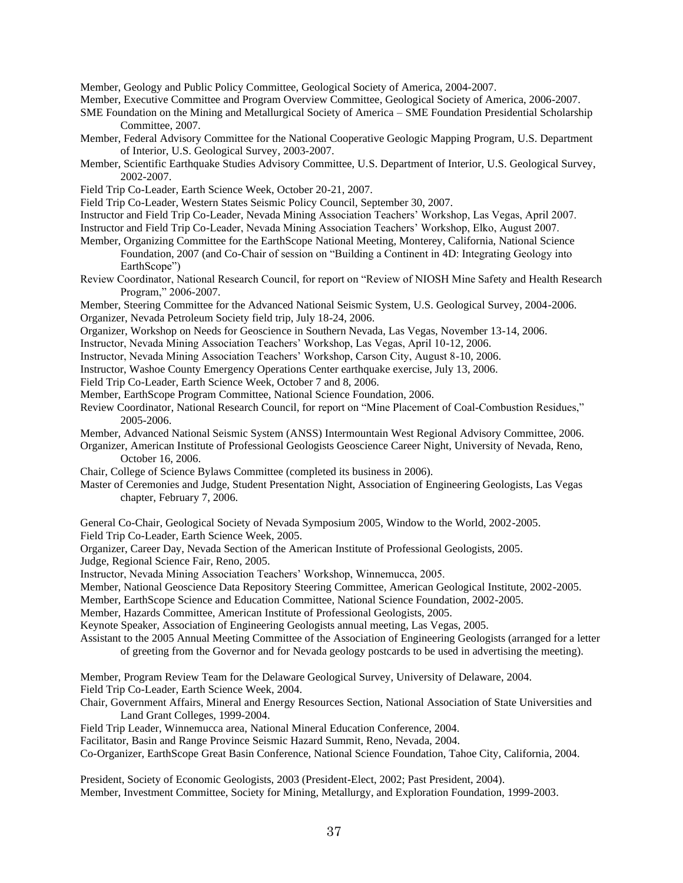Member, Geology and Public Policy Committee, Geological Society of America, 2004-2007.

Member, Executive Committee and Program Overview Committee, Geological Society of America, 2006-2007.

SME Foundation on the Mining and Metallurgical Society of America – SME Foundation Presidential Scholarship Committee, 2007.

Member, Federal Advisory Committee for the National Cooperative Geologic Mapping Program, U.S. Department of Interior, U.S. Geological Survey, 2003-2007.

Member, Scientific Earthquake Studies Advisory Committee, U.S. Department of Interior, U.S. Geological Survey, 2002-2007.

Field Trip Co-Leader, Earth Science Week, October 20-21, 2007.

Field Trip Co-Leader, Western States Seismic Policy Council, September 30, 2007.

Instructor and Field Trip Co-Leader, Nevada Mining Association Teachers' Workshop, Las Vegas, April 2007.

Instructor and Field Trip Co-Leader, Nevada Mining Association Teachers' Workshop, Elko, August 2007.

Member, Organizing Committee for the EarthScope National Meeting, Monterey, California, National Science Foundation, 2007 (and Co-Chair of session on "Building a Continent in 4D: Integrating Geology into EarthScope")

Review Coordinator, National Research Council, for report on "Review of NIOSH Mine Safety and Health Research Program," 2006-2007.

Member, Steering Committee for the Advanced National Seismic System, U.S. Geological Survey, 2004-2006.

Organizer, Nevada Petroleum Society field trip, July 18-24, 2006.

Organizer, Workshop on Needs for Geoscience in Southern Nevada, Las Vegas, November 13-14, 2006.

Instructor, Nevada Mining Association Teachers' Workshop, Las Vegas, April 10-12, 2006.

Instructor, Nevada Mining Association Teachers' Workshop, Carson City, August 8-10, 2006.

Instructor, Washoe County Emergency Operations Center earthquake exercise, July 13, 2006.

Field Trip Co-Leader, Earth Science Week, October 7 and 8, 2006.

Member, EarthScope Program Committee, National Science Foundation, 2006.

Review Coordinator, National Research Council, for report on "Mine Placement of Coal-Combustion Residues," 2005-2006.

Member, Advanced National Seismic System (ANSS) Intermountain West Regional Advisory Committee, 2006.

Organizer, American Institute of Professional Geologists Geoscience Career Night, University of Nevada, Reno, October 16, 2006.

Chair, College of Science Bylaws Committee (completed its business in 2006).

Master of Ceremonies and Judge, Student Presentation Night, Association of Engineering Geologists, Las Vegas chapter, February 7, 2006.

General Co-Chair, Geological Society of Nevada Symposium 2005, Window to the World, 2002-2005.

Field Trip Co-Leader, Earth Science Week, 2005.

Organizer, Career Day, Nevada Section of the American Institute of Professional Geologists, 2005.

Judge, Regional Science Fair, Reno, 2005.

Instructor, Nevada Mining Association Teachers' Workshop, Winnemucca, 2005.

Member, National Geoscience Data Repository Steering Committee, American Geological Institute, 2002-2005.

Member, EarthScope Science and Education Committee, National Science Foundation, 2002-2005.

Member, Hazards Committee, American Institute of Professional Geologists, 2005.

Keynote Speaker, Association of Engineering Geologists annual meeting, Las Vegas, 2005.

Assistant to the 2005 Annual Meeting Committee of the Association of Engineering Geologists (arranged for a letter of greeting from the Governor and for Nevada geology postcards to be used in advertising the meeting).

Member, Program Review Team for the Delaware Geological Survey, University of Delaware, 2004.

Field Trip Co-Leader, Earth Science Week, 2004.

Chair, Government Affairs, Mineral and Energy Resources Section, National Association of State Universities and Land Grant Colleges, 1999-2004.

Field Trip Leader, Winnemucca area, National Mineral Education Conference, 2004.

Facilitator, Basin and Range Province Seismic Hazard Summit, Reno, Nevada, 2004.

Co-Organizer, EarthScope Great Basin Conference, National Science Foundation, Tahoe City, California, 2004.

President, Society of Economic Geologists, 2003 (President-Elect, 2002; Past President, 2004).

Member, Investment Committee, Society for Mining, Metallurgy, and Exploration Foundation, 1999-2003.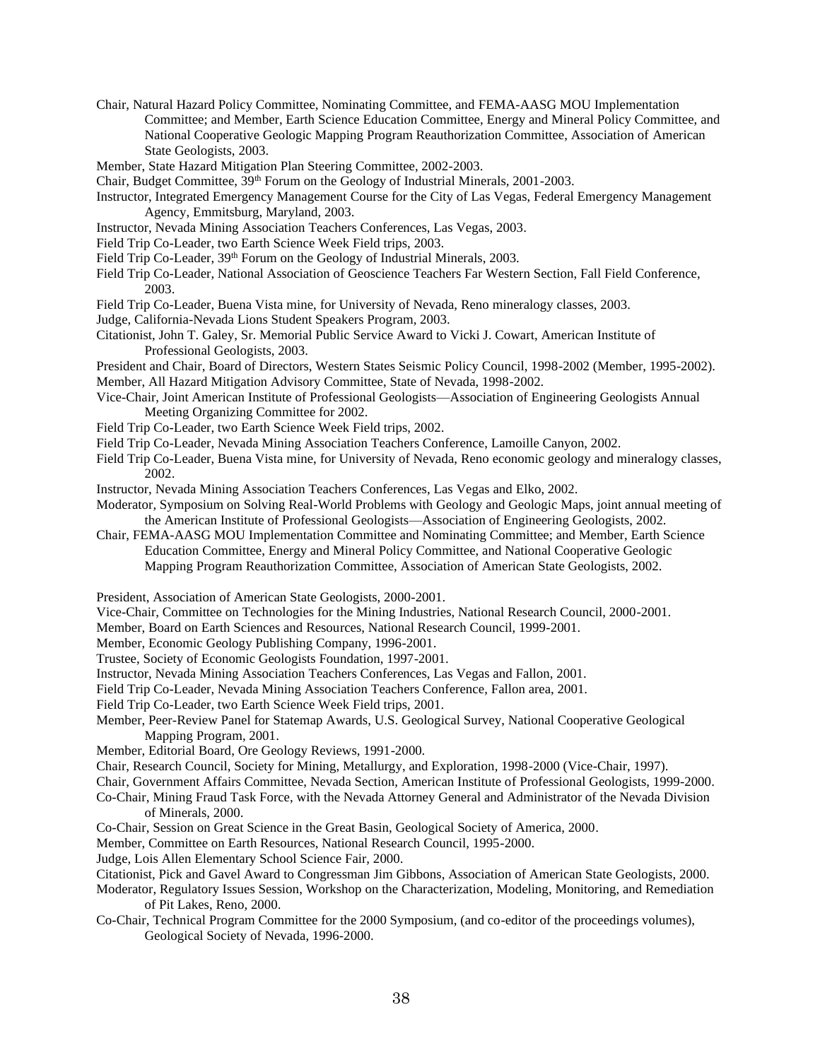Chair, Natural Hazard Policy Committee, Nominating Committee, and FEMA-AASG MOU Implementation Committee; and Member, Earth Science Education Committee, Energy and Mineral Policy Committee, and National Cooperative Geologic Mapping Program Reauthorization Committee, Association of American State Geologists, 2003.

Member, State Hazard Mitigation Plan Steering Committee, 2002-2003.

Chair, Budget Committee, 39th Forum on the Geology of Industrial Minerals, 2001-2003.

Instructor, Integrated Emergency Management Course for the City of Las Vegas, Federal Emergency Management Agency, Emmitsburg, Maryland, 2003.

Instructor, Nevada Mining Association Teachers Conferences, Las Vegas, 2003.

Field Trip Co-Leader, two Earth Science Week Field trips, 2003.

Field Trip Co-Leader, 39th Forum on the Geology of Industrial Minerals, 2003.

Field Trip Co-Leader, National Association of Geoscience Teachers Far Western Section, Fall Field Conference, 2003.

Field Trip Co-Leader, Buena Vista mine, for University of Nevada, Reno mineralogy classes, 2003.

Judge, California-Nevada Lions Student Speakers Program, 2003.

Citationist, John T. Galey, Sr. Memorial Public Service Award to Vicki J. Cowart, American Institute of Professional Geologists, 2003.

President and Chair, Board of Directors, Western States Seismic Policy Council, 1998-2002 (Member, 1995-2002).

Member, All Hazard Mitigation Advisory Committee, State of Nevada, 1998-2002.

Vice-Chair, Joint American Institute of Professional Geologists—Association of Engineering Geologists Annual Meeting Organizing Committee for 2002.

Field Trip Co-Leader, two Earth Science Week Field trips, 2002.

Field Trip Co-Leader, Nevada Mining Association Teachers Conference, Lamoille Canyon, 2002.

Field Trip Co-Leader, Buena Vista mine, for University of Nevada, Reno economic geology and mineralogy classes, 2002.

Instructor, Nevada Mining Association Teachers Conferences, Las Vegas and Elko, 2002.

Moderator, Symposium on Solving Real-World Problems with Geology and Geologic Maps, joint annual meeting of the American Institute of Professional Geologists—Association of Engineering Geologists, 2002.

Chair, FEMA-AASG MOU Implementation Committee and Nominating Committee; and Member, Earth Science Education Committee, Energy and Mineral Policy Committee, and National Cooperative Geologic Mapping Program Reauthorization Committee, Association of American State Geologists, 2002.

President, Association of American State Geologists, 2000-2001.

Vice-Chair, Committee on Technologies for the Mining Industries, National Research Council, 2000-2001.

Member, Board on Earth Sciences and Resources, National Research Council, 1999-2001.

Member, Economic Geology Publishing Company, 1996-2001.

Trustee, Society of Economic Geologists Foundation, 1997-2001.

Instructor, Nevada Mining Association Teachers Conferences, Las Vegas and Fallon, 2001.

Field Trip Co-Leader, Nevada Mining Association Teachers Conference, Fallon area, 2001.

Field Trip Co-Leader, two Earth Science Week Field trips, 2001.

Member, Peer-Review Panel for Statemap Awards, U.S. Geological Survey, National Cooperative Geological Mapping Program, 2001.

Member, Editorial Board, Ore Geology Reviews, 1991-2000.

Chair, Research Council, Society for Mining, Metallurgy, and Exploration, 1998-2000 (Vice-Chair, 1997).

Chair, Government Affairs Committee, Nevada Section, American Institute of Professional Geologists, 1999-2000.

Co-Chair, Mining Fraud Task Force, with the Nevada Attorney General and Administrator of the Nevada Division of Minerals, 2000.

Co-Chair, Session on Great Science in the Great Basin, Geological Society of America, 2000.

Member, Committee on Earth Resources, National Research Council, 1995-2000.

Judge, Lois Allen Elementary School Science Fair, 2000.

Citationist, Pick and Gavel Award to Congressman Jim Gibbons, Association of American State Geologists, 2000.

Moderator, Regulatory Issues Session, Workshop on the Characterization, Modeling, Monitoring, and Remediation of Pit Lakes, Reno, 2000.

Co-Chair, Technical Program Committee for the 2000 Symposium, (and co-editor of the proceedings volumes), Geological Society of Nevada, 1996-2000.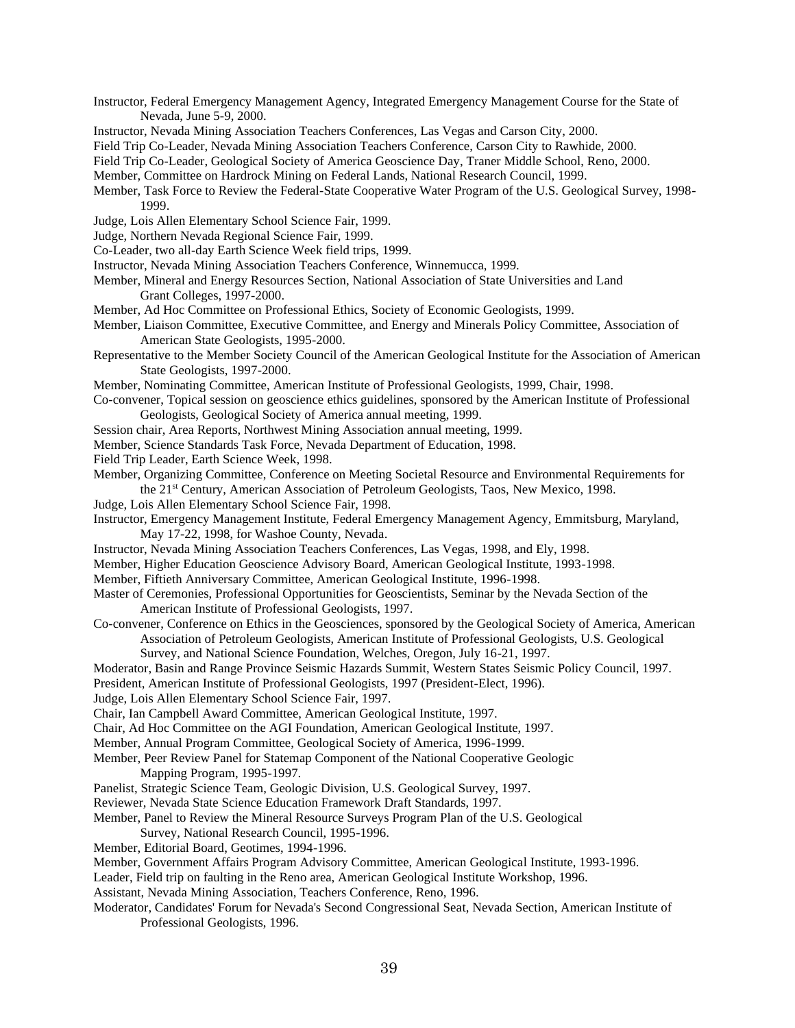Instructor, Federal Emergency Management Agency, Integrated Emergency Management Course for the State of Nevada, June 5-9, 2000.

Instructor, Nevada Mining Association Teachers Conferences, Las Vegas and Carson City, 2000.

Field Trip Co-Leader, Nevada Mining Association Teachers Conference, Carson City to Rawhide, 2000.

Field Trip Co-Leader, Geological Society of America Geoscience Day, Traner Middle School, Reno, 2000.

Member, Committee on Hardrock Mining on Federal Lands, National Research Council, 1999.

Member, Task Force to Review the Federal-State Cooperative Water Program of the U.S. Geological Survey, 1998-1999.

Judge, Lois Allen Elementary School Science Fair, 1999.

Judge, Northern Nevada Regional Science Fair, 1999.

Co-Leader, two all-day Earth Science Week field trips, 1999.

Instructor, Nevada Mining Association Teachers Conference, Winnemucca, 1999.

Member, Mineral and Energy Resources Section, National Association of State Universities and Land Grant Colleges, 1997-2000.

Member, Ad Hoc Committee on Professional Ethics, Society of Economic Geologists, 1999.

Member, Liaison Committee, Executive Committee, and Energy and Minerals Policy Committee, Association of American State Geologists, 1995-2000.

Representative to the Member Society Council of the American Geological Institute for the Association of American State Geologists, 1997-2000.

Member, Nominating Committee, American Institute of Professional Geologists, 1999, Chair, 1998.

Co-convener, Topical session on geoscience ethics guidelines, sponsored by the American Institute of Professional Geologists, Geological Society of America annual meeting, 1999.

Session chair, Area Reports, Northwest Mining Association annual meeting, 1999.

Member, Science Standards Task Force, Nevada Department of Education, 1998.

Field Trip Leader, Earth Science Week, 1998.

Member, Organizing Committee, Conference on Meeting Societal Resource and Environmental Requirements for the 21st Century, American Association of Petroleum Geologists, Taos, New Mexico, 1998.

Judge, Lois Allen Elementary School Science Fair, 1998.

Instructor, Emergency Management Institute, Federal Emergency Management Agency, Emmitsburg, Maryland, May 17-22, 1998, for Washoe County, Nevada.

Instructor, Nevada Mining Association Teachers Conferences, Las Vegas, 1998, and Ely, 1998.

Member, Higher Education Geoscience Advisory Board, American Geological Institute, 1993-1998.

Member, Fiftieth Anniversary Committee, American Geological Institute, 1996-1998.

Master of Ceremonies, Professional Opportunities for Geoscientists, Seminar by the Nevada Section of the American Institute of Professional Geologists, 1997.

Co-convener, Conference on Ethics in the Geosciences, sponsored by the Geological Society of America, American Association of Petroleum Geologists, American Institute of Professional Geologists, U.S. Geological Survey, and National Science Foundation, Welches, Oregon, July 16-21, 1997.

Moderator, Basin and Range Province Seismic Hazards Summit, Western States Seismic Policy Council, 1997.

President, American Institute of Professional Geologists, 1997 (President-Elect, 1996).

Judge, Lois Allen Elementary School Science Fair, 1997.

Chair, Ian Campbell Award Committee, American Geological Institute, 1997.

Chair, Ad Hoc Committee on the AGI Foundation, American Geological Institute, 1997.

Member, Annual Program Committee, Geological Society of America, 1996-1999.

Member, Peer Review Panel for Statemap Component of the National Cooperative Geologic Mapping Program, 1995-1997.

Panelist, Strategic Science Team, Geologic Division, U.S. Geological Survey, 1997.

Reviewer, Nevada State Science Education Framework Draft Standards, 1997.

Member, Panel to Review the Mineral Resource Surveys Program Plan of the U.S. Geological Survey, National Research Council, 1995-1996.

Member, Editorial Board, Geotimes, 1994-1996.

Member, Government Affairs Program Advisory Committee, American Geological Institute, 1993-1996.

Leader, Field trip on faulting in the Reno area, American Geological Institute Workshop, 1996.

Assistant, Nevada Mining Association, Teachers Conference, Reno, 1996.

Moderator, Candidates' Forum for Nevada's Second Congressional Seat, Nevada Section, American Institute of Professional Geologists, 1996.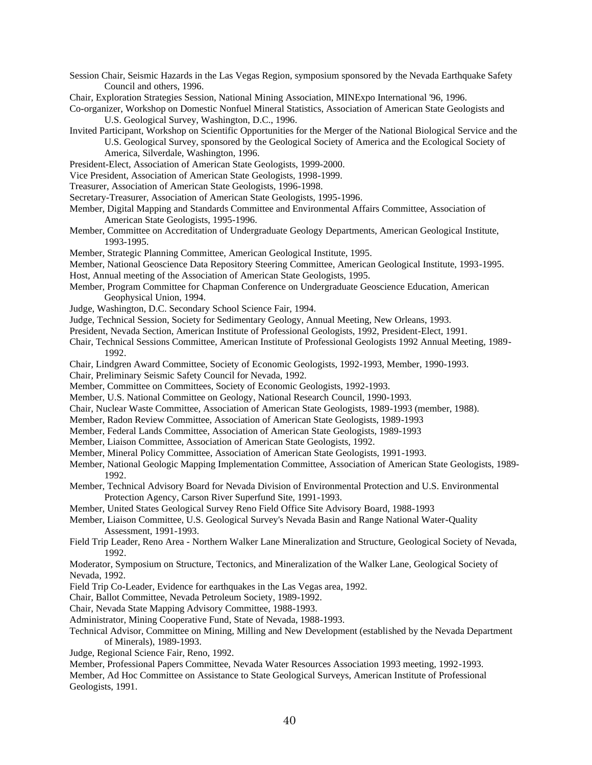Session Chair, Seismic Hazards in the Las Vegas Region, symposium sponsored by the Nevada Earthquake Safety Council and others, 1996.

Chair, Exploration Strategies Session, National Mining Association, MINExpo International '96, 1996.

Co-organizer, Workshop on Domestic Nonfuel Mineral Statistics, Association of American State Geologists and U.S. Geological Survey, Washington, D.C., 1996.

Invited Participant, Workshop on Scientific Opportunities for the Merger of the National Biological Service and the U.S. Geological Survey, sponsored by the Geological Society of America and the Ecological Society of America, Silverdale, Washington, 1996.

President-Elect, Association of American State Geologists, 1999-2000.

Vice President, Association of American State Geologists, 1998-1999.

Treasurer, Association of American State Geologists, 1996-1998.

Secretary-Treasurer, Association of American State Geologists, 1995-1996.

Member, Digital Mapping and Standards Committee and Environmental Affairs Committee, Association of American State Geologists, 1995-1996.

Member, Committee on Accreditation of Undergraduate Geology Departments, American Geological Institute, 1993-1995.

Member, Strategic Planning Committee, American Geological Institute, 1995.

Member, National Geoscience Data Repository Steering Committee, American Geological Institute, 1993-1995.

Host, Annual meeting of the Association of American State Geologists, 1995.

Member, Program Committee for Chapman Conference on Undergraduate Geoscience Education, American Geophysical Union, 1994.

Judge, Washington, D.C. Secondary School Science Fair, 1994.

Judge, Technical Session, Society for Sedimentary Geology, Annual Meeting, New Orleans, 1993.

President, Nevada Section, American Institute of Professional Geologists, 1992, President-Elect, 1991.

Chair, Technical Sessions Committee, American Institute of Professional Geologists 1992 Annual Meeting, 1989-1992.

Chair, Lindgren Award Committee, Society of Economic Geologists, 1992-1993, Member, 1990-1993.

Chair, Preliminary Seismic Safety Council for Nevada, 1992.

Member, Committee on Committees, Society of Economic Geologists, 1992-1993.

Member, U.S. National Committee on Geology, National Research Council, 1990-1993.

Chair, Nuclear Waste Committee, Association of American State Geologists, 1989-1993 (member, 1988).

Member, Radon Review Committee, Association of American State Geologists, 1989-1993

Member, Federal Lands Committee, Association of American State Geologists, 1989-1993

Member, Liaison Committee, Association of American State Geologists, 1992.

Member, Mineral Policy Committee, Association of American State Geologists, 1991-1993.

Member, National Geologic Mapping Implementation Committee, Association of American State Geologists, 1989-1992.

Member, Technical Advisory Board for Nevada Division of Environmental Protection and U.S. Environmental Protection Agency, Carson River Superfund Site, 1991-1993.

Member, United States Geological Survey Reno Field Office Site Advisory Board, 1988-1993

Member, Liaison Committee, U.S. Geological Survey's Nevada Basin and Range National Water-Quality Assessment, 1991-1993.

Field Trip Leader, Reno Area - Northern Walker Lane Mineralization and Structure, Geological Society of Nevada, 1992.

Moderator, Symposium on Structure, Tectonics, and Mineralization of the Walker Lane, Geological Society of Nevada, 1992.

Field Trip Co-Leader, Evidence for earthquakes in the Las Vegas area, 1992.

Chair, Ballot Committee, Nevada Petroleum Society, 1989-1992.

Chair, Nevada State Mapping Advisory Committee, 1988-1993.

Administrator, Mining Cooperative Fund, State of Nevada, 1988-1993.

Technical Advisor, Committee on Mining, Milling and New Development (established by the Nevada Department of Minerals), 1989-1993.

Judge, Regional Science Fair, Reno, 1992.

Member, Professional Papers Committee, Nevada Water Resources Association 1993 meeting, 1992-1993.

Member, Ad Hoc Committee on Assistance to State Geological Surveys, American Institute of Professional Geologists, 1991.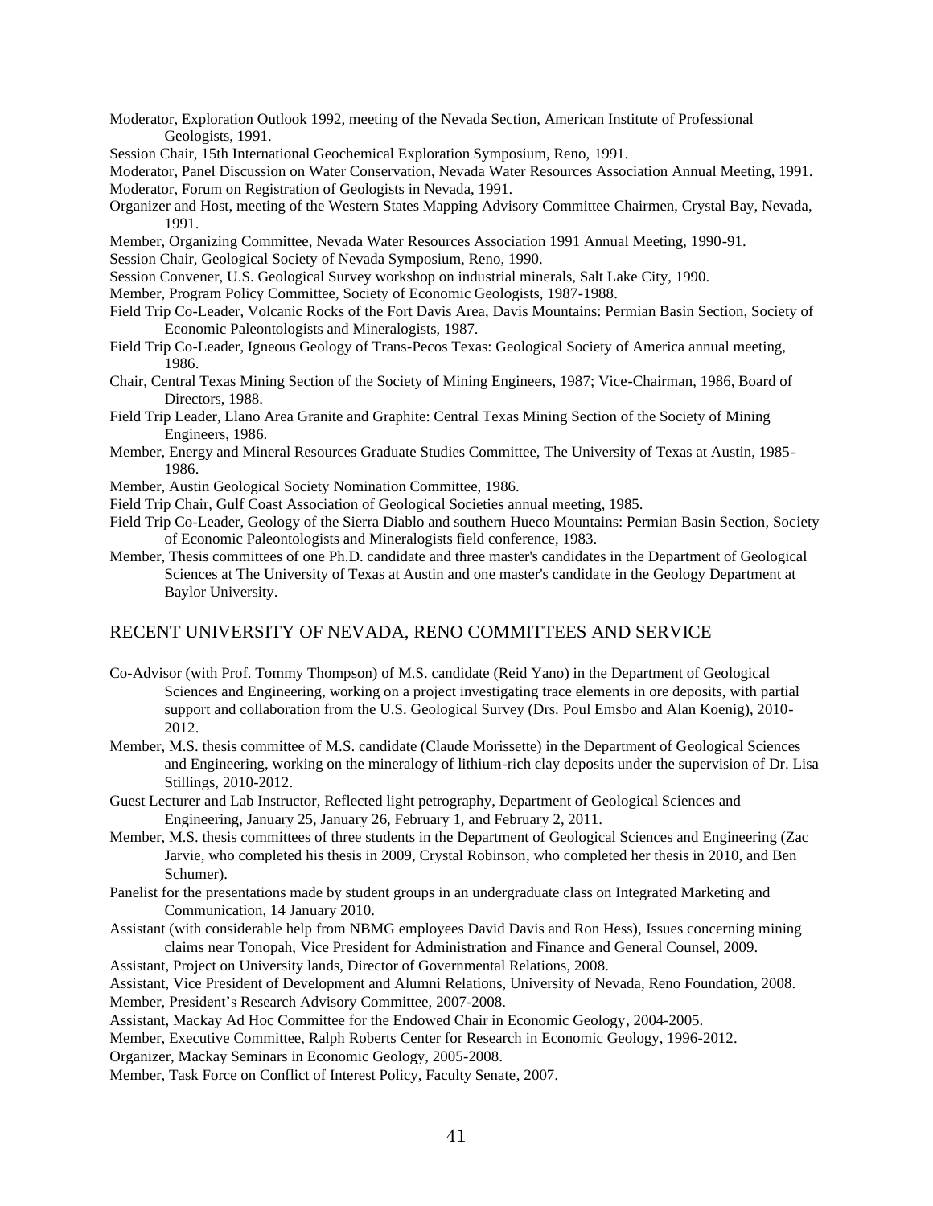Moderator, Exploration Outlook 1992, meeting of the Nevada Section, American Institute of Professional Geologists, 1991.

Session Chair, 15th International Geochemical Exploration Symposium, Reno, 1991.

Moderator, Panel Discussion on Water Conservation, Nevada Water Resources Association Annual Meeting, 1991.

Moderator, Forum on Registration of Geologists in Nevada, 1991.

Organizer and Host, meeting of the Western States Mapping Advisory Committee Chairmen, Crystal Bay, Nevada, 1991.

Member, Organizing Committee, Nevada Water Resources Association 1991 Annual Meeting, 1990-91.

Session Chair, Geological Society of Nevada Symposium, Reno, 1990.

Session Convener, U.S. Geological Survey workshop on industrial minerals, Salt Lake City, 1990.

Member, Program Policy Committee, Society of Economic Geologists, 1987-1988.

Field Trip Co-Leader, Volcanic Rocks of the Fort Davis Area, Davis Mountains: Permian Basin Section, Society of Economic Paleontologists and Mineralogists, 1987.

Field Trip Co-Leader, Igneous Geology of Trans-Pecos Texas: Geological Society of America annual meeting, 1986.

Chair, Central Texas Mining Section of the Society of Mining Engineers, 1987; Vice-Chairman, 1986, Board of Directors, 1988.

Field Trip Leader, Llano Area Granite and Graphite: Central Texas Mining Section of the Society of Mining Engineers, 1986.

Member, Energy and Mineral Resources Graduate Studies Committee, The University of Texas at Austin, 1985-1986.

Member, Austin Geological Society Nomination Committee, 1986.

Field Trip Chair, Gulf Coast Association of Geological Societies annual meeting, 1985.

Field Trip Co-Leader, Geology of the Sierra Diablo and southern Hueco Mountains: Permian Basin Section, Society of Economic Paleontologists and Mineralogists field conference, 1983.

Member, Thesis committees of one Ph.D. candidate and three master's candidates in the Department of Geological Sciences at The University of Texas at Austin and one master's candidate in the Geology Department at Baylor University.

## RECENT UNIVERSITY OF NEVADA, RENO COMMITTEES AND SERVICE

Co-Advisor (with Prof. Tommy Thompson) of M.S. candidate (Reid Yano) in the Department of Geological Sciences and Engineering, working on a project investigating trace elements in ore deposits, with partial support and collaboration from the U.S. Geological Survey (Drs. Poul Emsbo and Alan Koenig), 2010-2012.

Member, M.S. thesis committee of M.S. candidate (Claude Morissette) in the Department of Geological Sciences and Engineering, working on the mineralogy of lithium-rich clay deposits under the supervision of Dr. Lisa Stillings, 2010-2012.

Guest Lecturer and Lab Instructor, Reflected light petrography, Department of Geological Sciences and Engineering, January 25, January 26, February 1, and February 2, 2011.

Member, M.S. thesis committees of three students in the Department of Geological Sciences and Engineering (Zac Jarvie, who completed his thesis in 2009, Crystal Robinson, who completed her thesis in 2010, and Ben Schumer).

Panelist for the presentations made by student groups in an undergraduate class on Integrated Marketing and Communication, 14 January 2010.

Assistant (with considerable help from NBMG employees David Davis and Ron Hess), Issues concerning mining claims near Tonopah, Vice President for Administration and Finance and General Counsel, 2009.

Assistant, Project on University lands, Director of Governmental Relations, 2008.

Assistant, Vice President of Development and Alumni Relations, University of Nevada, Reno Foundation, 2008.

Member, President's Research Advisory Committee, 2007-2008.

Assistant, Mackay Ad Hoc Committee for the Endowed Chair in Economic Geology, 2004-2005.

Member, Executive Committee, Ralph Roberts Center for Research in Economic Geology, 1996-2012.

Organizer, Mackay Seminars in Economic Geology, 2005-2008.

Member, Task Force on Conflict of Interest Policy, Faculty Senate, 2007.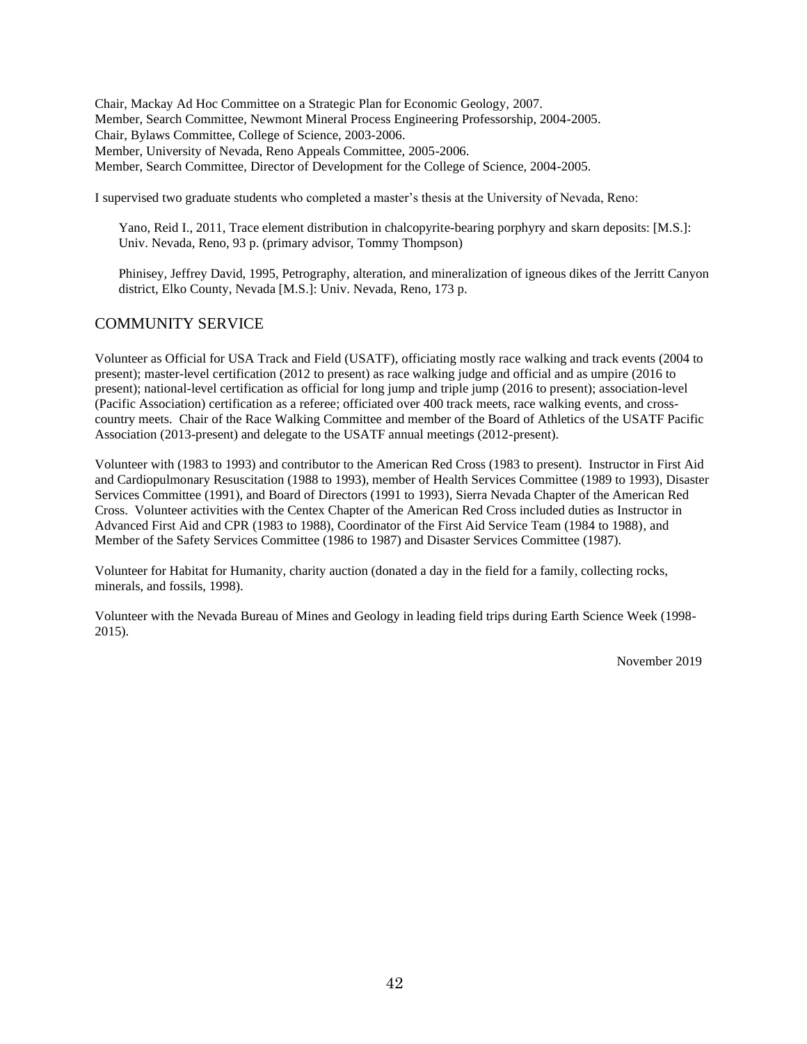Chair, Mackay Ad Hoc Committee on a Strategic Plan for Economic Geology, 2007.
Member, Search Committee, Newmont Mineral Process Engineering Professorship, 2004-2005.
Chair, Bylaws Committee, College of Science, 2003-2006.
Member, University of Nevada, Reno Appeals Committee, 2005-2006.
Member, Search Committee, Director of Development for the College of Science, 2004-2005.

I supervised two graduate students who completed a master's thesis at the University of Nevada, Reno:

> Yano, Reid I., 2011, Trace element distribution in chalcopyrite-bearing porphyry and skarn deposits: [M.S.]: Univ. Nevada, Reno, 93 p. (primary advisor, Tommy Thompson)
>
> Phinisey, Jeffrey David, 1995, Petrography, alteration, and mineralization of igneous dikes of the Jerritt Canyon district, Elko County, Nevada [M.S.]: Univ. Nevada, Reno, 173 p.

## COMMUNITY SERVICE

Volunteer as Official for USA Track and Field (USATF), officiating mostly race walking and track events (2004 to present); master-level certification (2012 to present) as race walking judge and official and as umpire (2016 to present); national-level certification as official for long jump and triple jump (2016 to present); association-level (Pacific Association) certification as a referee; officiated over 400 track meets, race walking events, and cross-country meets. Chair of the Race Walking Committee and member of the Board of Athletics of the USATF Pacific Association (2013-present) and delegate to the USATF annual meetings (2012-present).

Volunteer with (1983 to 1993) and contributor to the American Red Cross (1983 to present). Instructor in First Aid and Cardiopulmonary Resuscitation (1988 to 1993), member of Health Services Committee (1989 to 1993), Disaster Services Committee (1991), and Board of Directors (1991 to 1993), Sierra Nevada Chapter of the American Red Cross. Volunteer activities with the Centex Chapter of the American Red Cross included duties as Instructor in Advanced First Aid and CPR (1983 to 1988), Coordinator of the First Aid Service Team (1984 to 1988), and Member of the Safety Services Committee (1986 to 1987) and Disaster Services Committee (1987).

Volunteer for Habitat for Humanity, charity auction (donated a day in the field for a family, collecting rocks, minerals, and fossils, 1998).

Volunteer with the Nevada Bureau of Mines and Geology in leading field trips during Earth Science Week (1998-2015).

November 2019